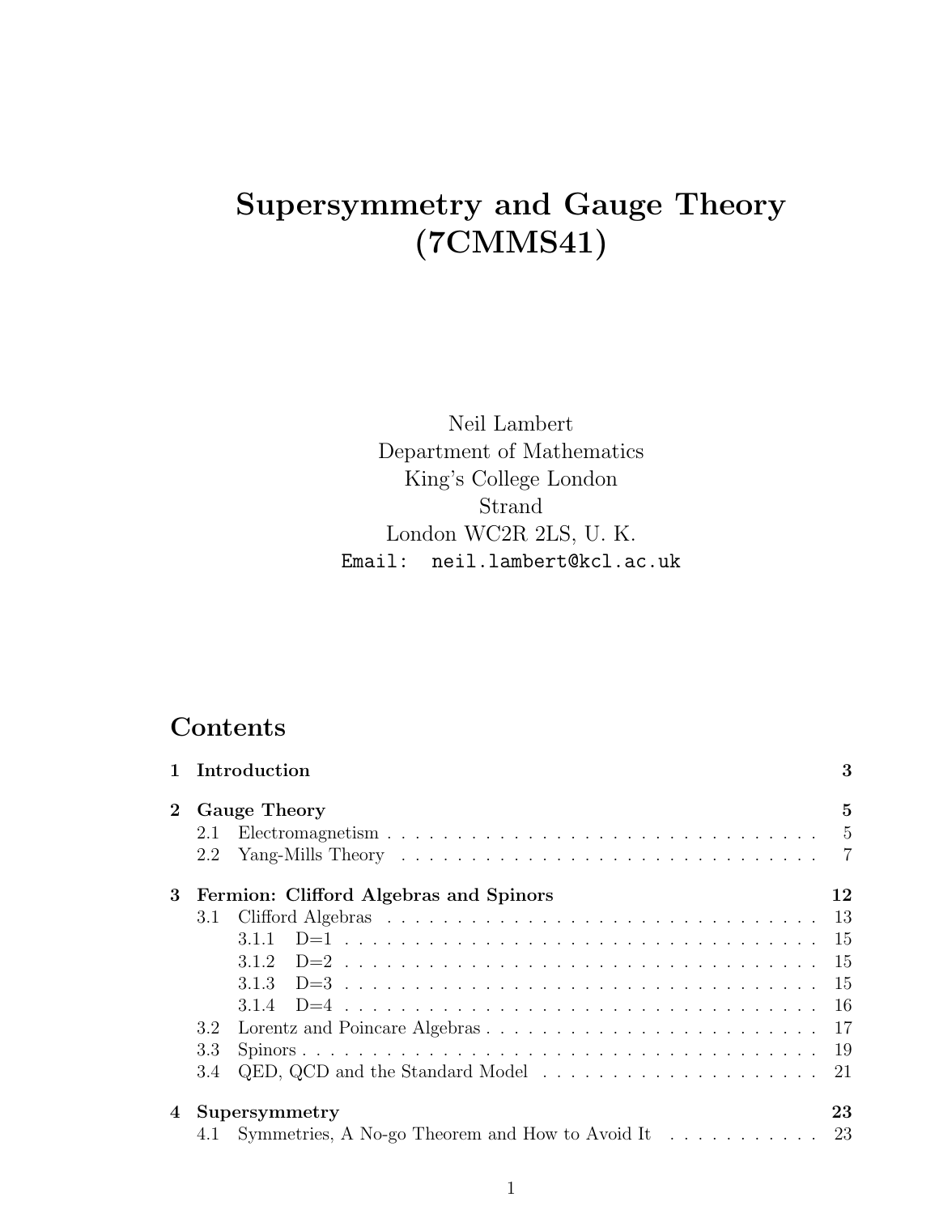# Supersymmetry and Gauge Theory (7CMMS41)

Neil Lambert
Department of Mathematics
King's College London
Strand
London WC2R 2LS, U. K.
Email: `neil.lambert@kcl.ac.uk`

## Contents

| | | |
|---|---|---|
| **1** | **Introduction** | **3** |
| **2** | **Gauge Theory** | **5** |
| 2.1 | Electromagnetism | 5 |
| 2.2 | Yang-Mills Theory | 7 |
| **3** | **Fermion: Clifford Algebras and Spinors** | **12** |
| 3.1 | Clifford Algebras | 13 |
| 3.1.1 | D=1 | 15 |
| 3.1.2 | D=2 | 15 |
| 3.1.3 | D=3 | 15 |
| 3.1.4 | D=4 | 16 |
| 3.2 | Lorentz and Poincare Algebras | 17 |
| 3.3 | Spinors | 19 |
| 3.4 | QED, QCD and the Standard Model | 21 |
| **4** | **Supersymmetry** | **23** |
| 4.1 | Symmetries, A No-go Theorem and How to Avoid It | 23 |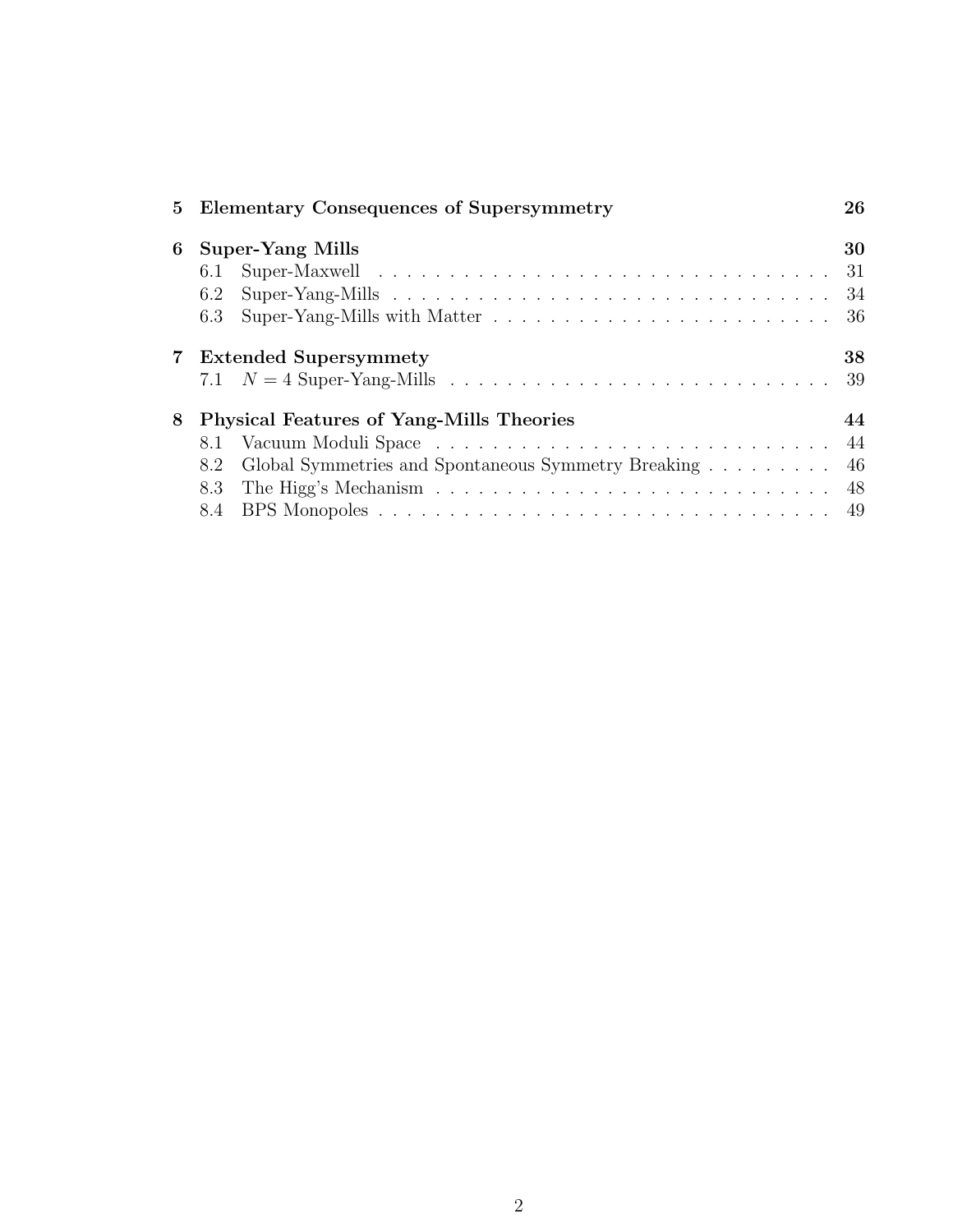5 **Elementary Consequences of Supersymmetry** 26

6 **Super-Yang Mills** 30
- 6.1 Super-Maxwell . . . . . . . . . . . . . . . . . . . . . . . . . . . . . . . . . . 31
- 6.2 Super-Yang-Mills . . . . . . . . . . . . . . . . . . . . . . . . . . . . . . . . 34
- 6.3 Super-Yang-Mills with Matter . . . . . . . . . . . . . . . . . . . . . . . . . 36

7 **Extended Supersymmety** 38
- 7.1 $N = 4$ Super-Yang-Mills . . . . . . . . . . . . . . . . . . . . . . . . . . . 39

8 **Physical Features of Yang-Mills Theories** 44
- 8.1 Vacuum Moduli Space . . . . . . . . . . . . . . . . . . . . . . . . . . . . . 44
- 8.2 Global Symmetries and Spontaneous Symmetry Breaking . . . . . . . . . 46
- 8.3 The Higg's Mechanism . . . . . . . . . . . . . . . . . . . . . . . . . . . . 48
- 8.4 BPS Monopoles . . . . . . . . . . . . . . . . . . . . . . . . . . . . . . . . . 49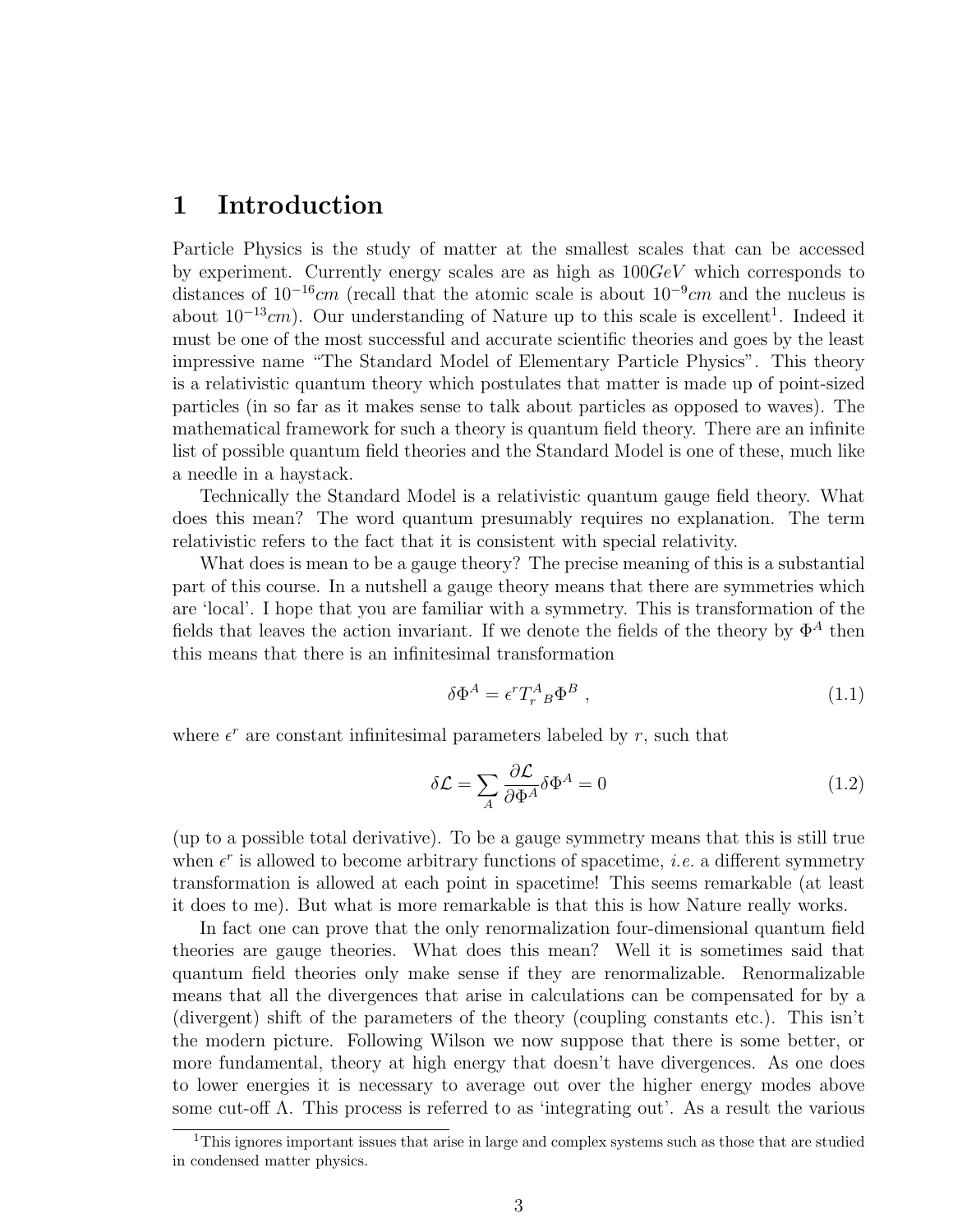# 1 Introduction

Particle Physics is the study of matter at the smallest scales that can be accessed by experiment. Currently energy scales are as high as $100GeV$ which corresponds to distances of $10^{-16}cm$ (recall that the atomic scale is about $10^{-9}cm$ and the nucleus is about $10^{-13}cm$). Our understanding of Nature up to this scale is excellent[1]. Indeed it must be one of the most successful and accurate scientific theories and goes by the least impressive name "The Standard Model of Elementary Particle Physics". This theory is a relativistic quantum theory which postulates that matter is made up of point-sized particles (in so far as it makes sense to talk about particles as opposed to waves). The mathematical framework for such a theory is quantum field theory. There are an infinite list of possible quantum field theories and the Standard Model is one of these, much like a needle in a haystack.

Technically the Standard Model is a relativistic quantum gauge field theory. What does this mean? The word quantum presumably requires no explanation. The term relativistic refers to the fact that it is consistent with special relativity.

What does is mean to be a gauge theory? The precise meaning of this is a substantial part of this course. In a nutshell a gauge theory means that there are symmetries which are 'local'. I hope that you are familiar with a symmetry. This is transformation of the fields that leaves the action invariant. If we denote the fields of the theory by $\Phi^A$ then this means that there is an infinitesimal transformation

$$\delta\Phi^A = \epsilon^r T_r{}^A{}_B \Phi^B \ , \tag{1.1}$$

where $\epsilon^r$ are constant infinitesimal parameters labeled by $r$, such that

$$\delta\mathcal{L} = \sum_A \frac{\partial \mathcal{L}}{\partial \Phi^A}\delta\Phi^A = 0 \tag{1.2}$$

(up to a possible total derivative). To be a gauge symmetry means that this is still true when $\epsilon^r$ is allowed to become arbitrary functions of spacetime, *i.e.* a different symmetry transformation is allowed at each point in spacetime! This seems remarkable (at least it does to me). But what is more remarkable is that this is how Nature really works.

In fact one can prove that the only renormalization four-dimensional quantum field theories are gauge theories. What does this mean? Well it is sometimes said that quantum field theories only make sense if they are renormalizable. Renormalizable means that all the divergences that arise in calculations can be compensated for by a (divergent) shift of the parameters of the theory (coupling constants etc.). This isn't the modern picture. Following Wilson we now suppose that there is some better, or more fundamental, theory at high energy that doesn't have divergences. As one does to lower energies it is necessary to average out over the higher energy modes above some cut-off $\Lambda$. This process is referred to as 'integrating out'. As a result the various

[1] This ignores important issues that arise in large and complex systems such as those that are studied in condensed matter physics.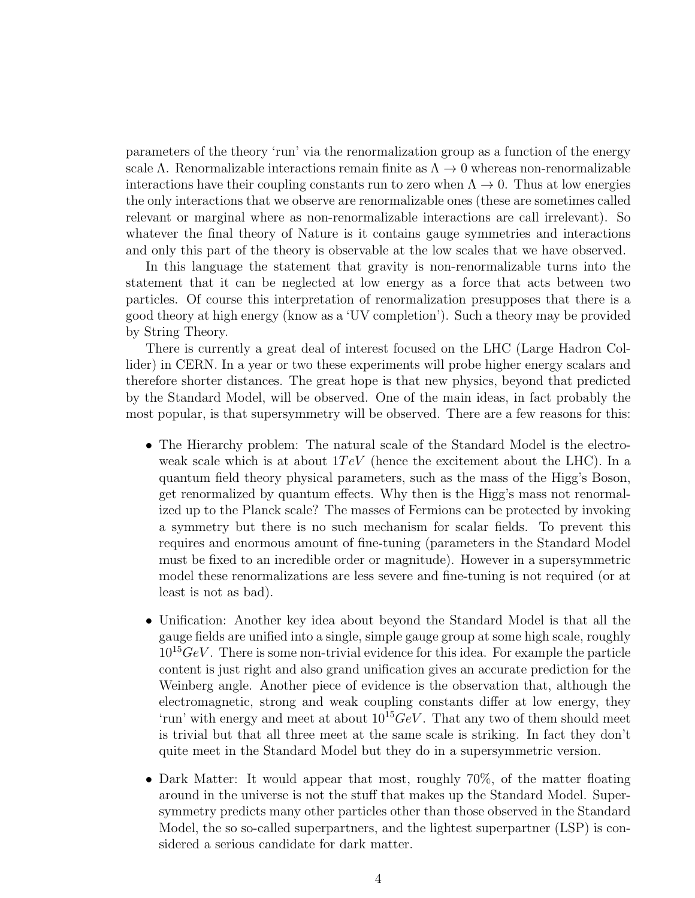parameters of the theory 'run' via the renormalization group as a function of the energy scale $\Lambda$. Renormalizable interactions remain finite as $\Lambda \to 0$ whereas non-renormalizable interactions have their coupling constants run to zero when $\Lambda \to 0$. Thus at low energies the only interactions that we observe are renormalizable ones (these are sometimes called relevant or marginal where as non-renormalizable interactions are call irrelevant). So whatever the final theory of Nature is it contains gauge symmetries and interactions and only this part of the theory is observable at the low scales that we have observed.

In this language the statement that gravity is non-renormalizable turns into the statement that it can be neglected at low energy as a force that acts between two particles. Of course this interpretation of renormalization presupposes that there is a good theory at high energy (know as a 'UV completion'). Such a theory may be provided by String Theory.

There is currently a great deal of interest focused on the LHC (Large Hadron Collider) in CERN. In a year or two these experiments will probe higher energy scalars and therefore shorter distances. The great hope is that new physics, beyond that predicted by the Standard Model, will be observed. One of the main ideas, in fact probably the most popular, is that supersymmetry will be observed. There are a few reasons for this:

- The Hierarchy problem: The natural scale of the Standard Model is the electroweak scale which is at about $1TeV$ (hence the excitement about the LHC). In a quantum field theory physical parameters, such as the mass of the Higg's Boson, get renormalized by quantum effects. Why then is the Higg's mass not renormalized up to the Planck scale? The masses of Fermions can be protected by invoking a symmetry but there is no such mechanism for scalar fields. To prevent this requires and enormous amount of fine-tuning (parameters in the Standard Model must be fixed to an incredible order or magnitude). However in a supersymmetric model these renormalizations are less severe and fine-tuning is not required (or at least is not as bad).

- Unification: Another key idea about beyond the Standard Model is that all the gauge fields are unified into a single, simple gauge group at some high scale, roughly $10^{15}GeV$. There is some non-trivial evidence for this idea. For example the particle content is just right and also grand unification gives an accurate prediction for the Weinberg angle. Another piece of evidence is the observation that, although the electromagnetic, strong and weak coupling constants differ at low energy, they 'run' with energy and meet at about $10^{15}GeV$. That any two of them should meet is trivial but that all three meet at the same scale is striking. In fact they don't quite meet in the Standard Model but they do in a supersymmetric version.

- Dark Matter: It would appear that most, roughly 70%, of the matter floating around in the universe is not the stuff that makes up the Standard Model. Supersymmetry predicts many other particles other than those observed in the Standard Model, the so so-called superpartners, and the lightest superpartner (LSP) is considered a serious candidate for dark matter.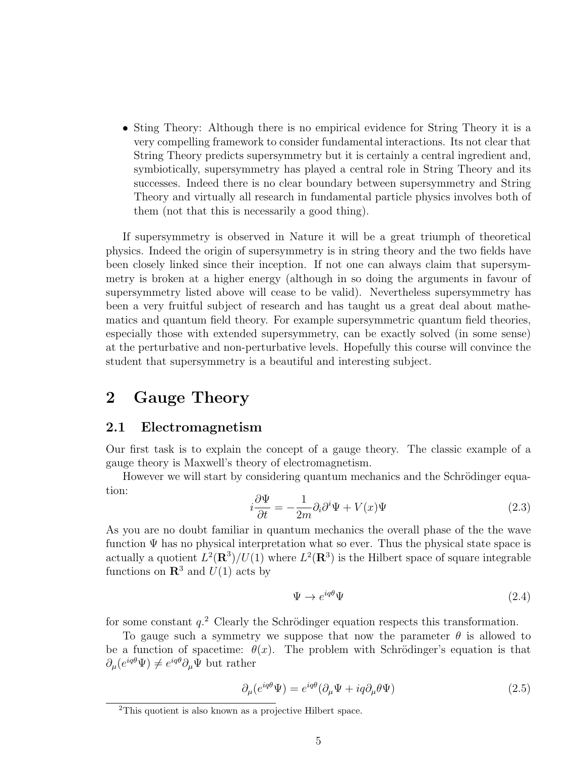- Sting Theory: Although there is no empirical evidence for String Theory it is a very compelling framework to consider fundamental interactions. Its not clear that String Theory predicts supersymmetry but it is certainly a central ingredient and, symbiotically, supersymmetry has played a central role in String Theory and its successes. Indeed there is no clear boundary between supersymmetry and String Theory and virtually all research in fundamental particle physics involves both of them (not that this is necessarily a good thing).

If supersymmetry is observed in Nature it will be a great triumph of theoretical physics. Indeed the origin of supersymmetry is in string theory and the two fields have been closely linked since their inception. If not one can always claim that supersymmetry is broken at a higher energy (although in so doing the arguments in favour of supersymmetry listed above will cease to be valid). Nevertheless supersymmetry has been a very fruitful subject of research and has taught us a great deal about mathematics and quantum field theory. For example supersymmetric quantum field theories, especially those with extended supersymmetry, can be exactly solved (in some sense) at the perturbative and non-perturbative levels. Hopefully this course will convince the student that supersymmetry is a beautiful and interesting subject.

# 2 Gauge Theory

## 2.1 Electromagnetism

Our first task is to explain the concept of a gauge theory. The classic example of a gauge theory is Maxwell's theory of electromagnetism.

However we will start by considering quantum mechanics and the Schrödinger equation:

$$i\frac{\partial \Psi}{\partial t} = -\frac{1}{2m}\partial_i \partial^i \Psi + V(x)\Psi \tag{2.3}$$

As you are no doubt familiar in quantum mechanics the overall phase of the the wave function $\Psi$ has no physical interpretation what so ever. Thus the physical state space is actually a quotient $L^2(\mathbf{R}^3)/U(1)$ where $L^2(\mathbf{R}^3)$ is the Hilbert space of square integrable functions on $\mathbf{R}^3$ and $U(1)$ acts by

$$\Psi \to e^{iq\theta}\Psi \tag{2.4}$$

for some constant $q$.[2] Clearly the Schrödinger equation respects this transformation.

To gauge such a symmetry we suppose that now the parameter $\theta$ is allowed to be a function of spacetime: $\theta(x)$. The problem with Schrödinger's equation is that $\partial_\mu(e^{iq\theta}\Psi) \neq e^{iq\theta}\partial_\mu \Psi$ but rather

$$\partial_\mu(e^{iq\theta}\Psi) = e^{iq\theta}(\partial_\mu \Psi + iq\partial_\mu \theta \Psi) \tag{2.5}$$

[2] This quotient is also known as a projective Hilbert space.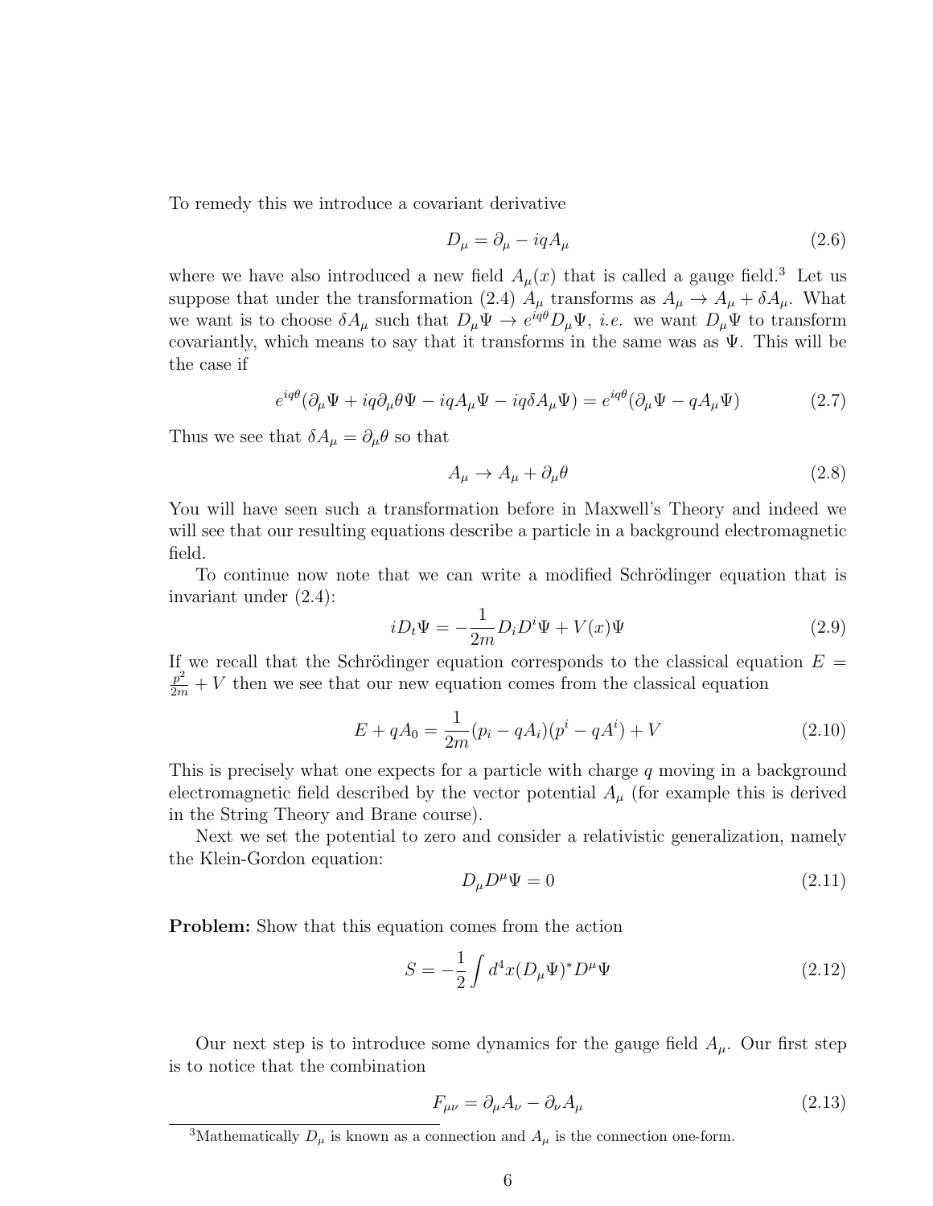To remedy this we introduce a covariant derivative

$$D_\mu = \partial_\mu - iqA_\mu \tag{2.6}$$

where we have also introduced a new field $A_\mu(x)$ that is called a gauge field.[3] Let us suppose that under the transformation (2.4) $A_\mu$ transforms as $A_\mu \to A_\mu + \delta A_\mu$. What we want is to choose $\delta A_\mu$ such that $D_\mu \Psi \to e^{iq\theta} D_\mu \Psi$, *i.e.* we want $D_\mu \Psi$ to transform covariantly, which means to say that it transforms in the same was as $\Psi$. This will be the case if

$$e^{iq\theta}(\partial_\mu \Psi + iq\partial_\mu \theta \Psi - iqA_\mu \Psi - iq\delta A_\mu \Psi) = e^{iq\theta}(\partial_\mu \Psi - qA_\mu \Psi) \tag{2.7}$$

Thus we see that $\delta A_\mu = \partial_\mu \theta$ so that

$$A_\mu \to A_\mu + \partial_\mu \theta \tag{2.8}$$

You will have seen such a transformation before in Maxwell's Theory and indeed we will see that our resulting equations describe a particle in a background electromagnetic field.

To continue now note that we can write a modified Schrödinger equation that is invariant under (2.4):

$$iD_t \Psi = -\frac{1}{2m} D_i D^i \Psi + V(x)\Psi \tag{2.9}$$

If we recall that the Schrödinger equation corresponds to the classical equation $E = \frac{p^2}{2m} + V$ then we see that our new equation comes from the classical equation

$$E + qA_0 = \frac{1}{2m}(p_i - qA_i)(p^i - qA^i) + V \tag{2.10}$$

This is precisely what one expects for a particle with charge $q$ moving in a background electromagnetic field described by the vector potential $A_\mu$ (for example this is derived in the String Theory and Brane course).

Next we set the potential to zero and consider a relativistic generalization, namely the Klein-Gordon equation:

$$D_\mu D^\mu \Psi = 0 \tag{2.11}$$

**Problem:** Show that this equation comes from the action

$$S = -\frac{1}{2}\int d^4x (D_\mu \Psi)^* D^\mu \Psi \tag{2.12}$$

Our next step is to introduce some dynamics for the gauge field $A_\mu$. Our first step is to notice that the combination

$$F_{\mu\nu} = \partial_\mu A_\nu - \partial_\nu A_\mu \tag{2.13}$$

[3] Mathematically $D_\mu$ is known as a connection and $A_\mu$ is the connection one-form.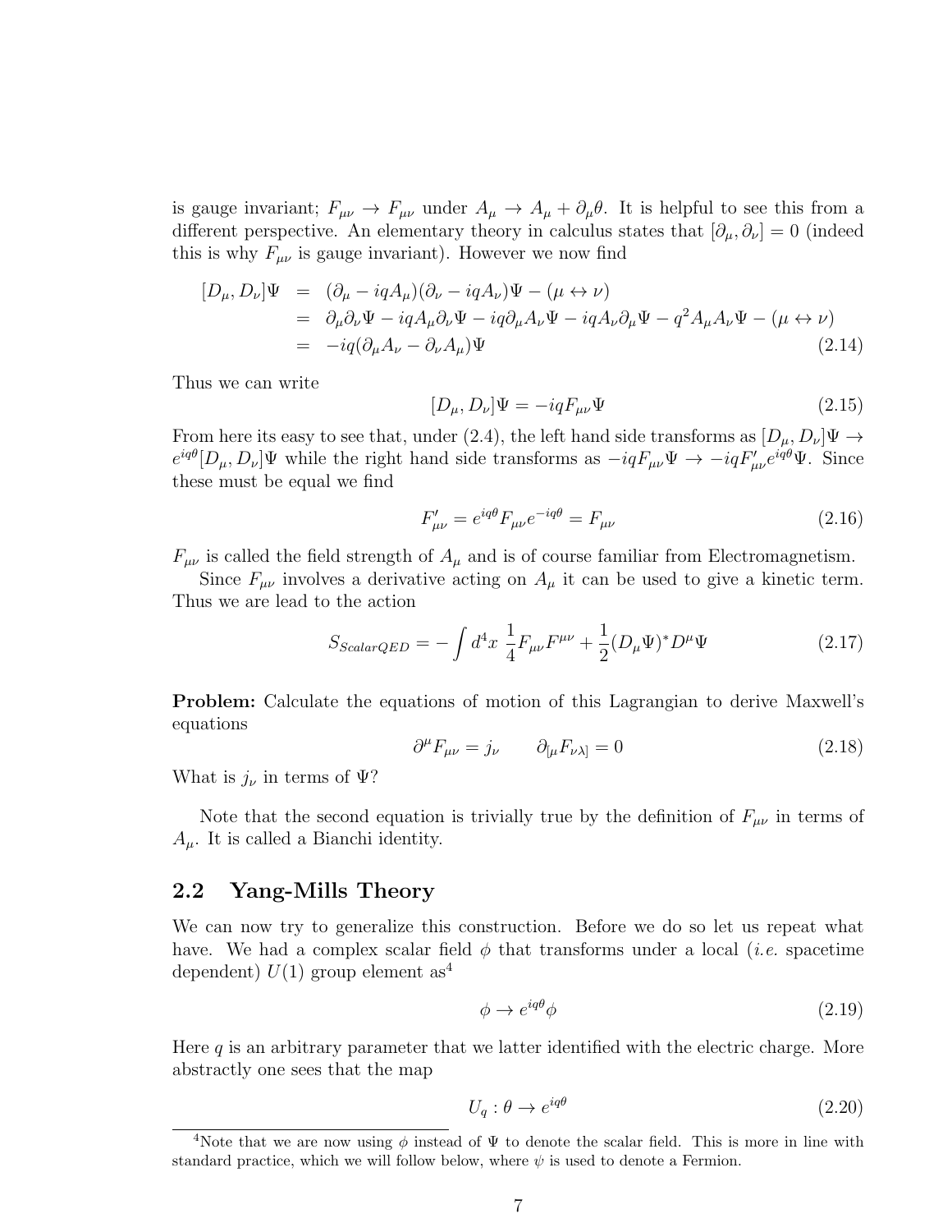is gauge invariant; $F_{\mu\nu} \to F_{\mu\nu}$ under $A_\mu \to A_\mu + \partial_\mu\theta$. It is helpful to see this from a different perspective. An elementary theory in calculus states that $[\partial_\mu, \partial_\nu] = 0$ (indeed this is why $F_{\mu\nu}$ is gauge invariant). However we now find

$$
\begin{aligned}
[D_\mu, D_\nu]\Psi &= (\partial_\mu - iqA_\mu)(\partial_\nu - iqA_\nu)\Psi - (\mu \leftrightarrow \nu) \\
&= \partial_\mu\partial_\nu\Psi - iqA_\mu\partial_\nu\Psi - iq\partial_\mu A_\nu\Psi - iqA_\nu\partial_\mu\Psi - q^2 A_\mu A_\nu\Psi - (\mu \leftrightarrow \nu) \\
&= -iq(\partial_\mu A_\nu - \partial_\nu A_\mu)\Psi
\end{aligned}
\tag{2.14}
$$

Thus we can write

$$
[D_\mu, D_\nu]\Psi = -iqF_{\mu\nu}\Psi \tag{2.15}
$$

From here its easy to see that, under (2.4), the left hand side transforms as $[D_\mu, D_\nu]\Psi \to e^{iq\theta}[D_\mu, D_\nu]\Psi$ while the right hand side transforms as $-iqF_{\mu\nu}\Psi \to -iqF'_{\mu\nu}e^{iq\theta}\Psi$. Since these must be equal we find

$$
F'_{\mu\nu} = e^{iq\theta}F_{\mu\nu}e^{-iq\theta} = F_{\mu\nu} \tag{2.16}
$$

$F_{\mu\nu}$ is called the field strength of $A_\mu$ and is of course familiar from Electromagnetism.

Since $F_{\mu\nu}$ involves a derivative acting on $A_\mu$ it can be used to give a kinetic term. Thus we are lead to the action

$$
S_{ScalarQED} = -\int d^4x \; \frac{1}{4}F_{\mu\nu}F^{\mu\nu} + \frac{1}{2}(D_\mu\Psi)^* D^\mu\Psi \tag{2.17}
$$

**Problem:** Calculate the equations of motion of this Lagrangian to derive Maxwell's equations

$$
\partial^\mu F_{\mu\nu} = j_\nu \qquad \partial_{[\mu}F_{\nu\lambda]} = 0 \tag{2.18}
$$

What is $j_\nu$ in terms of $\Psi$?

Note that the second equation is trivially true by the definition of $F_{\mu\nu}$ in terms of $A_\mu$. It is called a Bianchi identity.

## 2.2 Yang-Mills Theory

We can now try to generalize this construction. Before we do so let us repeat what have. We had a complex scalar field $\phi$ that transforms under a local (*i.e.* spacetime dependent) $U(1)$ group element as[4]

$$
\phi \to e^{iq\theta}\phi \tag{2.19}
$$

Here $q$ is an arbitrary parameter that we latter identified with the electric charge. More abstractly one sees that the map

$$
U_q : \theta \to e^{iq\theta} \tag{2.20}
$$

[4]Note that we are now using $\phi$ instead of $\Psi$ to denote the scalar field. This is more in line with standard practice, which we will follow below, where $\psi$ is used to denote a Fermion.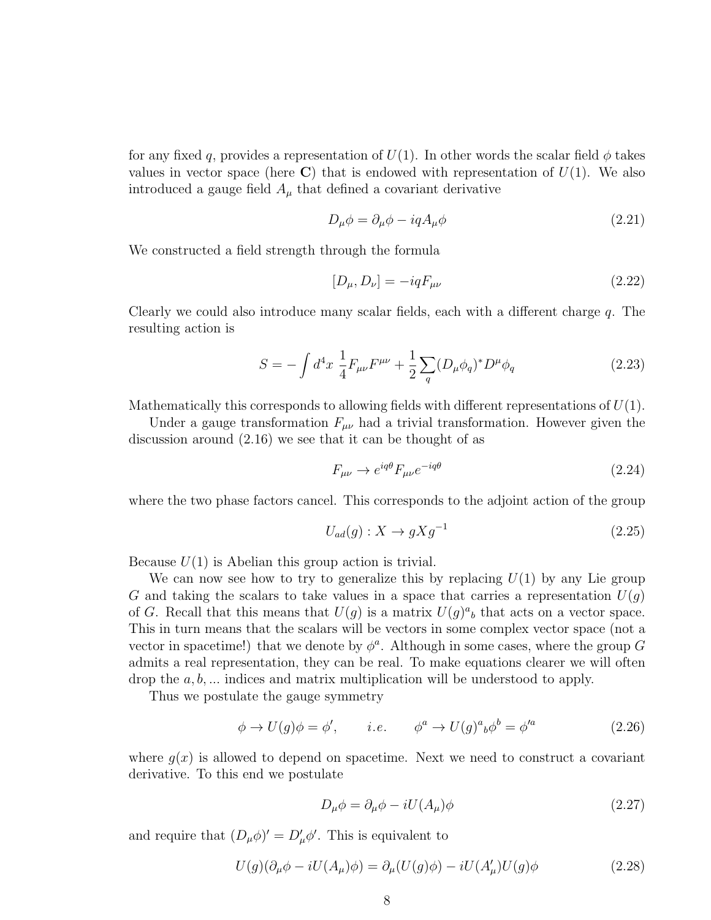for any fixed $q$, provides a representation of $U(1)$. In other words the scalar field $\phi$ takes values in vector space (here $\mathbf{C}$) that is endowed with representation of $U(1)$. We also introduced a gauge field $A_\mu$ that defined a covariant derivative

$$D_\mu\phi = \partial_\mu\phi - iqA_\mu\phi \tag{2.21}$$

We constructed a field strength through the formula

$$[D_\mu, D_\nu] = -iqF_{\mu\nu} \tag{2.22}$$

Clearly we could also introduce many scalar fields, each with a different charge $q$. The resulting action is

$$S = -\int d^4x \; \frac{1}{4}F_{\mu\nu}F^{\mu\nu} + \frac{1}{2}\sum_q (D_\mu\phi_q)^* D^\mu\phi_q \tag{2.23}$$

Mathematically this corresponds to allowing fields with different representations of $U(1)$.

Under a gauge transformation $F_{\mu\nu}$ had a trivial transformation. However given the discussion around (2.16) we see that it can be thought of as

$$F_{\mu\nu} \to e^{iq\theta}F_{\mu\nu}e^{-iq\theta} \tag{2.24}$$

where the two phase factors cancel. This corresponds to the adjoint action of the group

$$U_{ad}(g) : X \to gXg^{-1} \tag{2.25}$$

Because $U(1)$ is Abelian this group action is trivial.

We can now see how to try to generalize this by replacing $U(1)$ by any Lie group $G$ and taking the scalars to take values in a space that carries a representation $U(g)$ of $G$. Recall that this means that $U(g)$ is a matrix $U(g)^a{}_b$ that acts on a vector space. This in turn means that the scalars will be vectors in some complex vector space (not a vector in spacetime!) that we denote by $\phi^a$. Although in some cases, where the group $G$ admits a real representation, they can be real. To make equations clearer we will often drop the $a, b, ...$ indices and matrix multiplication will be understood to apply.

Thus we postulate the gauge symmetry

$$\phi \to U(g)\phi = \phi', \qquad i.e. \qquad \phi^a \to U(g)^a{}_b\phi^b = \phi'^a \tag{2.26}$$

where $g(x)$ is allowed to depend on spacetime. Next we need to construct a covariant derivative. To this end we postulate

$$D_\mu\phi = \partial_\mu\phi - iU(A_\mu)\phi \tag{2.27}$$

and require that $(D_\mu\phi)' = D'_\mu\phi'$. This is equivalent to

$$U(g)(\partial_\mu\phi - iU(A_\mu)\phi) = \partial_\mu(U(g)\phi) - iU(A'_\mu)U(g)\phi \tag{2.28}$$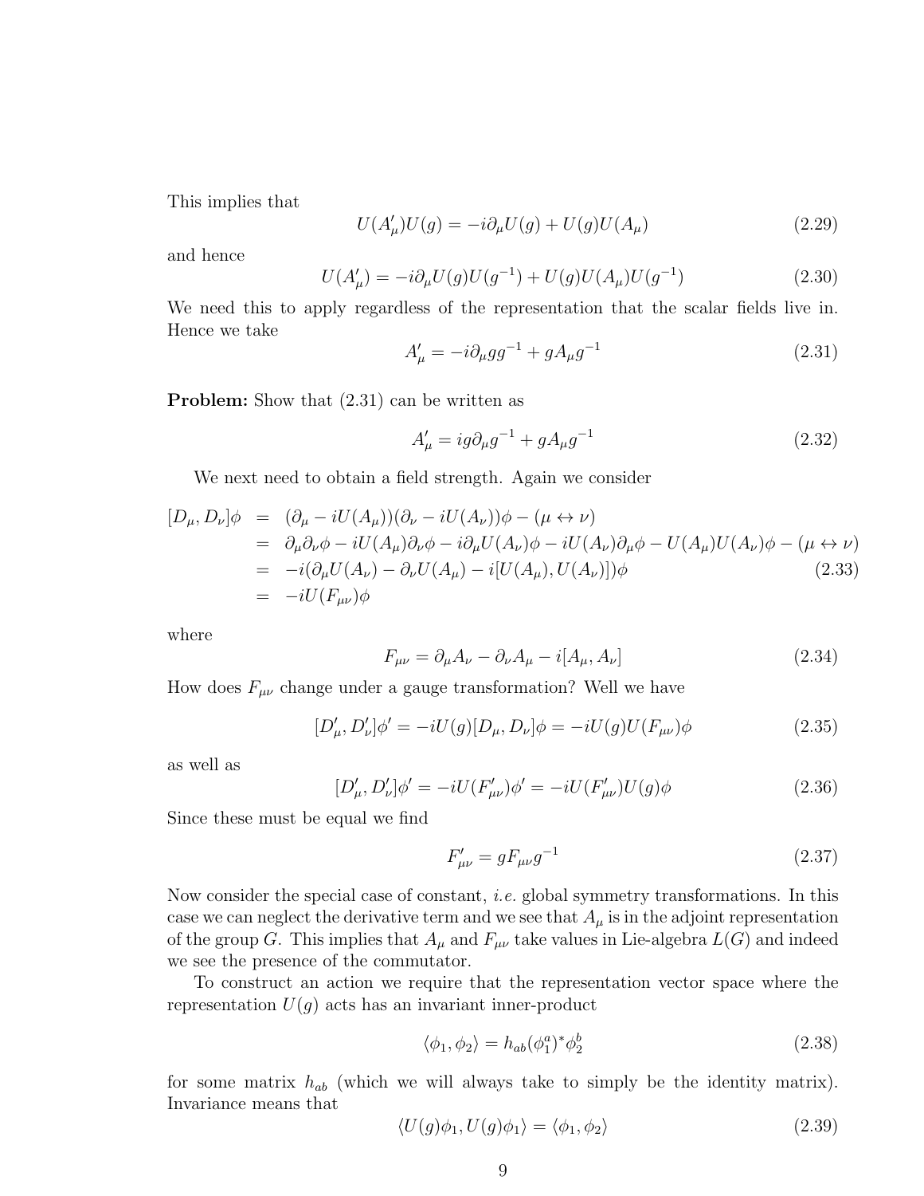This implies that

$$U(A'_\mu)U(g) = -i\partial_\mu U(g) + U(g)U(A_\mu) \tag{2.29}$$

and hence

$$U(A'_\mu) = -i\partial_\mu U(g)U(g^{-1}) + U(g)U(A_\mu)U(g^{-1}) \tag{2.30}$$

We need this to apply regardless of the representation that the scalar fields live in. Hence we take

$$A'_\mu = -i\partial_\mu g g^{-1} + gA_\mu g^{-1} \tag{2.31}$$

**Problem:** Show that (2.31) can be written as

$$A'_\mu = ig\partial_\mu g^{-1} + gA_\mu g^{-1} \tag{2.32}$$

We next need to obtain a field strength. Again we consider

$$\begin{aligned}
[D_\mu, D_\nu]\phi &= (\partial_\mu - iU(A_\mu))(\partial_\nu - iU(A_\nu))\phi - (\mu \leftrightarrow \nu) \\
&= \partial_\mu\partial_\nu\phi - iU(A_\mu)\partial_\nu\phi - i\partial_\mu U(A_\nu)\phi - iU(A_\nu)\partial_\mu\phi - U(A_\mu)U(A_\nu)\phi - (\mu \leftrightarrow \nu) \\
&= -i(\partial_\mu U(A_\nu) - \partial_\nu U(A_\mu) - i[U(A_\mu), U(A_\nu)])\phi \qquad (2.33) \\
&= -iU(F_{\mu\nu})\phi
\end{aligned}$$

where

$$F_{\mu\nu} = \partial_\mu A_\nu - \partial_\nu A_\mu - i[A_\mu, A_\nu] \tag{2.34}$$

How does $F_{\mu\nu}$ change under a gauge transformation? Well we have

$$[D'_\mu, D'_\nu]\phi' = -iU(g)[D_\mu, D_\nu]\phi = -iU(g)U(F_{\mu\nu})\phi \tag{2.35}$$

as well as

$$[D'_\mu, D'_\nu]\phi' = -iU(F'_{\mu\nu})\phi' = -iU(F'_{\mu\nu})U(g)\phi \tag{2.36}$$

Since these must be equal we find

$$F'_{\mu\nu} = gF_{\mu\nu}g^{-1} \tag{2.37}$$

Now consider the special case of constant, *i.e.* global symmetry transformations. In this case we can neglect the derivative term and we see that $A_\mu$ is in the adjoint representation of the group $G$. This implies that $A_\mu$ and $F_{\mu\nu}$ take values in Lie-algebra $L(G)$ and indeed we see the presence of the commutator.

To construct an action we require that the representation vector space where the representation $U(g)$ acts has an invariant inner-product

$$\langle \phi_1, \phi_2 \rangle = h_{ab}(\phi_1^a)^* \phi_2^b \tag{2.38}$$

for some matrix $h_{ab}$ (which we will always take to simply be the identity matrix). Invariance means that

$$\langle U(g)\phi_1, U(g)\phi_1 \rangle = \langle \phi_1, \phi_2 \rangle \tag{2.39}$$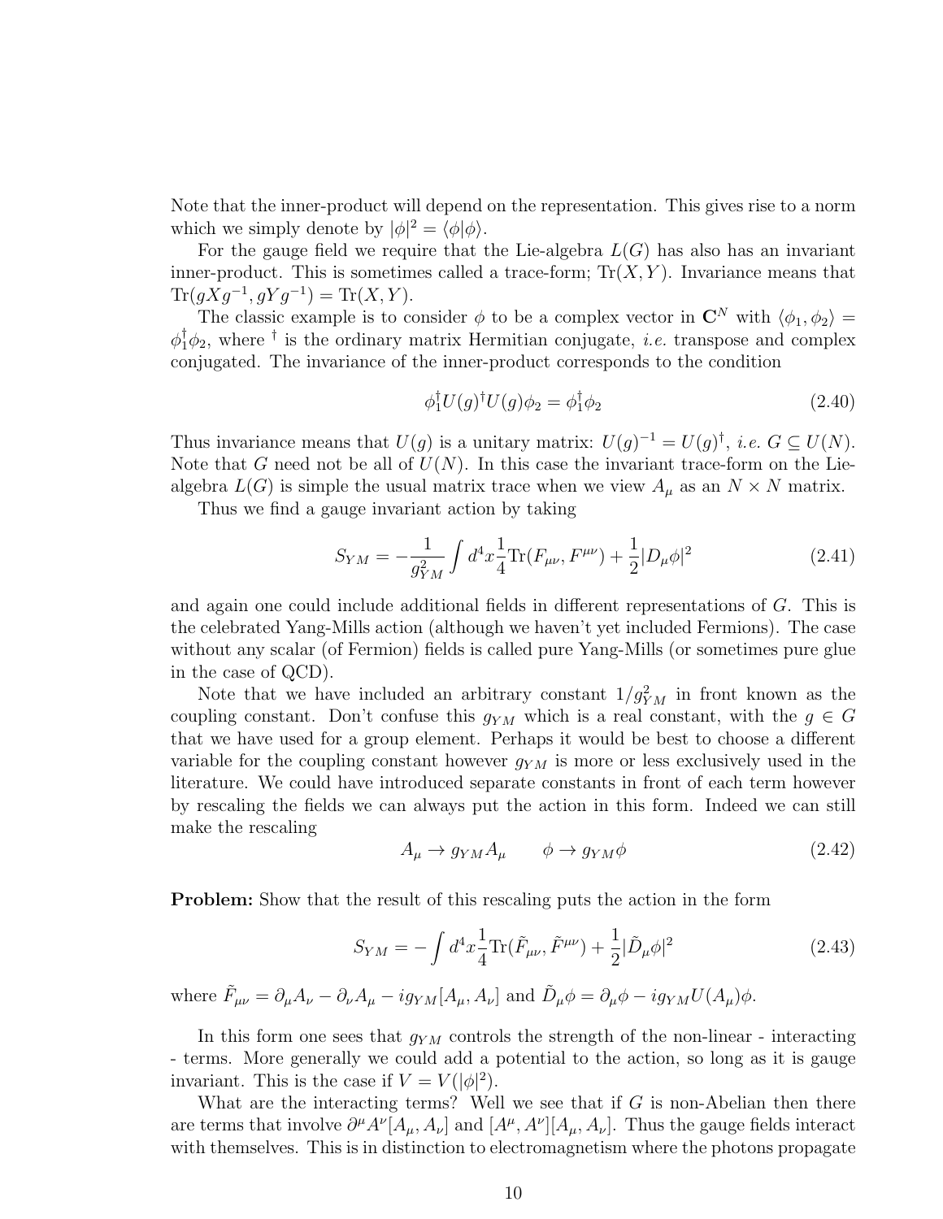Note that the inner-product will depend on the representation. This gives rise to a norm which we simply denote by $|\phi|^2 = \langle\phi|\phi\rangle$.

For the gauge field we require that the Lie-algebra $L(G)$ has also has an invariant inner-product. This is sometimes called a trace-form; $\mathrm{Tr}(X,Y)$. Invariance means that $\mathrm{Tr}(gXg^{-1}, gYg^{-1}) = \mathrm{Tr}(X,Y)$.

The classic example is to consider $\phi$ to be a complex vector in $\mathbf{C}^N$ with $\langle\phi_1,\phi_2\rangle = \phi_1^\dagger\phi_2$, where $^\dagger$ is the ordinary matrix Hermitian conjugate, *i.e.* transpose and complex conjugated. The invariance of the inner-product corresponds to the condition

$$\phi_1^\dagger U(g)^\dagger U(g)\phi_2 = \phi_1^\dagger\phi_2 \tag{2.40}$$

Thus invariance means that $U(g)$ is a unitary matrix: $U(g)^{-1} = U(g)^\dagger$, *i.e.* $G \subseteq U(N)$. Note that $G$ need not be all of $U(N)$. In this case the invariant trace-form on the Lie-algebra $L(G)$ is simple the usual matrix trace when we view $A_\mu$ as an $N\times N$ matrix.

Thus we find a gauge invariant action by taking

$$S_{YM} = -\frac{1}{g_{YM}^2}\int d^4x \frac{1}{4}\mathrm{Tr}(F_{\mu\nu}, F^{\mu\nu}) + \frac{1}{2}|D_\mu\phi|^2 \tag{2.41}$$

and again one could include additional fields in different representations of $G$. This is the celebrated Yang-Mills action (although we haven't yet included Fermions). The case without any scalar (of Fermion) fields is called pure Yang-Mills (or sometimes pure glue in the case of QCD).

Note that we have included an arbitrary constant $1/g_{YM}^2$ in front known as the coupling constant. Don't confuse this $g_{YM}$ which is a real constant, with the $g \in G$ that we have used for a group element. Perhaps it would be best to choose a different variable for the coupling constant however $g_{YM}$ is more or less exclusively used in the literature. We could have introduced separate constants in front of each term however by rescaling the fields we can always put the action in this form. Indeed we can still make the rescaling

$$A_\mu \to g_{YM}A_\mu \qquad \phi \to g_{YM}\phi \tag{2.42}$$

**Problem:** Show that the result of this rescaling puts the action in the form

$$S_{YM} = -\int d^4x \frac{1}{4}\mathrm{Tr}(\tilde{F}_{\mu\nu}, \tilde{F}^{\mu\nu}) + \frac{1}{2}|\tilde{D}_\mu\phi|^2 \tag{2.43}$$

where $\tilde{F}_{\mu\nu} = \partial_\mu A_\nu - \partial_\nu A_\mu - ig_{YM}[A_\mu, A_\nu]$ and $\tilde{D}_\mu\phi = \partial_\mu\phi - ig_{YM}U(A_\mu)\phi$.

In this form one sees that $g_{YM}$ controls the strength of the non-linear - interacting - terms. More generally we could add a potential to the action, so long as it is gauge invariant. This is the case if $V = V(|\phi|^2)$.

What are the interacting terms? Well we see that if $G$ is non-Abelian then there are terms that involve $\partial^\mu A^\nu[A_\mu, A_\nu]$ and $[A^\mu, A^\nu][A_\mu, A_\nu]$. Thus the gauge fields interact with themselves. This is in distinction to electromagnetism where the photons propagate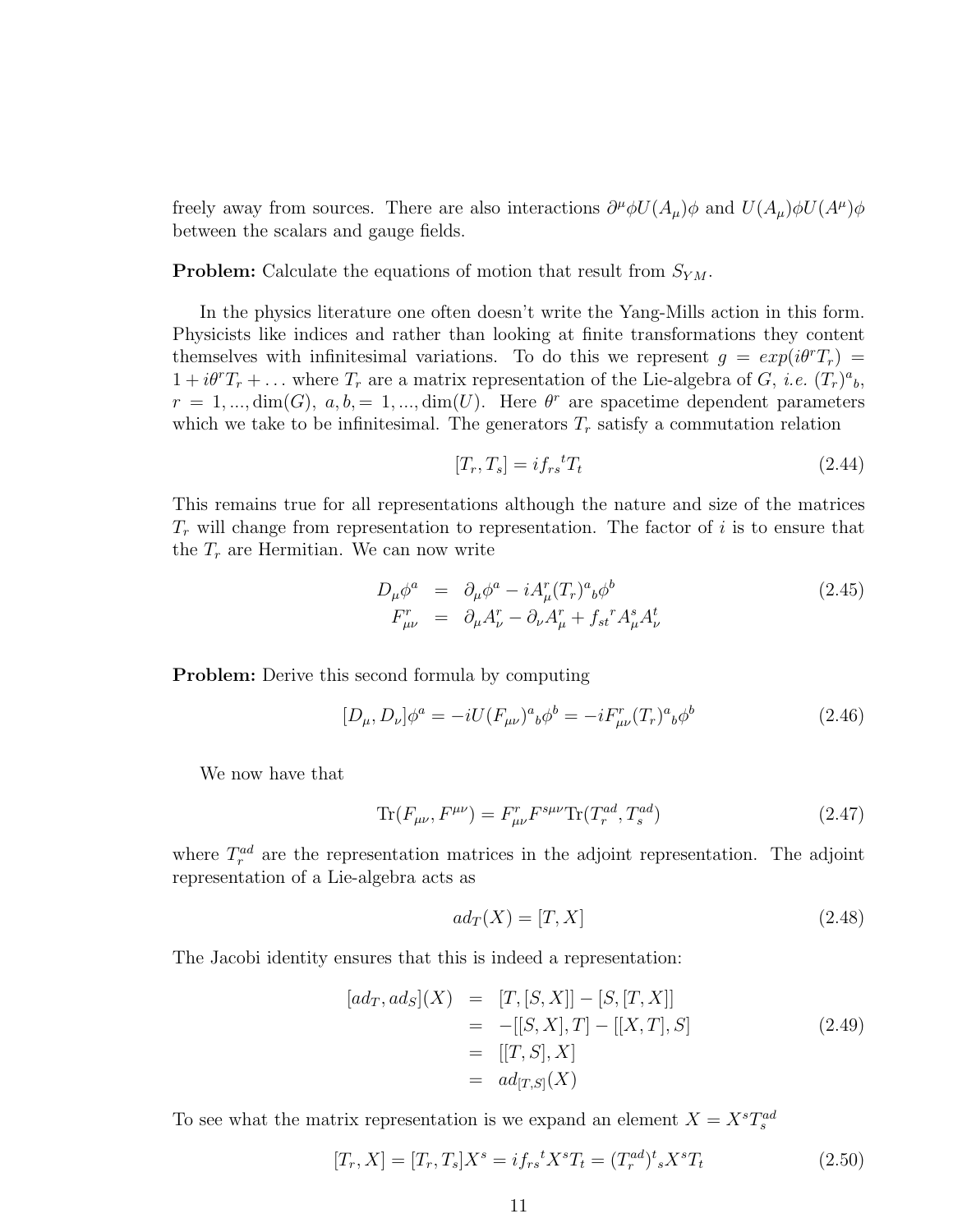freely away from sources. There are also interactions $\partial^\mu \phi U(A_\mu)\phi$ and $U(A_\mu)\phi U(A^\mu)\phi$ between the scalars and gauge fields.

**Problem:** Calculate the equations of motion that result from $S_{YM}$.

In the physics literature one often doesn't write the Yang-Mills action in this form. Physicists like indices and rather than looking at finite transformations they content themselves with infinitesimal variations. To do this we represent $g = exp(i\theta^r T_r) = 1 + i\theta^r T_r + \ldots$ where $T_r$ are a matrix representation of the Lie-algebra of $G$, *i.e.* $(T_r)^a{}_b$, $r = 1, ..., \dim(G)$, $a, b, = 1, ..., \dim(U)$. Here $\theta^r$ are spacetime dependent parameters which we take to be infinitesimal. The generators $T_r$ satisfy a commutation relation

$$[T_r, T_s] = if_{rs}{}^t T_t \tag{2.44}$$

This remains true for all representations although the nature and size of the matrices $T_r$ will change from representation to representation. The factor of $i$ is to ensure that the $T_r$ are Hermitian. We can now write

$$\begin{aligned} D_\mu \phi^a &= \partial_\mu \phi^a - iA^r_\mu (T_r)^a{}_b \phi^b \\ F^r_{\mu\nu} &= \partial_\mu A^r_\nu - \partial_\nu A^r_\mu + f_{st}{}^r A^s_\mu A^t_\nu \end{aligned} \tag{2.45}$$

**Problem:** Derive this second formula by computing

$$[D_\mu, D_\nu]\phi^a = -iU(F_{\mu\nu})^a{}_b \phi^b = -iF^r_{\mu\nu}(T_r)^a{}_b \phi^b \tag{2.46}$$

We now have that

$$\mathrm{Tr}(F_{\mu\nu}, F^{\mu\nu}) = F^r_{\mu\nu} F^{s\mu\nu} \mathrm{Tr}(T^{ad}_r, T^{ad}_s) \tag{2.47}$$

where $T^{ad}_r$ are the representation matrices in the adjoint representation. The adjoint representation of a Lie-algebra acts as

$$ad_T(X) = [T, X] \tag{2.48}$$

The Jacobi identity ensures that this is indeed a representation:

$$\begin{aligned} [ad_T, ad_S](X) &= [T, [S, X]] - [S, [T, X]] \\ &= -[[S, X], T] - [[X, T], S] \\ &= [[T, S], X] \\ &= ad_{[T,S]}(X) \end{aligned} \tag{2.49}$$

To see what the matrix representation is we expand an element $X = X^s T^{ad}_s$

$$[T_r, X] = [T_r, T_s]X^s = if_{rs}{}^t X^s T_t = (T^{ad}_r)^t{}_s X^s T_t \tag{2.50}$$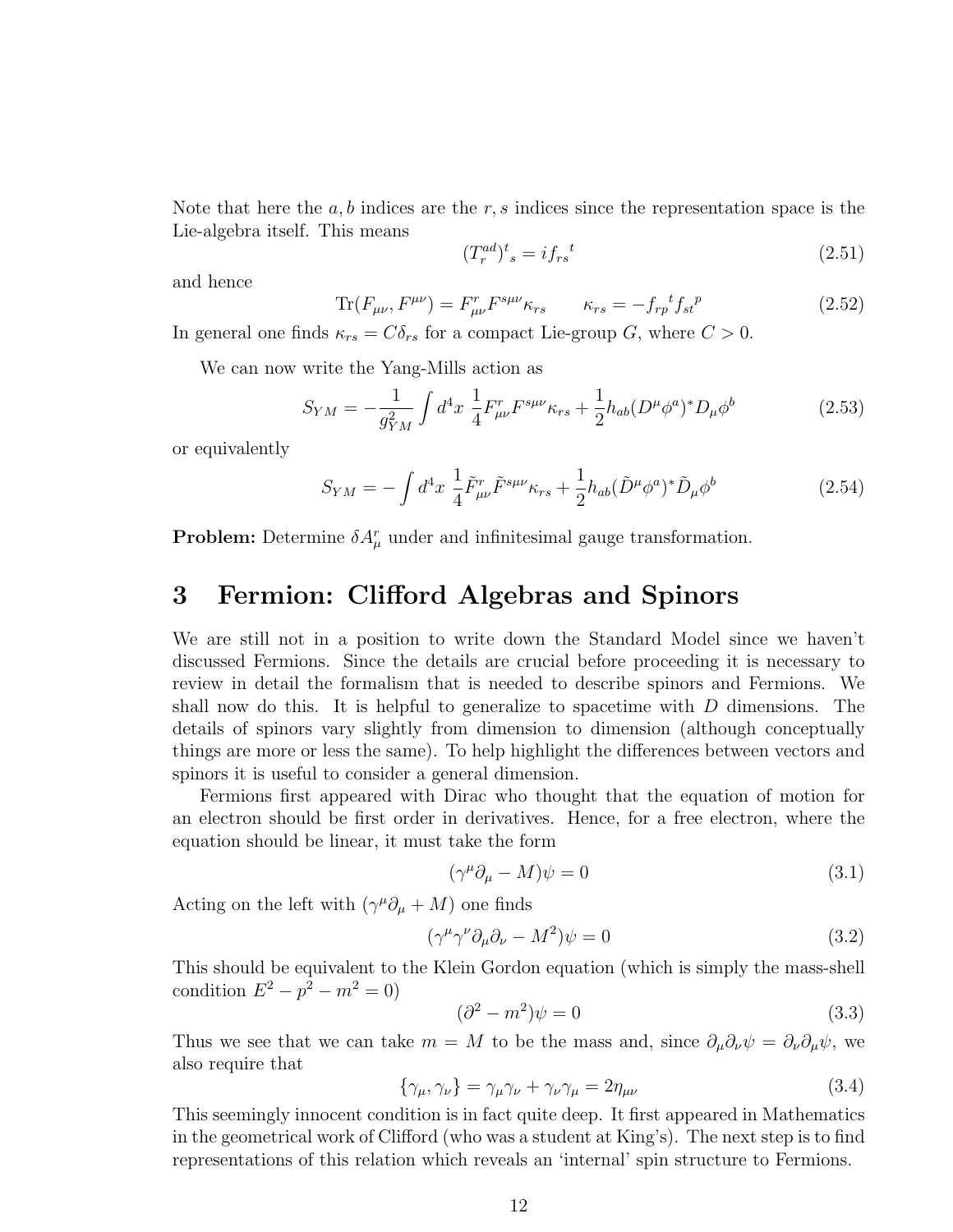Note that here the $a, b$ indices are the $r, s$ indices since the representation space is the Lie-algebra itself. This means

$$(T_r^{ad})^t{}_s = i f_{rs}{}^t \tag{2.51}$$

and hence

$$\mathrm{Tr}(F_{\mu\nu}, F^{\mu\nu}) = F^r_{\mu\nu} F^{s\mu\nu} \kappa_{rs} \qquad \kappa_{rs} = -f_{rp}{}^t f_{st}{}^p \tag{2.52}$$

In general one finds $\kappa_{rs} = C\delta_{rs}$ for a compact Lie-group $G$, where $C > 0$.

We can now write the Yang-Mills action as

$$S_{YM} = -\frac{1}{g_{YM}^2} \int d^4x \ \frac{1}{4} F^r_{\mu\nu} F^{s\mu\nu} \kappa_{rs} + \frac{1}{2} h_{ab} (D^\mu \phi^a)^* D_\mu \phi^b \tag{2.53}$$

or equivalently

$$S_{YM} = -\int d^4x \ \frac{1}{4} \tilde{F}^r_{\mu\nu} \tilde{F}^{s\mu\nu} \kappa_{rs} + \frac{1}{2} h_{ab} (\tilde{D}^\mu \phi^a)^* \tilde{D}_\mu \phi^b \tag{2.54}$$

**Problem:** Determine $\delta A^r_\mu$ under and infinitesimal gauge transformation.

# 3 Fermion: Clifford Algebras and Spinors

We are still not in a position to write down the Standard Model since we haven't discussed Fermions. Since the details are crucial before proceeding it is necessary to review in detail the formalism that is needed to describe spinors and Fermions. We shall now do this. It is helpful to generalize to spacetime with $D$ dimensions. The details of spinors vary slightly from dimension to dimension (although conceptually things are more or less the same). To help highlight the differences between vectors and spinors it is useful to consider a general dimension.

Fermions first appeared with Dirac who thought that the equation of motion for an electron should be first order in derivatives. Hence, for a free electron, where the equation should be linear, it must take the form

$$(\gamma^\mu \partial_\mu - M)\psi = 0 \tag{3.1}$$

Acting on the left with $(\gamma^\mu \partial_\mu + M)$ one finds

$$(\gamma^\mu \gamma^\nu \partial_\mu \partial_\nu - M^2)\psi = 0 \tag{3.2}$$

This should be equivalent to the Klein Gordon equation (which is simply the mass-shell condition $E^2 - p^2 - m^2 = 0$)

$$(\partial^2 - m^2)\psi = 0 \tag{3.3}$$

Thus we see that we can take $m = M$ to be the mass and, since $\partial_\mu \partial_\nu \psi = \partial_\nu \partial_\mu \psi$, we also require that

$$\{\gamma_\mu, \gamma_\nu\} = \gamma_\mu \gamma_\nu + \gamma_\nu \gamma_\mu = 2\eta_{\mu\nu} \tag{3.4}$$

This seemingly innocent condition is in fact quite deep. It first appeared in Mathematics in the geometrical work of Clifford (who was a student at King's). The next step is to find representations of this relation which reveals an 'internal' spin structure to Fermions.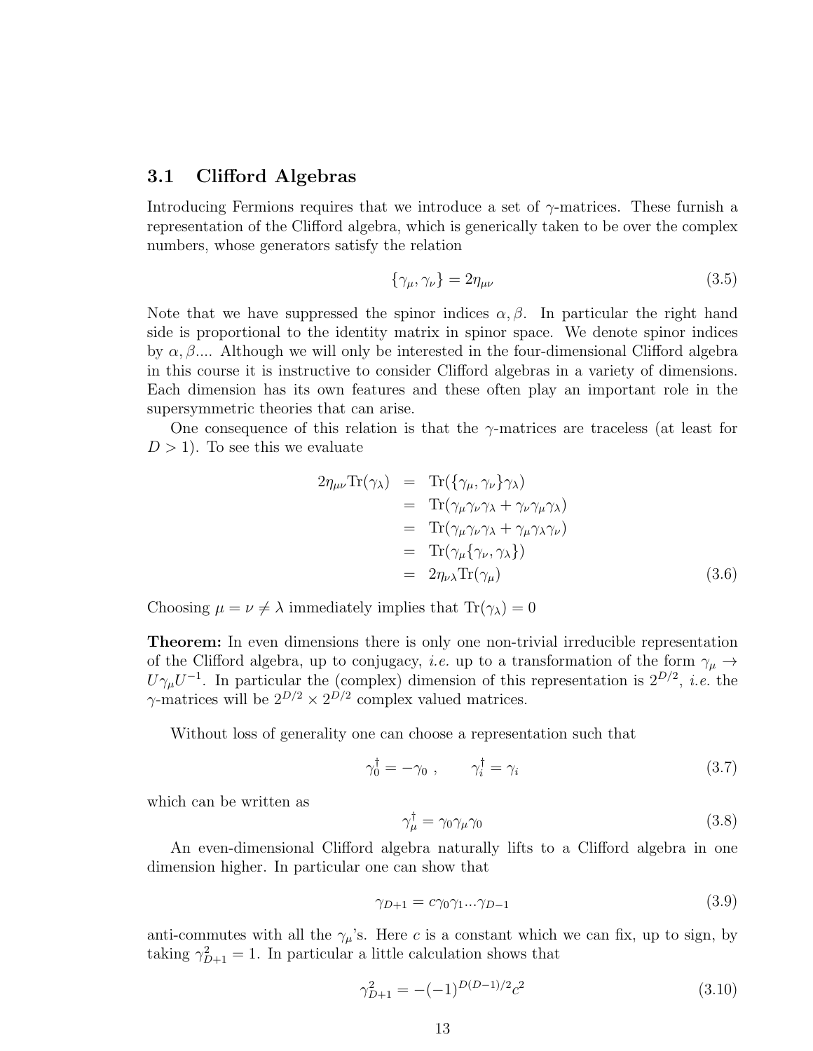## 3.1 Clifford Algebras

Introducing Fermions requires that we introduce a set of $\gamma$-matrices. These furnish a representation of the Clifford algebra, which is generically taken to be over the complex numbers, whose generators satisfy the relation

$$\{\gamma_\mu, \gamma_\nu\} = 2\eta_{\mu\nu} \tag{3.5}$$

Note that we have suppressed the spinor indices $\alpha, \beta$. In particular the right hand side is proportional to the identity matrix in spinor space. We denote spinor indices by $\alpha, \beta$.... Although we will only be interested in the four-dimensional Clifford algebra in this course it is instructive to consider Clifford algebras in a variety of dimensions. Each dimension has its own features and these often play an important role in the supersymmetric theories that can arise.

One consequence of this relation is that the $\gamma$-matrices are traceless (at least for $D > 1$). To see this we evaluate

$$\begin{aligned}
2\eta_{\mu\nu}\mathrm{Tr}(\gamma_\lambda) &= \mathrm{Tr}(\{\gamma_\mu, \gamma_\nu\}\gamma_\lambda) \\
&= \mathrm{Tr}(\gamma_\mu\gamma_\nu\gamma_\lambda + \gamma_\nu\gamma_\mu\gamma_\lambda) \\
&= \mathrm{Tr}(\gamma_\mu\gamma_\nu\gamma_\lambda + \gamma_\mu\gamma_\lambda\gamma_\nu) \\
&= \mathrm{Tr}(\gamma_\mu\{\gamma_\nu, \gamma_\lambda\}) \\
&= 2\eta_{\nu\lambda}\mathrm{Tr}(\gamma_\mu)
\end{aligned} \tag{3.6}$$

Choosing $\mu = \nu \neq \lambda$ immediately implies that $\mathrm{Tr}(\gamma_\lambda) = 0$

**Theorem:** In even dimensions there is only one non-trivial irreducible representation of the Clifford algebra, up to conjugacy, *i.e.* up to a transformation of the form $\gamma_\mu \to U\gamma_\mu U^{-1}$. In particular the (complex) dimension of this representation is $2^{D/2}$, *i.e.* the $\gamma$-matrices will be $2^{D/2} \times 2^{D/2}$ complex valued matrices.

Without loss of generality one can choose a representation such that

$$\gamma_0^\dagger = -\gamma_0 \ , \qquad \gamma_i^\dagger = \gamma_i \tag{3.7}$$

which can be written as

$$\gamma_\mu^\dagger = \gamma_0\gamma_\mu\gamma_0 \tag{3.8}$$

An even-dimensional Clifford algebra naturally lifts to a Clifford algebra in one dimension higher. In particular one can show that

$$\gamma_{D+1} = c\gamma_0\gamma_1...\gamma_{D-1} \tag{3.9}$$

anti-commutes with all the $\gamma_\mu$'s. Here $c$ is a constant which we can fix, up to sign, by taking $\gamma_{D+1}^2 = 1$. In particular a little calculation shows that

$$\gamma_{D+1}^2 = -(-1)^{D(D-1)/2}c^2 \tag{3.10}$$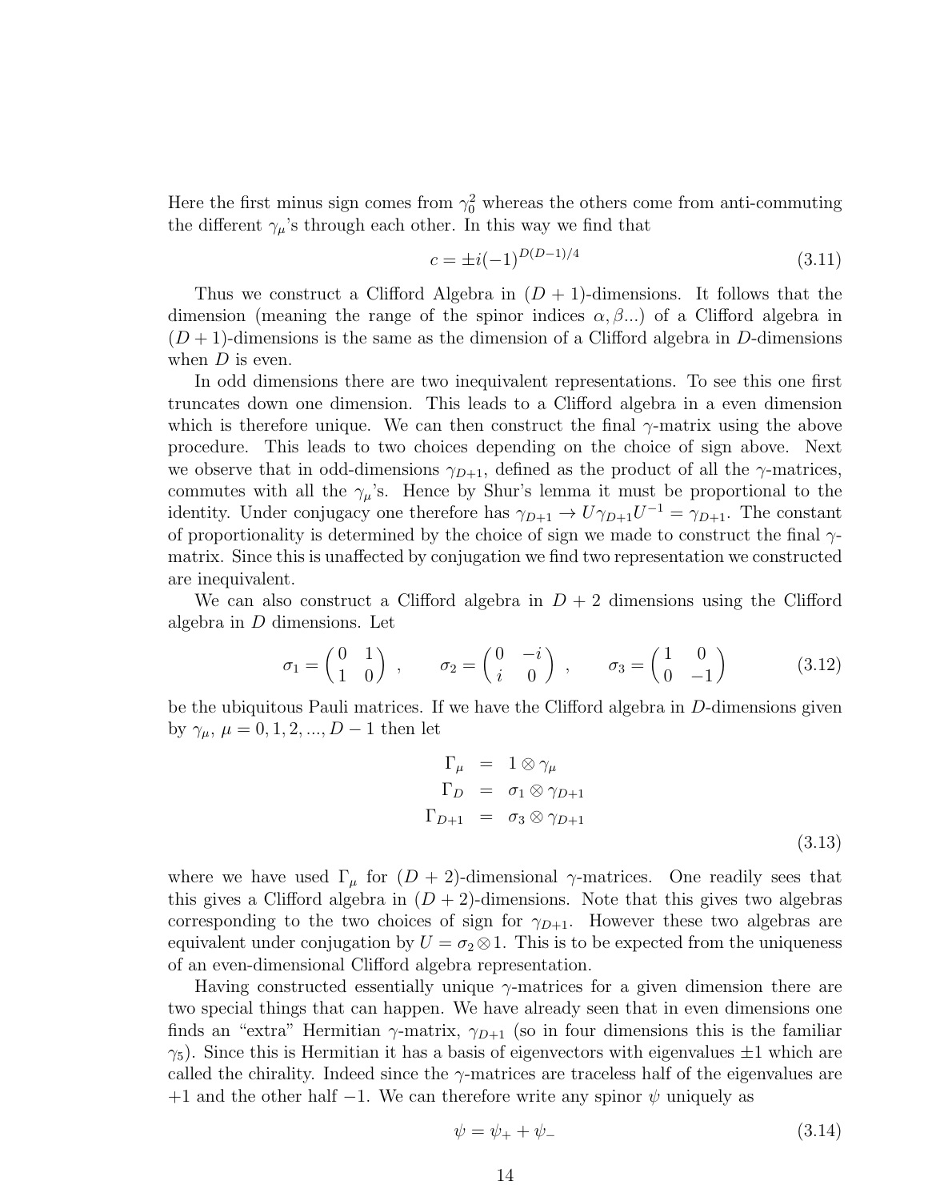Here the first minus sign comes from $\gamma_0^2$ whereas the others come from anti-commuting the different $\gamma_\mu$'s through each other. In this way we find that

$$c = \pm i(-1)^{D(D-1)/4} \tag{3.11}$$

Thus we construct a Clifford Algebra in $(D+1)$-dimensions. It follows that the dimension (meaning the range of the spinor indices $\alpha, \beta ...$) of a Clifford algebra in $(D+1)$-dimensions is the same as the dimension of a Clifford algebra in $D$-dimensions when $D$ is even.

In odd dimensions there are two inequivalent representations. To see this one first truncates down one dimension. This leads to a Clifford algebra in a even dimension which is therefore unique. We can then construct the final $\gamma$-matrix using the above procedure. This leads to two choices depending on the choice of sign above. Next we observe that in odd-dimensions $\gamma_{D+1}$, defined as the product of all the $\gamma$-matrices, commutes with all the $\gamma_\mu$'s. Hence by Shur's lemma it must be proportional to the identity. Under conjugacy one therefore has $\gamma_{D+1} \to U\gamma_{D+1}U^{-1} = \gamma_{D+1}$. The constant of proportionality is determined by the choice of sign we made to construct the final $\gamma$-matrix. Since this is unaffected by conjugation we find two representation we constructed are inequivalent.

We can also construct a Clifford algebra in $D+2$ dimensions using the Clifford algebra in $D$ dimensions. Let

$$\sigma_1 = \begin{pmatrix} 0 & 1 \\ 1 & 0 \end{pmatrix} , \qquad \sigma_2 = \begin{pmatrix} 0 & -i \\ i & 0 \end{pmatrix} , \qquad \sigma_3 = \begin{pmatrix} 1 & 0 \\ 0 & -1 \end{pmatrix} \tag{3.12}$$

be the ubiquitous Pauli matrices. If we have the Clifford algebra in $D$-dimensions given by $\gamma_\mu$, $\mu = 0, 1, 2, ..., D-1$ then let

$$\begin{aligned} \Gamma_\mu &= 1 \otimes \gamma_\mu \\ \Gamma_D &= \sigma_1 \otimes \gamma_{D+1} \\ \Gamma_{D+1} &= \sigma_3 \otimes \gamma_{D+1} \end{aligned} \tag{3.13}$$

where we have used $\Gamma_\mu$ for $(D+2)$-dimensional $\gamma$-matrices. One readily sees that this gives a Clifford algebra in $(D+2)$-dimensions. Note that this gives two algebras corresponding to the two choices of sign for $\gamma_{D+1}$. However these two algebras are equivalent under conjugation by $U = \sigma_2 \otimes 1$. This is to be expected from the uniqueness of an even-dimensional Clifford algebra representation.

Having constructed essentially unique $\gamma$-matrices for a given dimension there are two special things that can happen. We have already seen that in even dimensions one finds an "extra" Hermitian $\gamma$-matrix, $\gamma_{D+1}$ (so in four dimensions this is the familiar $\gamma_5$). Since this is Hermitian it has a basis of eigenvectors with eigenvalues $\pm 1$ which are called the chirality. Indeed since the $\gamma$-matrices are traceless half of the eigenvalues are $+1$ and the other half $-1$. We can therefore write any spinor $\psi$ uniquely as

$$\psi = \psi_+ + \psi_- \tag{3.14}$$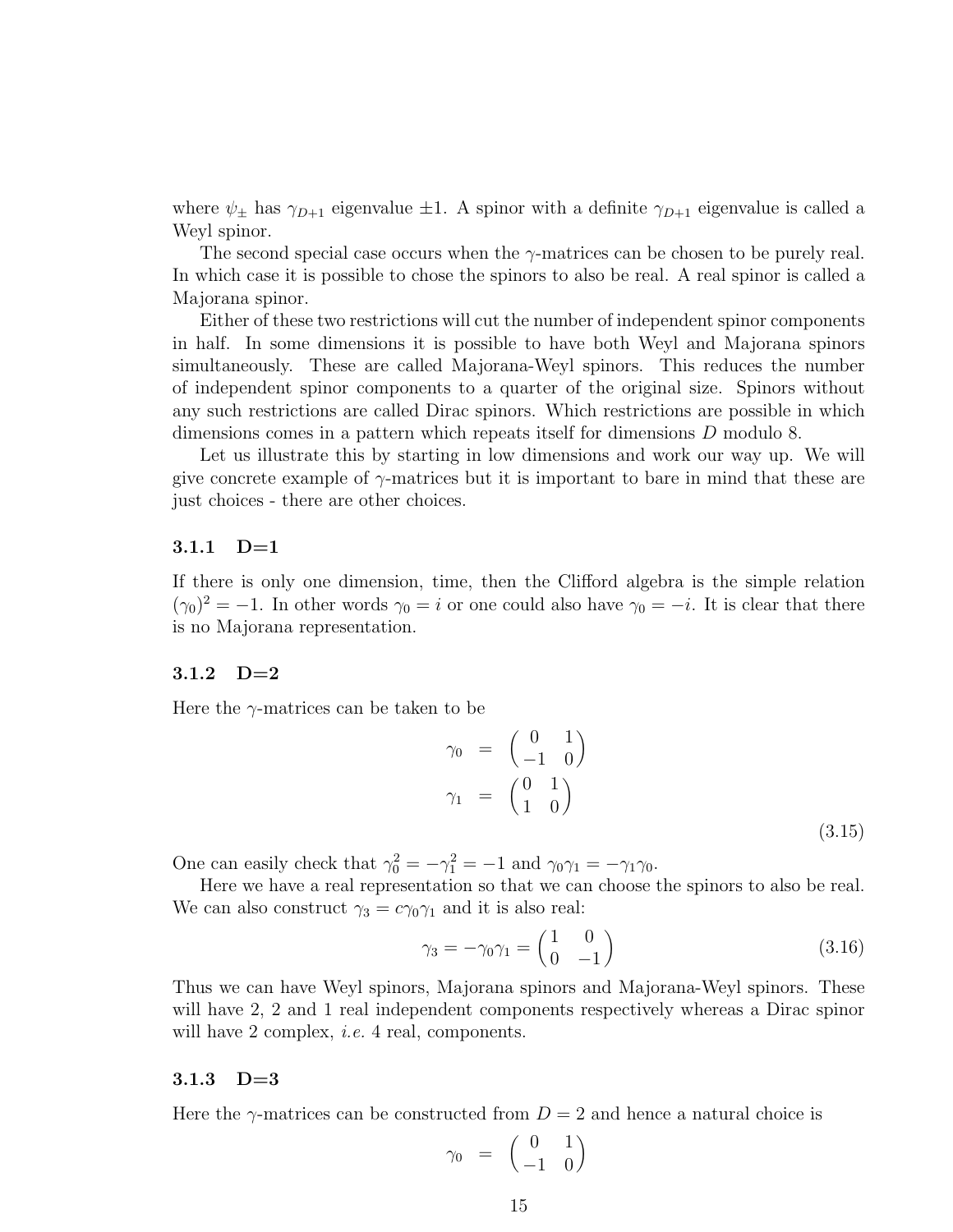where $\psi_\pm$ has $\gamma_{D+1}$ eigenvalue $\pm 1$. A spinor with a definite $\gamma_{D+1}$ eigenvalue is called a Weyl spinor.

The second special case occurs when the $\gamma$-matrices can be chosen to be purely real. In which case it is possible to chose the spinors to also be real. A real spinor is called a Majorana spinor.

Either of these two restrictions will cut the number of independent spinor components in half. In some dimensions it is possible to have both Weyl and Majorana spinors simultaneously. These are called Majorana-Weyl spinors. This reduces the number of independent spinor components to a quarter of the original size. Spinors without any such restrictions are called Dirac spinors. Which restrictions are possible in which dimensions comes in a pattern which repeats itself for dimensions $D$ modulo 8.

Let us illustrate this by starting in low dimensions and work our way up. We will give concrete example of $\gamma$-matrices but it is important to bare in mind that these are just choices - there are other choices.

### 3.1.1 D=1

If there is only one dimension, time, then the Clifford algebra is the simple relation $(\gamma_0)^2 = -1$. In other words $\gamma_0 = i$ or one could also have $\gamma_0 = -i$. It is clear that there is no Majorana representation.

### 3.1.2 D=2

Here the $\gamma$-matrices can be taken to be

$$
\begin{aligned}
\gamma_0 &= \begin{pmatrix} 0 & 1 \\ -1 & 0 \end{pmatrix} \\
\gamma_1 &= \begin{pmatrix} 0 & 1 \\ 1 & 0 \end{pmatrix}
\end{aligned}
\tag{3.15}
$$

One can easily check that $\gamma_0^2 = -\gamma_1^2 = -1$ and $\gamma_0\gamma_1 = -\gamma_1\gamma_0$.

Here we have a real representation so that we can choose the spinors to also be real. We can also construct $\gamma_3 = c\gamma_0\gamma_1$ and it is also real:

$$
\gamma_3 = -\gamma_0\gamma_1 = \begin{pmatrix} 1 & 0 \\ 0 & -1 \end{pmatrix}
\tag{3.16}
$$

Thus we can have Weyl spinors, Majorana spinors and Majorana-Weyl spinors. These will have 2, 2 and 1 real independent components respectively whereas a Dirac spinor will have 2 complex, *i.e.* 4 real, components.

### 3.1.3 D=3

Here the $\gamma$-matrices can be constructed from $D = 2$ and hence a natural choice is

$$
\gamma_0 = \begin{pmatrix} 0 & 1 \\ -1 & 0 \end{pmatrix}
$$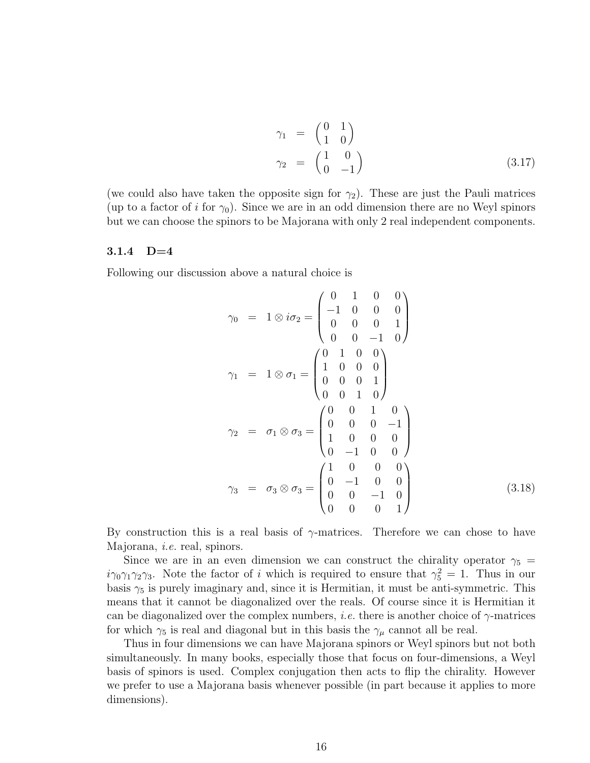$$
\begin{aligned}
\gamma_1 &= \begin{pmatrix} 0 & 1 \\ 1 & 0 \end{pmatrix} \\
\gamma_2 &= \begin{pmatrix} 1 & 0 \\ 0 & -1 \end{pmatrix}
\end{aligned}
\tag{3.17}
$$

(we could also have taken the opposite sign for $\gamma_2$). These are just the Pauli matrices (up to a factor of $i$ for $\gamma_0$). Since we are in an odd dimension there are no Weyl spinors but we can choose the spinors to be Majorana with only 2 real independent components.

### 3.1.4 D=4

Following our discussion above a natural choice is

$$
\begin{aligned}
\gamma_0 &= 1 \otimes i\sigma_2 = \begin{pmatrix} 0 & 1 & 0 & 0 \\ -1 & 0 & 0 & 0 \\ 0 & 0 & 0 & 1 \\ 0 & 0 & -1 & 0 \end{pmatrix} \\
\gamma_1 &= 1 \otimes \sigma_1 = \begin{pmatrix} 0 & 1 & 0 & 0 \\ 1 & 0 & 0 & 0 \\ 0 & 0 & 0 & 1 \\ 0 & 0 & 1 & 0 \end{pmatrix} \\
\gamma_2 &= \sigma_1 \otimes \sigma_3 = \begin{pmatrix} 0 & 0 & 1 & 0 \\ 0 & 0 & 0 & -1 \\ 1 & 0 & 0 & 0 \\ 0 & -1 & 0 & 0 \end{pmatrix} \\
\gamma_3 &= \sigma_3 \otimes \sigma_3 = \begin{pmatrix} 1 & 0 & 0 & 0 \\ 0 & -1 & 0 & 0 \\ 0 & 0 & -1 & 0 \\ 0 & 0 & 0 & 1 \end{pmatrix}
\end{aligned}
\tag{3.18}
$$

By construction this is a real basis of $\gamma$-matrices. Therefore we can chose to have Majorana, *i.e.* real, spinors.

Since we are in an even dimension we can construct the chirality operator $\gamma_5 = i\gamma_0\gamma_1\gamma_2\gamma_3$. Note the factor of $i$ which is required to ensure that $\gamma_5^2 = 1$. Thus in our basis $\gamma_5$ is purely imaginary and, since it is Hermitian, it must be anti-symmetric. This means that it cannot be diagonalized over the reals. Of course since it is Hermitian it can be diagonalized over the complex numbers, *i.e.* there is another choice of $\gamma$-matrices for which $\gamma_5$ is real and diagonal but in this basis the $\gamma_\mu$ cannot all be real.

Thus in four dimensions we can have Majorana spinors or Weyl spinors but not both simultaneously. In many books, especially those that focus on four-dimensions, a Weyl basis of spinors is used. Complex conjugation then acts to flip the chirality. However we prefer to use a Majorana basis whenever possible (in part because it applies to more dimensions).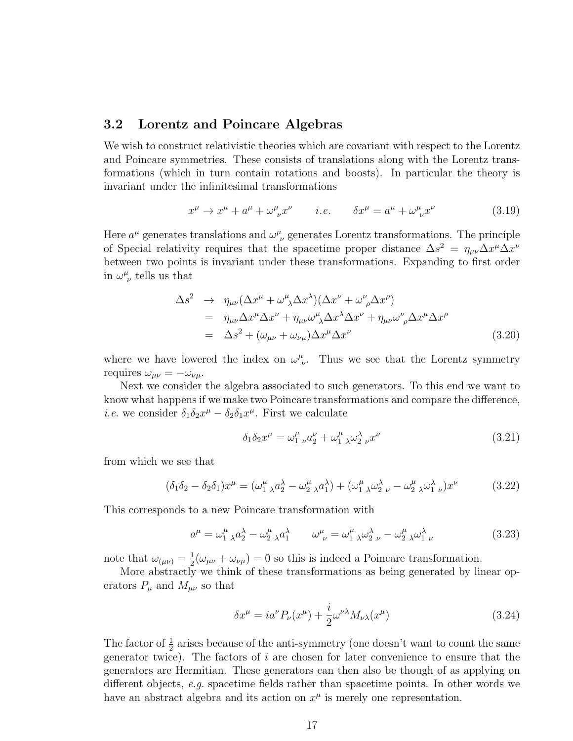### 3.2 Lorentz and Poincare Algebras

We wish to construct relativistic theories which are covariant with respect to the Lorentz and Poincare symmetries. These consists of translations along with the Lorentz transformations (which in turn contain rotations and boosts). In particular the theory is invariant under the infinitesimal transformations

$$x^\mu \to x^\mu + a^\mu + \omega^\mu{}_\nu x^\nu \qquad i.e. \qquad \delta x^\mu = a^\mu + \omega^\mu{}_\nu x^\nu \tag{3.19}$$

Here $a^\mu$ generates translations and $\omega^\mu{}_\nu$ generates Lorentz transformations. The principle of Special relativity requires that the spacetime proper distance $\Delta s^2 = \eta_{\mu\nu}\Delta x^\mu \Delta x^\nu$ between two points is invariant under these transformations. Expanding to first order in $\omega^\mu{}_\nu$ tells us that

$$\begin{aligned}
\Delta s^2 &\to \eta_{\mu\nu}(\Delta x^\mu + \omega^\mu{}_\lambda \Delta x^\lambda)(\Delta x^\nu + \omega^\nu{}_\rho \Delta x^\rho) \\
&= \eta_{\mu\nu}\Delta x^\mu \Delta x^\nu + \eta_{\mu\nu}\omega^\mu{}_\lambda \Delta x^\lambda \Delta x^\nu + \eta_{\mu\nu}\omega^\nu{}_\rho \Delta x^\mu \Delta x^\rho \\
&= \Delta s^2 + (\omega_{\mu\nu} + \omega_{\nu\mu})\Delta x^\mu \Delta x^\nu
\end{aligned} \tag{3.20}$$

where we have lowered the index on $\omega^\mu{}_\nu$. Thus we see that the Lorentz symmetry requires $\omega_{\mu\nu} = -\omega_{\nu\mu}$.

Next we consider the algebra associated to such generators. To this end we want to know what happens if we make two Poincare transformations and compare the difference, *i.e.* we consider $\delta_1\delta_2 x^\mu - \delta_2\delta_1 x^\mu$. First we calculate

$$\delta_1\delta_2 x^\mu = \omega_1^\mu{}_\nu a_2^\nu + \omega_1^\mu{}_\lambda \omega_2^\lambda{}_\nu x^\nu \tag{3.21}$$

from which we see that

$$(\delta_1\delta_2 - \delta_2\delta_1)x^\mu = (\omega_1^\mu{}_\lambda a_2^\lambda - \omega_2^\mu{}_\lambda a_1^\lambda) + (\omega_1^\mu{}_\lambda \omega_2^\lambda{}_\nu - \omega_2^\mu{}_\lambda \omega_1^\lambda{}_\nu)x^\nu \tag{3.22}$$

This corresponds to a new Poincare transformation with

$$a^\mu = \omega_1^\mu{}_\lambda a_2^\lambda - \omega_2^\mu{}_\lambda a_1^\lambda \qquad \omega^\mu{}_\nu = \omega_1^\mu{}_\lambda \omega_2^\lambda{}_\nu - \omega_2^\mu{}_\lambda \omega_1^\lambda{}_\nu \tag{3.23}$$

note that $\omega_{(\mu\nu)} = \frac{1}{2}(\omega_{\mu\nu} + \omega_{\nu\mu}) = 0$ so this is indeed a Poincare transformation.

More abstractly we think of these transformations as being generated by linear operators $P_\mu$ and $M_{\mu\nu}$ so that

$$\delta x^\mu = i a^\nu P_\nu(x^\mu) + \frac{i}{2}\omega^{\nu\lambda} M_{\nu\lambda}(x^\mu) \tag{3.24}$$

The factor of $\frac{1}{2}$ arises because of the anti-symmetry (one doesn't want to count the same generator twice). The factors of $i$ are chosen for later convenience to ensure that the generators are Hermitian. These generators can then also be though of as applying on different objects, *e.g.* spacetime fields rather than spacetime points. In other words we have an abstract algebra and its action on $x^\mu$ is merely one representation.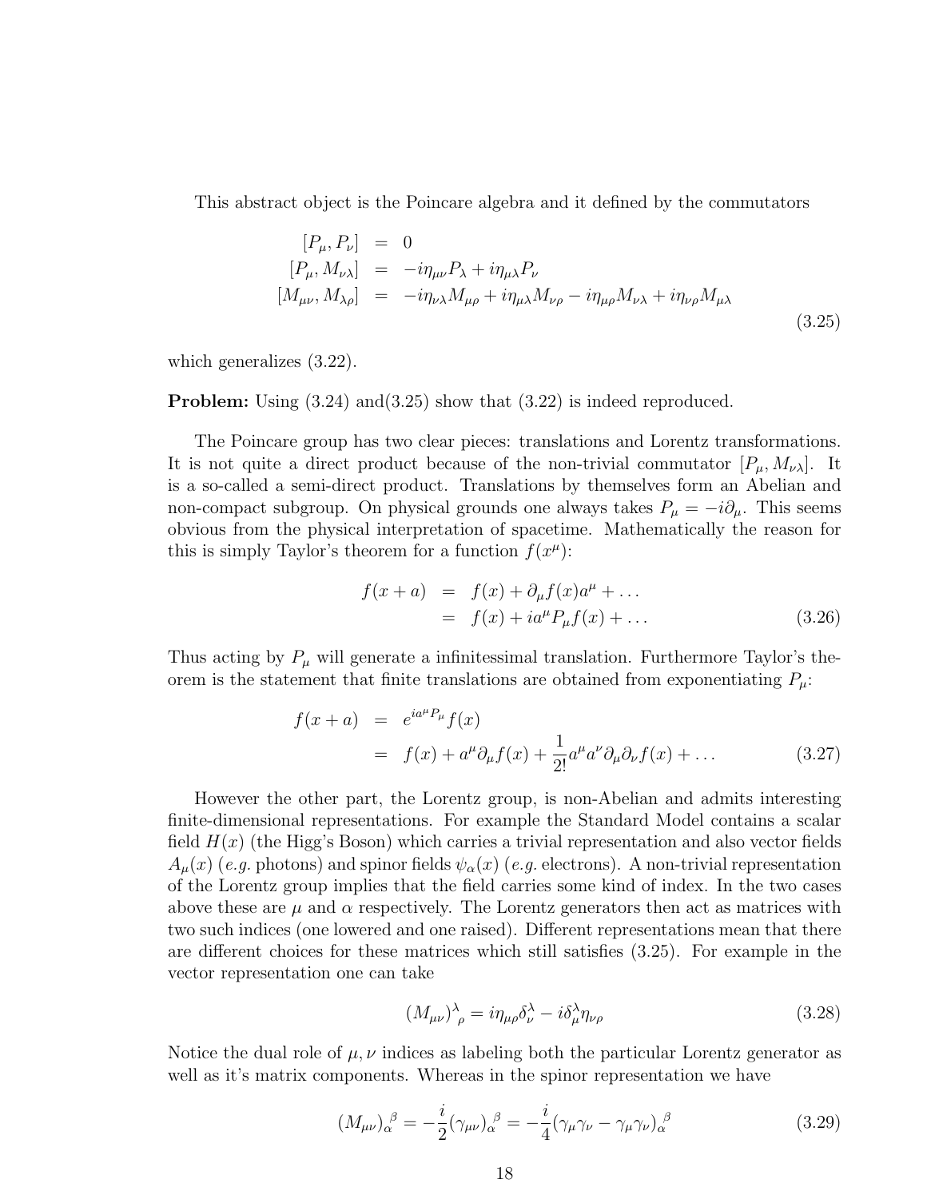This abstract object is the Poincare algebra and it defined by the commutators

$$
\begin{aligned}
[P_\mu, P_\nu] &= 0 \\
[P_\mu, M_{\nu\lambda}] &= -i\eta_{\mu\nu} P_\lambda + i\eta_{\mu\lambda} P_\nu \\
[M_{\mu\nu}, M_{\lambda\rho}] &= -i\eta_{\nu\lambda} M_{\mu\rho} + i\eta_{\mu\lambda} M_{\nu\rho} - i\eta_{\mu\rho} M_{\nu\lambda} + i\eta_{\nu\rho} M_{\mu\lambda}
\end{aligned}
\tag{3.25}
$$

which generalizes (3.22).

**Problem:** Using (3.24) and(3.25) show that (3.22) is indeed reproduced.

The Poincare group has two clear pieces: translations and Lorentz transformations. It is not quite a direct product because of the non-trivial commutator $[P_\mu, M_{\nu\lambda}]$. It is a so-called a semi-direct product. Translations by themselves form an Abelian and non-compact subgroup. On physical grounds one always takes $P_\mu = -i\partial_\mu$. This seems obvious from the physical interpretation of spacetime. Mathematically the reason for this is simply Taylor's theorem for a function $f(x^\mu)$:

$$
\begin{aligned}
f(x+a) &= f(x) + \partial_\mu f(x) a^\mu + \dots \\
&= f(x) + i a^\mu P_\mu f(x) + \dots
\end{aligned}
\tag{3.26}
$$

Thus acting by $P_\mu$ will generate a infinitessimal translation. Furthermore Taylor's theorem is the statement that finite translations are obtained from exponentiating $P_\mu$:

$$
\begin{aligned}
f(x+a) &= e^{ia^\mu P_\mu} f(x) \\
&= f(x) + a^\mu \partial_\mu f(x) + \frac{1}{2!} a^\mu a^\nu \partial_\mu \partial_\nu f(x) + \dots
\end{aligned}
\tag{3.27}
$$

However the other part, the Lorentz group, is non-Abelian and admits interesting finite-dimensional representations. For example the Standard Model contains a scalar field $H(x)$ (the Higg's Boson) which carries a trivial representation and also vector fields $A_\mu(x)$ (*e.g.* photons) and spinor fields $\psi_\alpha(x)$ (*e.g.* electrons). A non-trivial representation of the Lorentz group implies that the field carries some kind of index. In the two cases above these are $\mu$ and $\alpha$ respectively. The Lorentz generators then act as matrices with two such indices (one lowered and one raised). Different representations mean that there are different choices for these matrices which still satisfies (3.25). For example in the vector representation one can take

$$
(M_{\mu\nu})^\lambda{}_\rho = i\eta_{\mu\rho}\delta^\lambda_\nu - i\delta^\lambda_\mu \eta_{\nu\rho} \tag{3.28}
$$

Notice the dual role of $\mu, \nu$ indices as labeling both the particular Lorentz generator as well as it's matrix components. Whereas in the spinor representation we have

$$
(M_{\mu\nu})_\alpha{}^\beta = -\frac{i}{2}(\gamma_{\mu\nu})_\alpha{}^\beta = -\frac{i}{4}(\gamma_\mu\gamma_\nu - \gamma_\mu\gamma_\nu)_\alpha{}^\beta \tag{3.29}
$$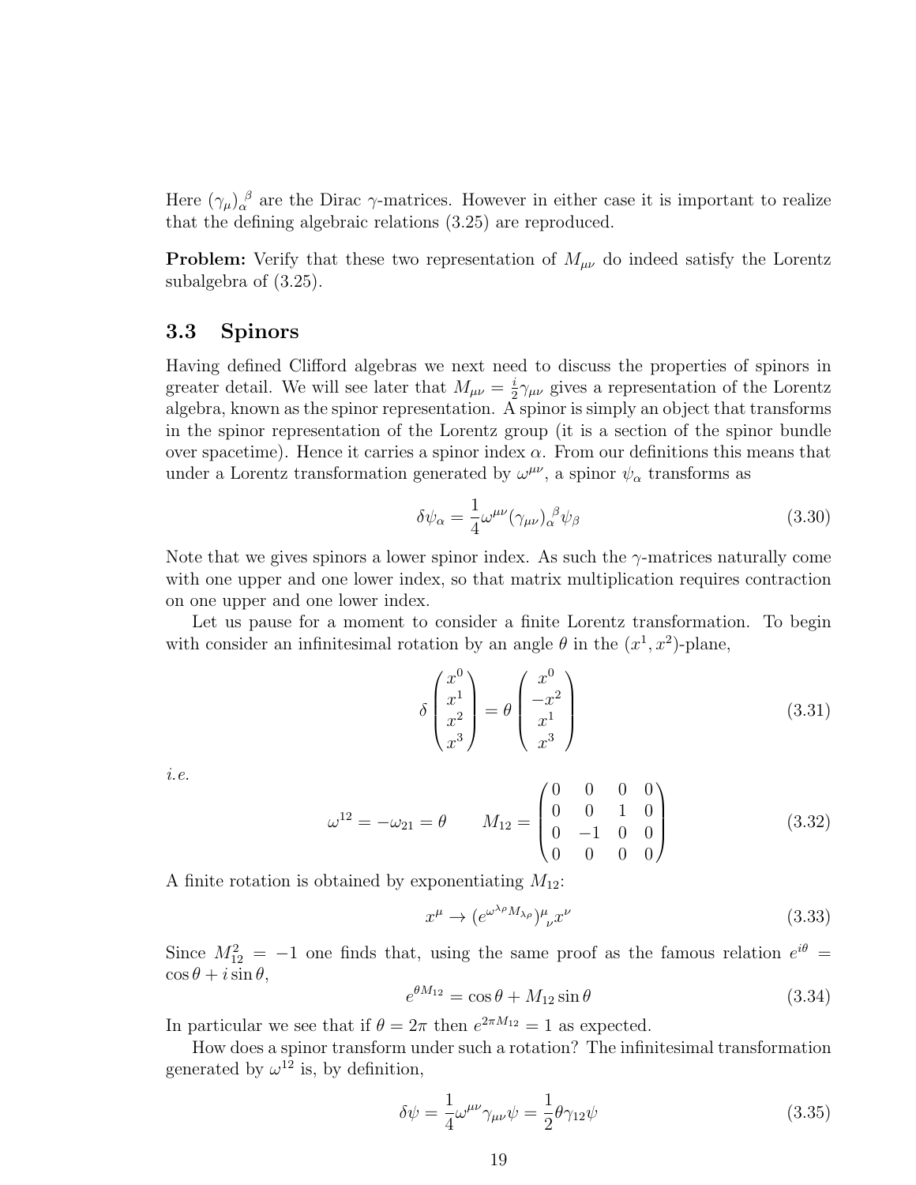Here $(\gamma_\mu)_\alpha^{\ \beta}$ are the Dirac $\gamma$-matrices. However in either case it is important to realize that the defining algebraic relations (3.25) are reproduced.

**Problem:** Verify that these two representation of $M_{\mu\nu}$ do indeed satisfy the Lorentz subalgebra of (3.25).

## 3.3 Spinors

Having defined Clifford algebras we next need to discuss the properties of spinors in greater detail. We will see later that $M_{\mu\nu} = \frac{i}{2}\gamma_{\mu\nu}$ gives a representation of the Lorentz algebra, known as the spinor representation. A spinor is simply an object that transforms in the spinor representation of the Lorentz group (it is a section of the spinor bundle over spacetime). Hence it carries a spinor index $\alpha$. From our definitions this means that under a Lorentz transformation generated by $\omega^{\mu\nu}$, a spinor $\psi_\alpha$ transforms as

$$\delta\psi_\alpha = \frac{1}{4}\omega^{\mu\nu}(\gamma_{\mu\nu})_\alpha^{\ \beta}\psi_\beta \tag{3.30}$$

Note that we gives spinors a lower spinor index. As such the $\gamma$-matrices naturally come with one upper and one lower index, so that matrix multiplication requires contraction on one upper and one lower index.

Let us pause for a moment to consider a finite Lorentz transformation. To begin with consider an infinitesimal rotation by an angle $\theta$ in the $(x^1, x^2)$-plane,

$$\delta \begin{pmatrix} x^0 \\ x^1 \\ x^2 \\ x^3 \end{pmatrix} = \theta \begin{pmatrix} x^0 \\ -x^2 \\ x^1 \\ x^3 \end{pmatrix} \tag{3.31}$$

*i.e.*

$$\omega^{12} = -\omega_{21} = \theta \qquad M_{12} = \begin{pmatrix} 0 & 0 & 0 & 0 \\ 0 & 0 & 1 & 0 \\ 0 & -1 & 0 & 0 \\ 0 & 0 & 0 & 0 \end{pmatrix} \tag{3.32}$$

A finite rotation is obtained by exponentiating $M_{12}$:

$$x^\mu \to (e^{\omega^{\lambda\rho}M_{\lambda\rho}})^\mu_{\ \nu}x^\nu \tag{3.33}$$

Since $M_{12}^2 = -1$ one finds that, using the same proof as the famous relation $e^{i\theta} = \cos\theta + i\sin\theta$,

$$e^{\theta M_{12}} = \cos\theta + M_{12}\sin\theta \tag{3.34}$$

In particular we see that if $\theta = 2\pi$ then $e^{2\pi M_{12}} = 1$ as expected.

How does a spinor transform under such a rotation? The infinitesimal transformation generated by $\omega^{12}$ is, by definition,

$$\delta\psi = \frac{1}{4}\omega^{\mu\nu}\gamma_{\mu\nu}\psi = \frac{1}{2}\theta\gamma_{12}\psi \tag{3.35}$$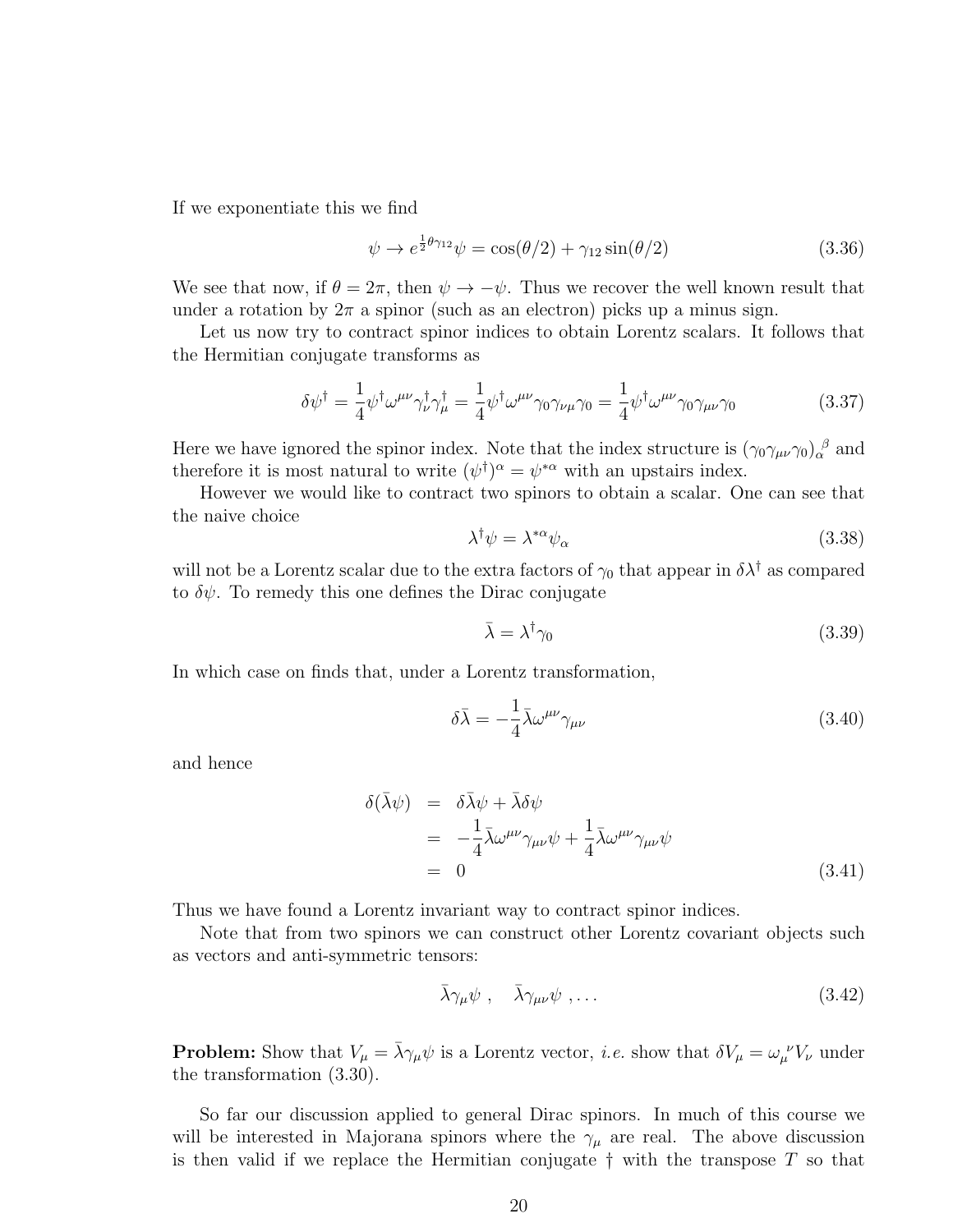If we exponentiate this we find

$$\psi \to e^{\frac{1}{2}\theta\gamma_{12}}\psi = \cos(\theta/2) + \gamma_{12}\sin(\theta/2) \tag{3.36}$$

We see that now, if $\theta = 2\pi$, then $\psi \to -\psi$. Thus we recover the well known result that under a rotation by $2\pi$ a spinor (such as an electron) picks up a minus sign.

Let us now try to contract spinor indices to obtain Lorentz scalars. It follows that the Hermitian conjugate transforms as

$$\delta\psi^\dagger = \frac{1}{4}\psi^\dagger\omega^{\mu\nu}\gamma_\nu^\dagger\gamma_\mu^\dagger = \frac{1}{4}\psi^\dagger\omega^{\mu\nu}\gamma_0\gamma_{\nu\mu}\gamma_0 = \frac{1}{4}\psi^\dagger\omega^{\mu\nu}\gamma_0\gamma_{\mu\nu}\gamma_0 \tag{3.37}$$

Here we have ignored the spinor index. Note that the index structure is $(\gamma_0\gamma_{\mu\nu}\gamma_0)_\alpha{}^\beta$ and therefore it is most natural to write $(\psi^\dagger)^\alpha = \psi^{*\alpha}$ with an upstairs index.

However we would like to contract two spinors to obtain a scalar. One can see that the naive choice

$$\lambda^\dagger\psi = \lambda^{*\alpha}\psi_\alpha \tag{3.38}$$

will not be a Lorentz scalar due to the extra factors of $\gamma_0$ that appear in $\delta\lambda^\dagger$ as compared to $\delta\psi$. To remedy this one defines the Dirac conjugate

$$\bar\lambda = \lambda^\dagger\gamma_0 \tag{3.39}$$

In which case on finds that, under a Lorentz transformation,

$$\delta\bar\lambda = -\frac{1}{4}\bar\lambda\omega^{\mu\nu}\gamma_{\mu\nu} \tag{3.40}$$

and hence

$$\begin{aligned}
\delta(\bar\lambda\psi) &= \delta\bar\lambda\psi + \bar\lambda\delta\psi \\
&= -\frac{1}{4}\bar\lambda\omega^{\mu\nu}\gamma_{\mu\nu}\psi + \frac{1}{4}\bar\lambda\omega^{\mu\nu}\gamma_{\mu\nu}\psi \\
&= 0
\end{aligned} \tag{3.41}$$

Thus we have found a Lorentz invariant way to contract spinor indices.

Note that from two spinors we can construct other Lorentz covariant objects such as vectors and anti-symmetric tensors:

$$\bar\lambda\gamma_\mu\psi\ , \quad \bar\lambda\gamma_{\mu\nu}\psi\ , \ldots \tag{3.42}$$

**Problem:** Show that $V_\mu = \bar\lambda\gamma_\mu\psi$ is a Lorentz vector, *i.e.* show that $\delta V_\mu = \omega_\mu{}^\nu V_\nu$ under the transformation (3.30).

So far our discussion applied to general Dirac spinors. In much of this course we will be interested in Majorana spinors where the $\gamma_\mu$ are real. The above discussion is then valid if we replace the Hermitian conjugate $\dagger$ with the transpose $T$ so that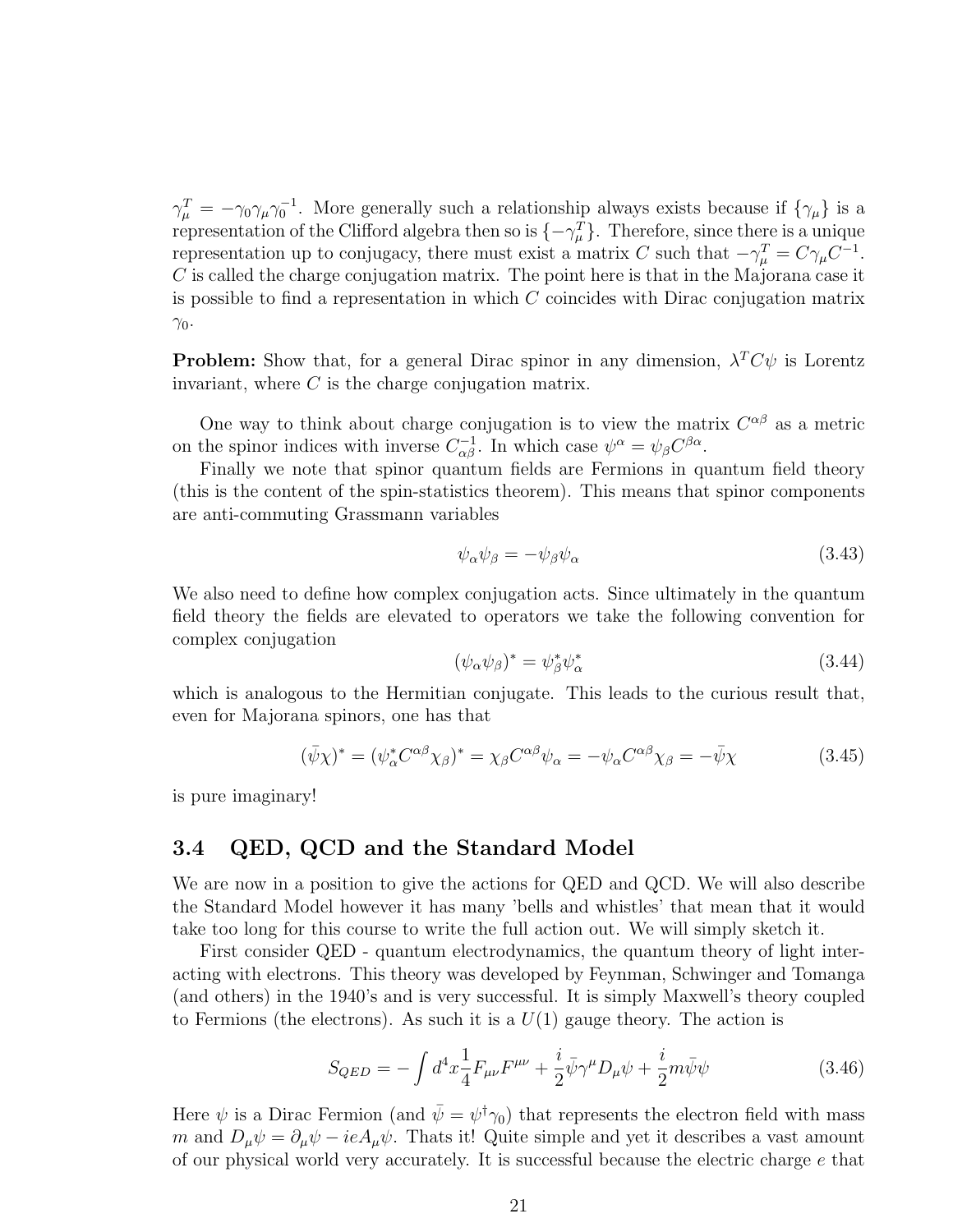$\gamma_\mu^T = -\gamma_0\gamma_\mu\gamma_0^{-1}$. More generally such a relationship always exists because if $\{\gamma_\mu\}$ is a representation of the Clifford algebra then so is $\{-\gamma_\mu^T\}$. Therefore, since there is a unique representation up to conjugacy, there must exist a matrix $C$ such that $-\gamma_\mu^T = C\gamma_\mu C^{-1}$. $C$ is called the charge conjugation matrix. The point here is that in the Majorana case it is possible to find a representation in which $C$ coincides with Dirac conjugation matrix $\gamma_0$.

**Problem:** Show that, for a general Dirac spinor in any dimension, $\lambda^T C\psi$ is Lorentz invariant, where $C$ is the charge conjugation matrix.

One way to think about charge conjugation is to view the matrix $C^{\alpha\beta}$ as a metric on the spinor indices with inverse $C^{-1}_{\alpha\beta}$. In which case $\psi^\alpha = \psi_\beta C^{\beta\alpha}$.

Finally we note that spinor quantum fields are Fermions in quantum field theory (this is the content of the spin-statistics theorem). This means that spinor components are anti-commuting Grassmann variables

$$\psi_\alpha\psi_\beta = -\psi_\beta\psi_\alpha \tag{3.43}$$

We also need to define how complex conjugation acts. Since ultimately in the quantum field theory the fields are elevated to operators we take the following convention for complex conjugation

$$(\psi_\alpha\psi_\beta)^* = \psi_\beta^*\psi_\alpha^* \tag{3.44}$$

which is analogous to the Hermitian conjugate. This leads to the curious result that, even for Majorana spinors, one has that

$$(\bar\psi\chi)^* = (\psi_\alpha^* C^{\alpha\beta}\chi_\beta)^* = \chi_\beta C^{\alpha\beta}\psi_\alpha = -\psi_\alpha C^{\alpha\beta}\chi_\beta = -\bar\psi\chi \tag{3.45}$$

is pure imaginary!

## 3.4 QED, QCD and the Standard Model

We are now in a position to give the actions for QED and QCD. We will also describe the Standard Model however it has many 'bells and whistles' that mean that it would take too long for this course to write the full action out. We will simply sketch it.

First consider QED - quantum electrodynamics, the quantum theory of light interacting with electrons. This theory was developed by Feynman, Schwinger and Tomanga (and others) in the 1940's and is very successful. It is simply Maxwell's theory coupled to Fermions (the electrons). As such it is a $U(1)$ gauge theory. The action is

$$S_{QED} = -\int d^4x \frac{1}{4}F_{\mu\nu}F^{\mu\nu} + \frac{i}{2}\bar\psi\gamma^\mu D_\mu\psi + \frac{i}{2}m\bar\psi\psi \tag{3.46}$$

Here $\psi$ is a Dirac Fermion (and $\bar\psi = \psi^\dagger\gamma_0$) that represents the electron field with mass $m$ and $D_\mu\psi = \partial_\mu\psi - ieA_\mu\psi$. Thats it! Quite simple and yet it describes a vast amount of our physical world very accurately. It is successful because the electric charge $e$ that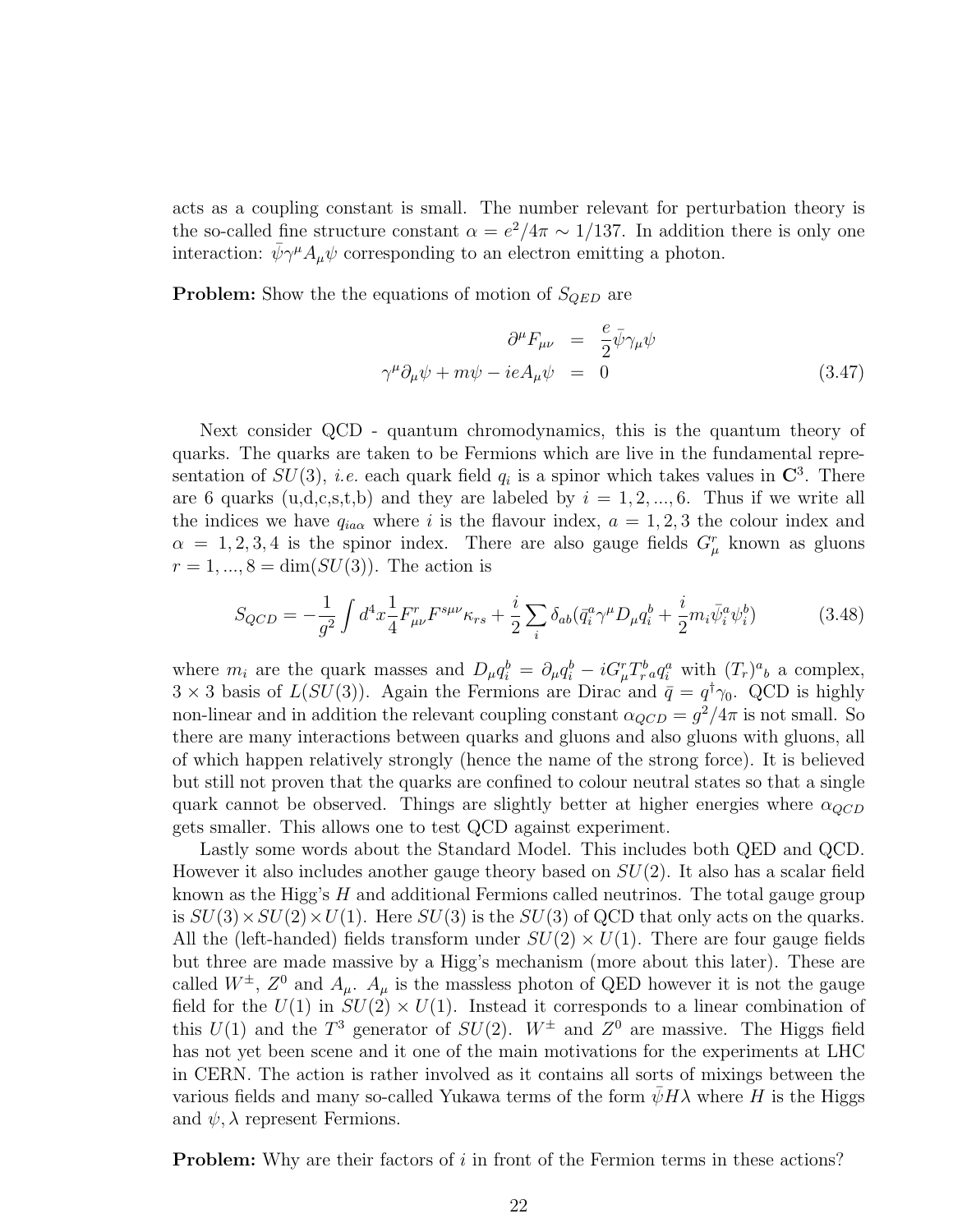acts as a coupling constant is small. The number relevant for perturbation theory is the so-called fine structure constant $\alpha = e^2/4\pi \sim 1/137$. In addition there is only one interaction: $\bar{\psi}\gamma^\mu A_\mu \psi$ corresponding to an electron emitting a photon.

**Problem:** Show the the equations of motion of $S_{QED}$ are

$$
\begin{aligned}
\partial^\mu F_{\mu\nu} &= \frac{e}{2}\bar{\psi}\gamma_\mu\psi \\
\gamma^\mu\partial_\mu\psi + m\psi - ieA_\mu\psi &= 0
\end{aligned}
\tag{3.47}
$$

Next consider QCD - quantum chromodynamics, this is the quantum theory of quarks. The quarks are taken to be Fermions which are live in the fundamental representation of $SU(3)$, *i.e.* each quark field $q_i$ is a spinor which takes values in $\mathbf{C}^3$. There are 6 quarks (u,d,c,s,t,b) and they are labeled by $i = 1, 2, ..., 6$. Thus if we write all the indices we have $q_{ia\alpha}$ where $i$ is the flavour index, $a = 1, 2, 3$ the colour index and $\alpha = 1, 2, 3, 4$ is the spinor index. There are also gauge fields $G^r_\mu$ known as gluons $r = 1, ..., 8 = \dim(SU(3))$. The action is

$$
S_{QCD} = -\frac{1}{g^2}\int d^4x \frac{1}{4}F^r_{\mu\nu}F^{s\mu\nu}\kappa_{rs} + \frac{i}{2}\sum_i \delta_{ab}(\bar{q}^a_i\gamma^\mu D_\mu q^b_i + \frac{i}{2}m_i\bar{\psi}^a_i\psi^b_i)
\tag{3.48}
$$

where $m_i$ are the quark masses and $D_\mu q^b_i = \partial_\mu q^b_i - iG^r_\mu T^b_{r\,a} q^a_i$ with $(T_r)^a{}_b$ a complex, $3\times 3$ basis of $L(SU(3))$. Again the Fermions are Dirac and $\bar{q} = q^\dagger\gamma_0$. QCD is highly non-linear and in addition the relevant coupling constant $\alpha_{QCD} = g^2/4\pi$ is not small. So there are many interactions between quarks and gluons and also gluons with gluons, all of which happen relatively strongly (hence the name of the strong force). It is believed but still not proven that the quarks are confined to colour neutral states so that a single quark cannot be observed. Things are slightly better at higher energies where $\alpha_{QCD}$ gets smaller. This allows one to test QCD against experiment.

Lastly some words about the Standard Model. This includes both QED and QCD. However it also includes another gauge theory based on $SU(2)$. It also has a scalar field known as the Higg's $H$ and additional Fermions called neutrinos. The total gauge group is $SU(3)\times SU(2)\times U(1)$. Here $SU(3)$ is the $SU(3)$ of QCD that only acts on the quarks. All the (left-handed) fields transform under $SU(2)\times U(1)$. There are four gauge fields but three are made massive by a Higg's mechanism (more about this later). These are called $W^\pm$, $Z^0$ and $A_\mu$. $A_\mu$ is the massless photon of QED however it is not the gauge field for the $U(1)$ in $SU(2)\times U(1)$. Instead it corresponds to a linear combination of this $U(1)$ and the $T^3$ generator of $SU(2)$. $W^\pm$ and $Z^0$ are massive. The Higgs field has not yet been scene and it one of the main motivations for the experiments at LHC in CERN. The action is rather involved as it contains all sorts of mixings between the various fields and many so-called Yukawa terms of the form $\bar{\psi}H\lambda$ where $H$ is the Higgs and $\psi, \lambda$ represent Fermions.

**Problem:** Why are their factors of $i$ in front of the Fermion terms in these actions?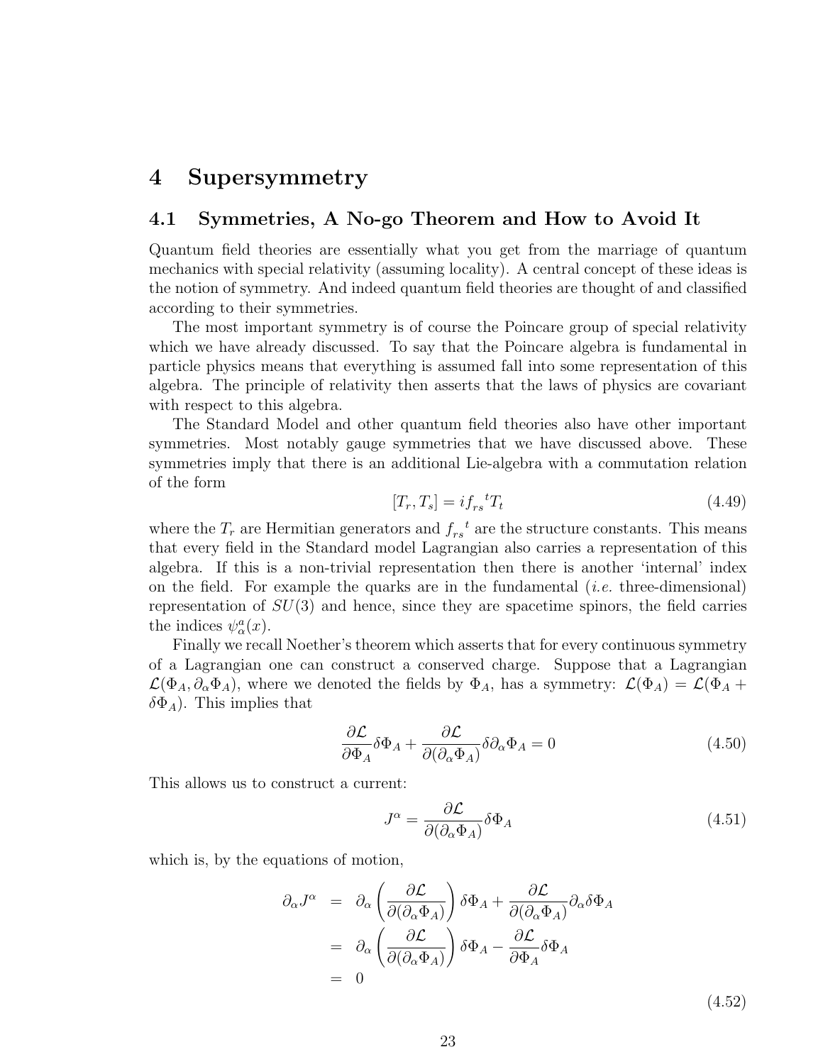# 4 Supersymmetry

## 4.1 Symmetries, A No-go Theorem and How to Avoid It

Quantum field theories are essentially what you get from the marriage of quantum mechanics with special relativity (assuming locality). A central concept of these ideas is the notion of symmetry. And indeed quantum field theories are thought of and classified according to their symmetries.

The most important symmetry is of course the Poincare group of special relativity which we have already discussed. To say that the Poincare algebra is fundamental in particle physics means that everything is assumed fall into some representation of this algebra. The principle of relativity then asserts that the laws of physics are covariant with respect to this algebra.

The Standard Model and other quantum field theories also have other important symmetries. Most notably gauge symmetries that we have discussed above. These symmetries imply that there is an additional Lie-algebra with a commutation relation of the form

$$[T_r, T_s] = i f_{rs}{}^t T_t \tag{4.49}$$

where the $T_r$ are Hermitian generators and $f_{rs}{}^t$ are the structure constants. This means that every field in the Standard model Lagrangian also carries a representation of this algebra. If this is a non-trivial representation then there is another 'internal' index on the field. For example the quarks are in the fundamental (*i.e.* three-dimensional) representation of $SU(3)$ and hence, since they are spacetime spinors, the field carries the indices $\psi^a_\alpha(x)$.

Finally we recall Noether's theorem which asserts that for every continuous symmetry of a Lagrangian one can construct a conserved charge. Suppose that a Lagrangian $\mathcal{L}(\Phi_A, \partial_\alpha \Phi_A)$, where we denoted the fields by $\Phi_A$, has a symmetry: $\mathcal{L}(\Phi_A) = \mathcal{L}(\Phi_A + \delta\Phi_A)$. This implies that

$$\frac{\partial \mathcal{L}}{\partial \Phi_A}\delta\Phi_A + \frac{\partial \mathcal{L}}{\partial(\partial_\alpha \Phi_A)}\delta\partial_\alpha\Phi_A = 0 \tag{4.50}$$

This allows us to construct a current:

$$J^\alpha = \frac{\partial \mathcal{L}}{\partial(\partial_\alpha \Phi_A)}\delta\Phi_A \tag{4.51}$$

which is, by the equations of motion,

$$\begin{aligned}
\partial_\alpha J^\alpha &= \partial_\alpha\left(\frac{\partial \mathcal{L}}{\partial(\partial_\alpha \Phi_A)}\right)\delta\Phi_A + \frac{\partial \mathcal{L}}{\partial(\partial_\alpha \Phi_A)}\partial_\alpha\delta\Phi_A \\
&= \partial_\alpha\left(\frac{\partial \mathcal{L}}{\partial(\partial_\alpha \Phi_A)}\right)\delta\Phi_A - \frac{\partial \mathcal{L}}{\partial \Phi_A}\delta\Phi_A \\
&= 0
\end{aligned} \tag{4.52}$$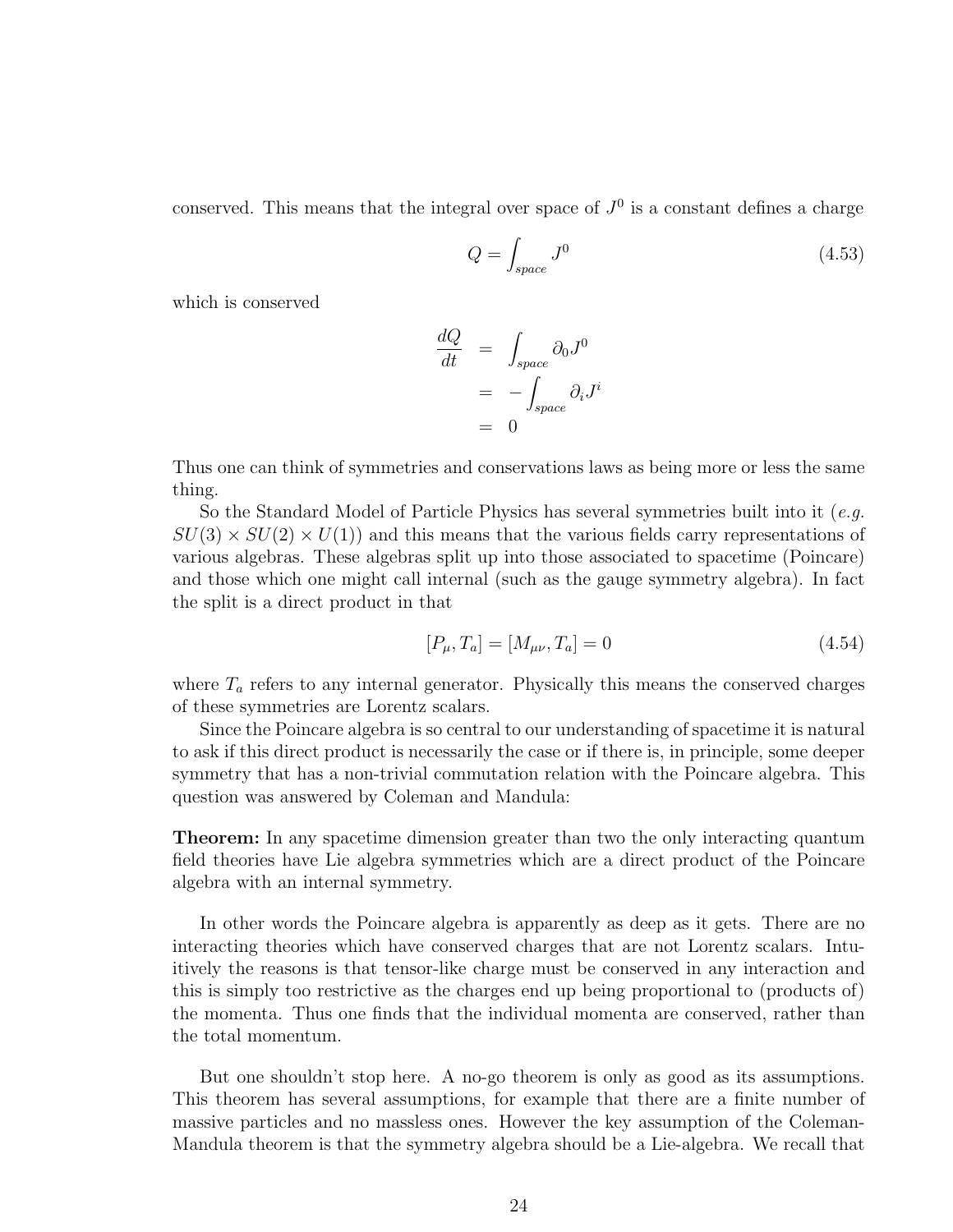conserved. This means that the integral over space of $J^0$ is a constant defines a charge

$$Q = \int_{space} J^0 \tag{4.53}$$

which is conserved

$$\begin{aligned}
\frac{dQ}{dt} &= \int_{space} \partial_0 J^0 \\
&= -\int_{space} \partial_i J^i \\
&= 0
\end{aligned}$$

Thus one can think of symmetries and conservations laws as being more or less the same thing.

So the Standard Model of Particle Physics has several symmetries built into it (*e.g.* $SU(3) \times SU(2) \times U(1)$) and this means that the various fields carry representations of various algebras. These algebras split up into those associated to spacetime (Poincare) and those which one might call internal (such as the gauge symmetry algebra). In fact the split is a direct product in that

$$[P_\mu, T_a] = [M_{\mu\nu}, T_a] = 0 \tag{4.54}$$

where $T_a$ refers to any internal generator. Physically this means the conserved charges of these symmetries are Lorentz scalars.

Since the Poincare algebra is so central to our understanding of spacetime it is natural to ask if this direct product is necessarily the case or if there is, in principle, some deeper symmetry that has a non-trivial commutation relation with the Poincare algebra. This question was answered by Coleman and Mandula:

**Theorem:** In any spacetime dimension greater than two the only interacting quantum field theories have Lie algebra symmetries which are a direct product of the Poincare algebra with an internal symmetry.

In other words the Poincare algebra is apparently as deep as it gets. There are no interacting theories which have conserved charges that are not Lorentz scalars. Intuitively the reasons is that tensor-like charge must be conserved in any interaction and this is simply too restrictive as the charges end up being proportional to (products of) the momenta. Thus one finds that the individual momenta are conserved, rather than the total momentum.

But one shouldn't stop here. A no-go theorem is only as good as its assumptions. This theorem has several assumptions, for example that there are a finite number of massive particles and no massless ones. However the key assumption of the Coleman-Mandula theorem is that the symmetry algebra should be a Lie-algebra. We recall that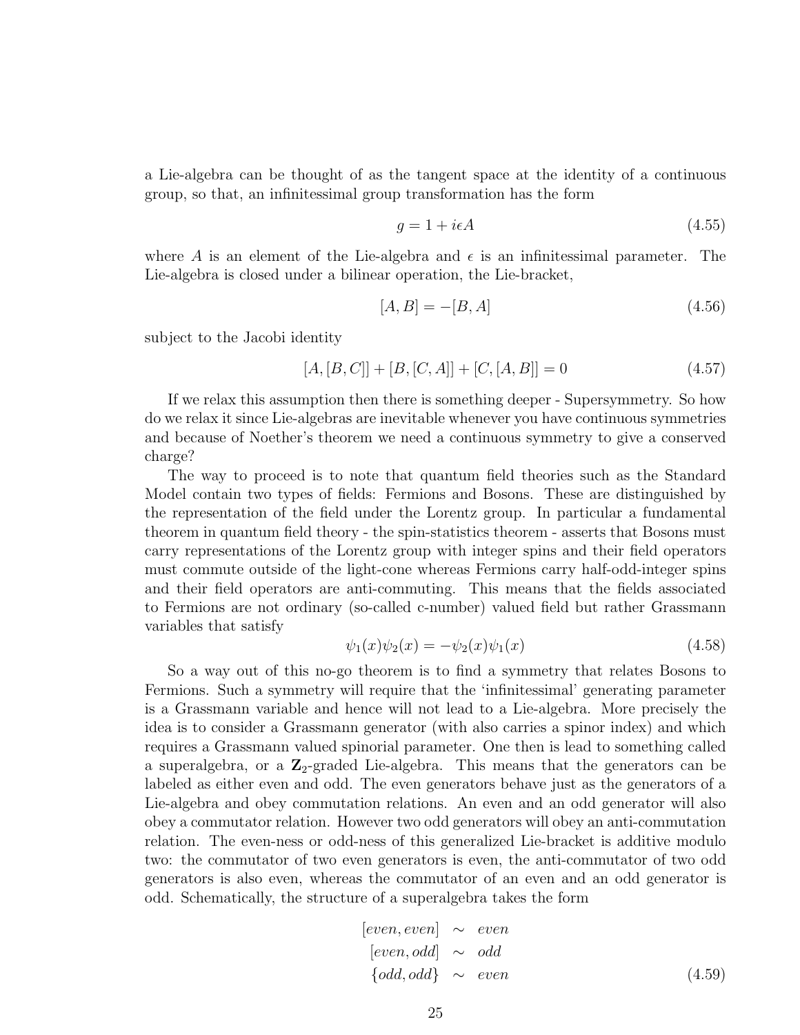a Lie-algebra can be thought of as the tangent space at the identity of a continuous group, so that, an infinitessimal group transformation has the form

$$g = 1 + i\epsilon A \tag{4.55}$$

where $A$ is an element of the Lie-algebra and $\epsilon$ is an infinitessimal parameter. The Lie-algebra is closed under a bilinear operation, the Lie-bracket,

$$[A, B] = -[B, A] \tag{4.56}$$

subject to the Jacobi identity

$$[A, [B, C]] + [B, [C, A]] + [C, [A, B]] = 0 \tag{4.57}$$

If we relax this assumption then there is something deeper - Supersymmetry. So how do we relax it since Lie-algebras are inevitable whenever you have continuous symmetries and because of Noether's theorem we need a continuous symmetry to give a conserved charge?

The way to proceed is to note that quantum field theories such as the Standard Model contain two types of fields: Fermions and Bosons. These are distinguished by the representation of the field under the Lorentz group. In particular a fundamental theorem in quantum field theory - the spin-statistics theorem - asserts that Bosons must carry representations of the Lorentz group with integer spins and their field operators must commute outside of the light-cone whereas Fermions carry half-odd-integer spins and their field operators are anti-commuting. This means that the fields associated to Fermions are not ordinary (so-called c-number) valued field but rather Grassmann variables that satisfy

$$\psi_1(x)\psi_2(x) = -\psi_2(x)\psi_1(x) \tag{4.58}$$

So a way out of this no-go theorem is to find a symmetry that relates Bosons to Fermions. Such a symmetry will require that the 'infinitessimal' generating parameter is a Grassmann variable and hence will not lead to a Lie-algebra. More precisely the idea is to consider a Grassmann generator (with also carries a spinor index) and which requires a Grassmann valued spinorial parameter. One then is lead to something called a superalgebra, or a $\mathbf{Z}_2$-graded Lie-algebra. This means that the generators can be labeled as either even and odd. The even generators behave just as the generators of a Lie-algebra and obey commutation relations. An even and an odd generator will also obey a commutator relation. However two odd generators will obey an anti-commutation relation. The even-ness or odd-ness of this generalized Lie-bracket is additive modulo two: the commutator of two even generators is even, the anti-commutator of two odd generators is also even, whereas the commutator of an even and an odd generator is odd. Schematically, the structure of a superalgebra takes the form

$$\begin{aligned}
[even, even] &\sim even \\
[even, odd] &\sim odd \\
\{odd, odd\} &\sim even
\end{aligned} \tag{4.59}$$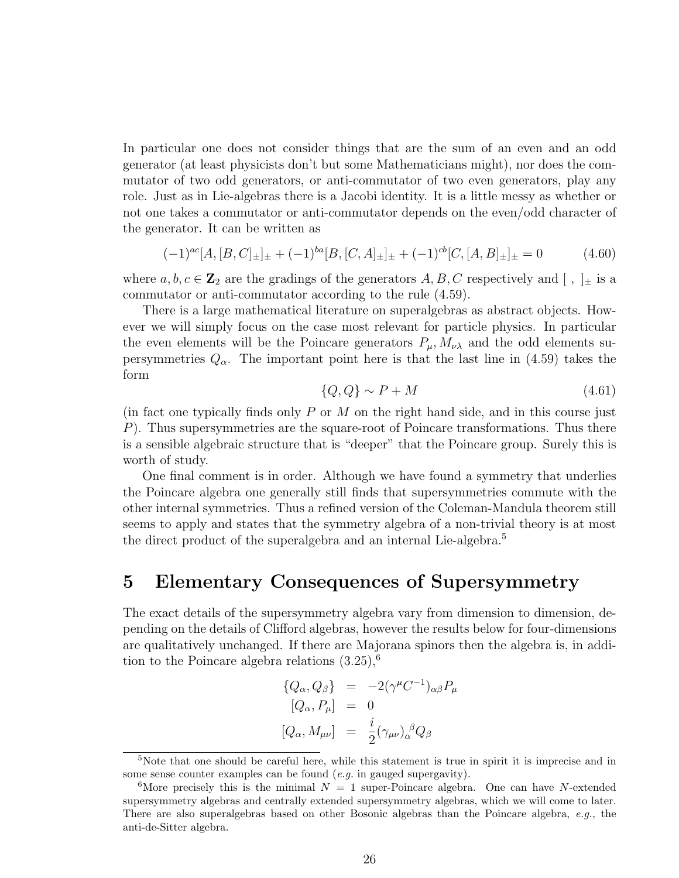In particular one does not consider things that are the sum of an even and an odd generator (at least physicists don't but some Mathematicians might), nor does the commutator of two odd generators, or anti-commutator of two even generators, play any role. Just as in Lie-algebras there is a Jacobi identity. It is a little messy as whether or not one takes a commutator or anti-commutator depends on the even/odd character of the generator. It can be written as

$$(-1)^{ac}[A,[B,C]_\pm]_\pm + (-1)^{ba}[B,[C,A]_\pm]_\pm + (-1)^{cb}[C,[A,B]_\pm]_\pm = 0 \tag{4.60}$$

where $a, b, c \in \mathbf{Z}_2$ are the gradings of the generators $A, B, C$ respectively and $[\ ,\ ]_\pm$ is a commutator or anti-commutator according to the rule (4.59).

There is a large mathematical literature on superalgebras as abstract objects. However we will simply focus on the case most relevant for particle physics. In particular the even elements will be the Poincare generators $P_\mu, M_{\nu\lambda}$ and the odd elements supersymmetries $Q_\alpha$. The important point here is that the last line in (4.59) takes the form

$$\{Q, Q\} \sim P + M \tag{4.61}$$

(in fact one typically finds only $P$ or $M$ on the right hand side, and in this course just $P$). Thus supersymmetries are the square-root of Poincare transformations. Thus there is a sensible algebraic structure that is "deeper" that the Poincare group. Surely this is worth of study.

One final comment is in order. Although we have found a symmetry that underlies the Poincare algebra one generally still finds that supersymmetries commute with the other internal symmetries. Thus a refined version of the Coleman-Mandula theorem still seems to apply and states that the symmetry algebra of a non-trivial theory is at most the direct product of the superalgebra and an internal Lie-algebra.[5]

# 5 Elementary Consequences of Supersymmetry

The exact details of the supersymmetry algebra vary from dimension to dimension, depending on the details of Clifford algebras, however the results below for four-dimensions are qualitatively unchanged. If there are Majorana spinors then the algebra is, in addition to the Poincare algebra relations (3.25),[6]

$$\begin{aligned}
\{Q_\alpha, Q_\beta\} &= -2(\gamma^\mu C^{-1})_{\alpha\beta} P_\mu \\
[Q_\alpha, P_\mu] &= 0 \\
[Q_\alpha, M_{\mu\nu}] &= \frac{i}{2}(\gamma_{\mu\nu})_\alpha{}^\beta Q_\beta
\end{aligned}$$

[5] Note that one should be careful here, while this statement is true in spirit it is imprecise and in some sense counter examples can be found (*e.g.* in gauged supergavity).

[6] More precisely this is the minimal $N = 1$ super-Poincare algebra. One can have $N$-extended supersymmetry algebras and centrally extended supersymmetry algebras, which we will come to later. There are also superalgebras based on other Bosonic algebras than the Poincare algebra, *e.g.*, the anti-de-Sitter algebra.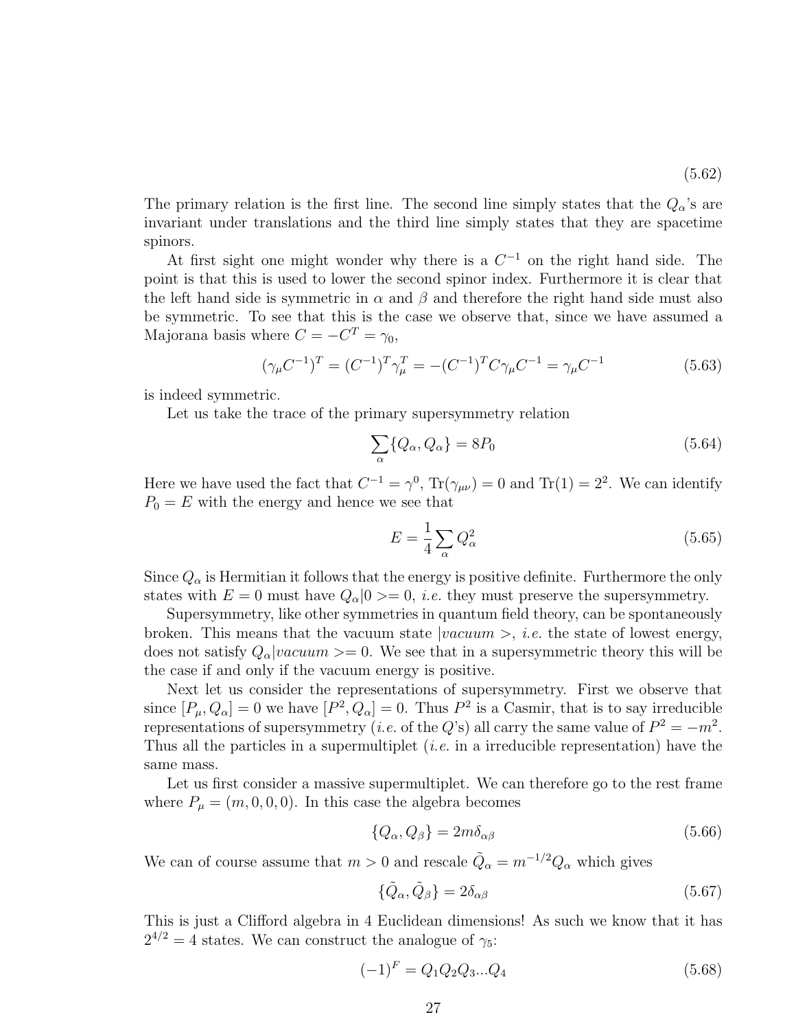(5.62)

The primary relation is the first line. The second line simply states that the $Q_\alpha$'s are invariant under translations and the third line simply states that they are spacetime spinors.

At first sight one might wonder why there is a $C^{-1}$ on the right hand side. The point is that this is used to lower the second spinor index. Furthermore it is clear that the left hand side is symmetric in $\alpha$ and $\beta$ and therefore the right hand side must also be symmetric. To see that this is the case we observe that, since we have assumed a Majorana basis where $C = -C^T = \gamma_0$,

$$(\gamma_\mu C^{-1})^T = (C^{-1})^T \gamma_\mu^T = -(C^{-1})^T C \gamma_\mu C^{-1} = \gamma_\mu C^{-1} \tag{5.63}$$

is indeed symmetric.

Let us take the trace of the primary supersymmetry relation

$$\sum_\alpha \{Q_\alpha, Q_\alpha\} = 8P_0 \tag{5.64}$$

Here we have used the fact that $C^{-1} = \gamma^0$, $\mathrm{Tr}(\gamma_{\mu\nu}) = 0$ and $\mathrm{Tr}(1) = 2^2$. We can identify $P_0 = E$ with the energy and hence we see that

$$E = \frac{1}{4}\sum_\alpha Q_\alpha^2 \tag{5.65}$$

Since $Q_\alpha$ is Hermitian it follows that the energy is positive definite. Furthermore the only states with $E = 0$ must have $Q_\alpha|0>= 0$, *i.e.* they must preserve the supersymmetry.

Supersymmetry, like other symmetries in quantum field theory, can be spontaneously broken. This means that the vacuum state $|vacuum>$, *i.e.* the state of lowest energy, does not satisfy $Q_\alpha|vacuum>= 0$. We see that in a supersymmetric theory this will be the case if and only if the vacuum energy is positive.

Next let us consider the representations of supersymmetry. First we observe that since $[P_\mu, Q_\alpha] = 0$ we have $[P^2, Q_\alpha] = 0$. Thus $P^2$ is a Casmir, that is to say irreducible representations of supersymmetry (*i.e.* of the $Q$'s) all carry the same value of $P^2 = -m^2$. Thus all the particles in a supermultiplet (*i.e.* in a irreducible representation) have the same mass.

Let us first consider a massive supermultiplet. We can therefore go to the rest frame where $P_\mu = (m, 0, 0, 0)$. In this case the algebra becomes

$$\{Q_\alpha, Q_\beta\} = 2m\delta_{\alpha\beta} \tag{5.66}$$

We can of course assume that $m > 0$ and rescale $\tilde{Q}_\alpha = m^{-1/2}Q_\alpha$ which gives

$$\{\tilde{Q}_\alpha, \tilde{Q}_\beta\} = 2\delta_{\alpha\beta} \tag{5.67}$$

This is just a Clifford algebra in 4 Euclidean dimensions! As such we know that it has $2^{4/2} = 4$ states. We can construct the analogue of $\gamma_5$:

$$(-1)^F = Q_1 Q_2 Q_3 ... Q_4 \tag{5.68}$$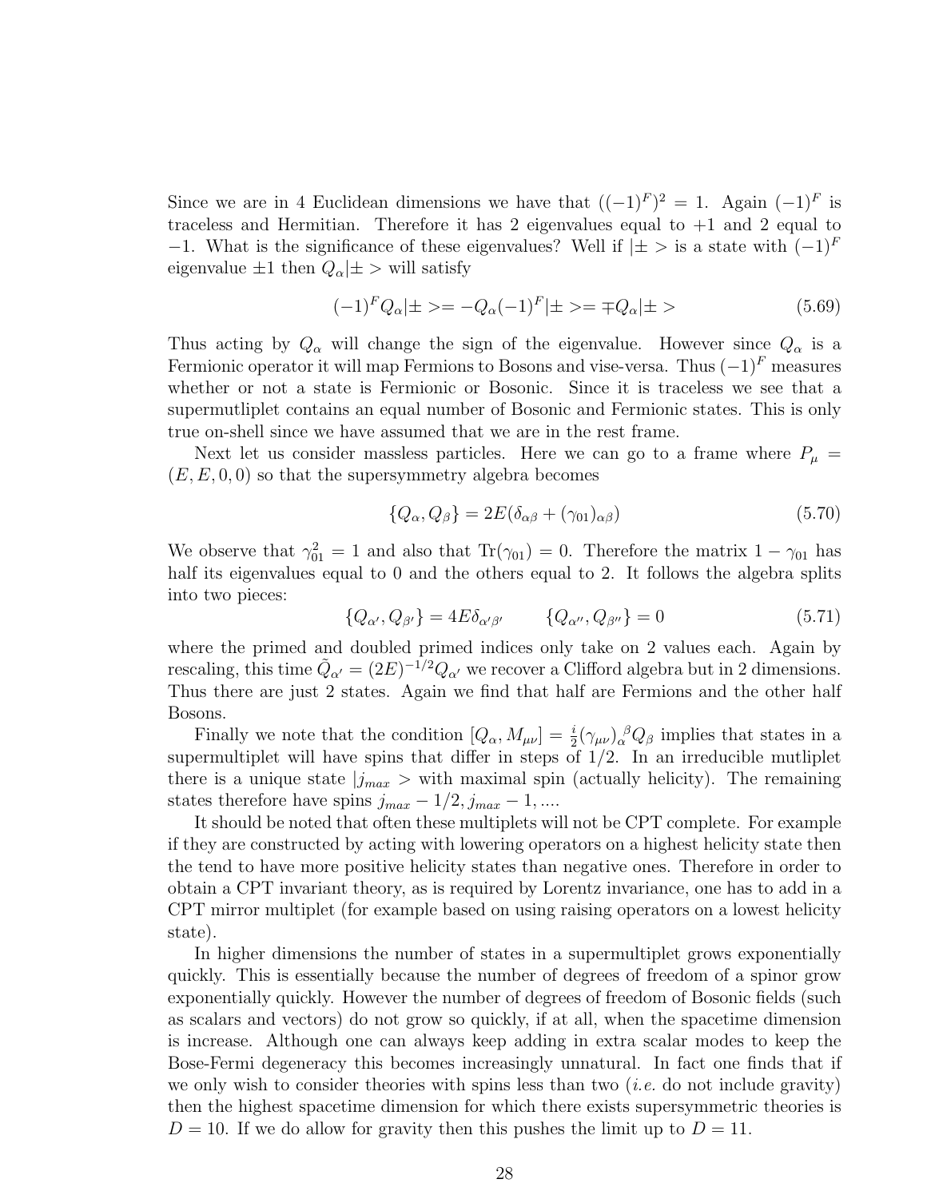Since we are in 4 Euclidean dimensions we have that $((-1)^F)^2 = 1$. Again $(-1)^F$ is traceless and Hermitian. Therefore it has 2 eigenvalues equal to $+1$ and 2 equal to $-1$. What is the significance of these eigenvalues? Well if $|\pm>$ is a state with $(-1)^F$ eigenvalue $\pm 1$ then $Q_\alpha|\pm>$ will satisfy

$$(-1)^F Q_\alpha|\pm> = -Q_\alpha(-1)^F|\pm> = \mp Q_\alpha|\pm> \tag{5.69}$$

Thus acting by $Q_\alpha$ will change the sign of the eigenvalue. However since $Q_\alpha$ is a Fermionic operator it will map Fermions to Bosons and vise-versa. Thus $(-1)^F$ measures whether or not a state is Fermionic or Bosonic. Since it is traceless we see that a supermutliplet contains an equal number of Bosonic and Fermionic states. This is only true on-shell since we have assumed that we are in the rest frame.

Next let us consider massless particles. Here we can go to a frame where $P_\mu = (E, E, 0, 0)$ so that the supersymmetry algebra becomes

$$\{Q_\alpha, Q_\beta\} = 2E(\delta_{\alpha\beta} + (\gamma_{01})_{\alpha\beta}) \tag{5.70}$$

We observe that $\gamma_{01}^2 = 1$ and also that $\mathrm{Tr}(\gamma_{01}) = 0$. Therefore the matrix $1 - \gamma_{01}$ has half its eigenvalues equal to 0 and the others equal to 2. It follows the algebra splits into two pieces:

$$\{Q_{\alpha'}, Q_{\beta'}\} = 4E\delta_{\alpha'\beta'} \qquad \{Q_{\alpha''}, Q_{\beta''}\} = 0 \tag{5.71}$$

where the primed and doubled primed indices only take on 2 values each. Again by rescaling, this time $\tilde{Q}_{\alpha'} = (2E)^{-1/2}Q_{\alpha'}$ we recover a Clifford algebra but in 2 dimensions. Thus there are just 2 states. Again we find that half are Fermions and the other half Bosons.

Finally we note that the condition $[Q_\alpha, M_{\mu\nu}] = \frac{i}{2}(\gamma_{\mu\nu})_\alpha^{\ \beta}Q_\beta$ implies that states in a supermultiplet will have spins that differ in steps of 1/2. In an irreducible mutliplet there is a unique state $|j_{max}>$ with maximal spin (actually helicity). The remaining states therefore have spins $j_{max} - 1/2, j_{max} - 1, \ldots$.

It should be noted that often these multiplets will not be CPT complete. For example if they are constructed by acting with lowering operators on a highest helicity state then the tend to have more positive helicity states than negative ones. Therefore in order to obtain a CPT invariant theory, as is required by Lorentz invariance, one has to add in a CPT mirror multiplet (for example based on using raising operators on a lowest helicity state).

In higher dimensions the number of states in a supermultiplet grows exponentially quickly. This is essentially because the number of degrees of freedom of a spinor grow exponentially quickly. However the number of degrees of freedom of Bosonic fields (such as scalars and vectors) do not grow so quickly, if at all, when the spacetime dimension is increase. Although one can always keep adding in extra scalar modes to keep the Bose-Fermi degeneracy this becomes increasingly unnatural. In fact one finds that if we only wish to consider theories with spins less than two (*i.e.* do not include gravity) then the highest spacetime dimension for which there exists supersymmetric theories is $D = 10$. If we do allow for gravity then this pushes the limit up to $D = 11$.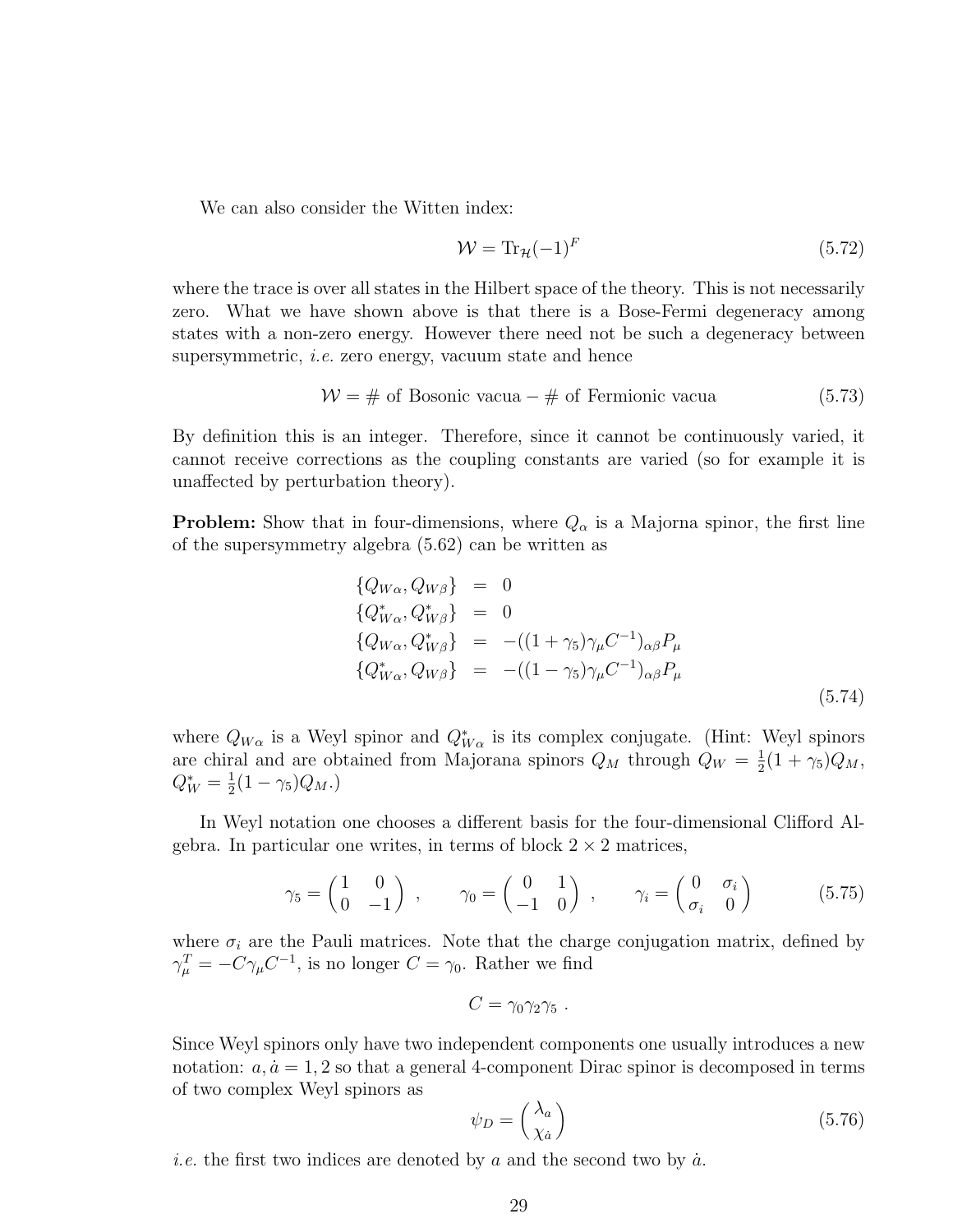We can also consider the Witten index:

$$\mathcal{W} = \mathrm{Tr}_{\mathcal{H}}(-1)^F \tag{5.72}$$

where the trace is over all states in the Hilbert space of the theory. This is not necessarily zero. What we have shown above is that there is a Bose-Fermi degeneracy among states with a non-zero energy. However there need not be such a degeneracy between supersymmetric, *i.e.* zero energy, vacuum state and hence

$$\mathcal{W} = \text{\# of Bosonic vacua} - \text{\# of Fermionic vacua} \tag{5.73}$$

By definition this is an integer. Therefore, since it cannot be continuously varied, it cannot receive corrections as the coupling constants are varied (so for example it is unaffected by perturbation theory).

**Problem:** Show that in four-dimensions, where $Q_\alpha$ is a Majorna spinor, the first line of the supersymmetry algebra (5.62) can be written as

$$\begin{aligned}
\{Q_{W\alpha}, Q_{W\beta}\} &= 0 \\
\{Q^*_{W\alpha}, Q^*_{W\beta}\} &= 0 \\
\{Q_{W\alpha}, Q^*_{W\beta}\} &= -((1+\gamma_5)\gamma_\mu C^{-1})_{\alpha\beta} P_\mu \\
\{Q^*_{W\alpha}, Q_{W\beta}\} &= -((1-\gamma_5)\gamma_\mu C^{-1})_{\alpha\beta} P_\mu
\end{aligned} \tag{5.74}$$

where $Q_{W\alpha}$ is a Weyl spinor and $Q^*_{W\alpha}$ is its complex conjugate. (Hint: Weyl spinors are chiral and are obtained from Majorana spinors $Q_M$ through $Q_W = \frac{1}{2}(1+\gamma_5)Q_M$, $Q^*_W = \frac{1}{2}(1-\gamma_5)Q_M$.)

In Weyl notation one chooses a different basis for the four-dimensional Clifford Algebra. In particular one writes, in terms of block $2 \times 2$ matrices,

$$\gamma_5 = \begin{pmatrix} 1 & 0 \\ 0 & -1 \end{pmatrix}, \qquad \gamma_0 = \begin{pmatrix} 0 & 1 \\ -1 & 0 \end{pmatrix}, \qquad \gamma_i = \begin{pmatrix} 0 & \sigma_i \\ \sigma_i & 0 \end{pmatrix} \tag{5.75}$$

where $\sigma_i$ are the Pauli matrices. Note that the charge conjugation matrix, defined by $\gamma_\mu^T = -C\gamma_\mu C^{-1}$, is no longer $C = \gamma_0$. Rather we find

$$C = \gamma_0\gamma_2\gamma_5 \ .$$

Since Weyl spinors only have two independent components one usually introduces a new notation: $a, \dot{a} = 1, 2$ so that a general 4-component Dirac spinor is decomposed in terms of two complex Weyl spinors as

$$\psi_D = \begin{pmatrix} \lambda_a \\ \chi_{\dot{a}} \end{pmatrix} \tag{5.76}$$

*i.e.* the first two indices are denoted by $a$ and the second two by $\dot{a}$.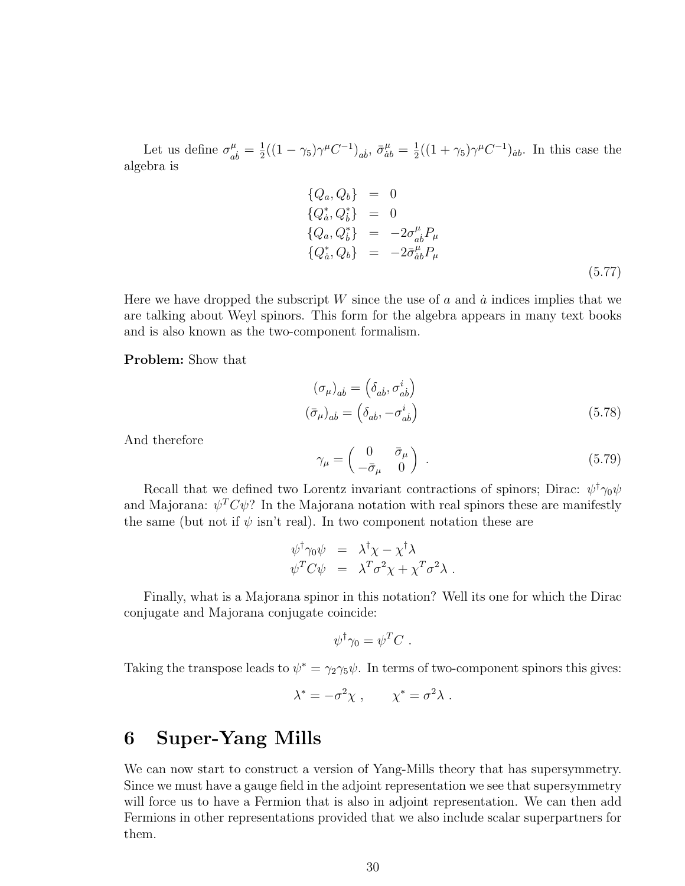Let us define $\sigma^\mu_{a\dot{b}} = \frac{1}{2}((1-\gamma_5)\gamma^\mu C^{-1})_{a\dot{b}}$, $\bar{\sigma}^\mu_{\dot{a}b} = \frac{1}{2}((1+\gamma_5)\gamma^\mu C^{-1})_{\dot{a}b}$. In this case the algebra is

$$
\begin{aligned}
\{Q_a, Q_b\} &= 0 \\
\{Q^*_{\dot{a}}, Q^*_{\dot{b}}\} &= 0 \\
\{Q_a, Q^*_{\dot{b}}\} &= -2\sigma^\mu_{a\dot{b}} P_\mu \\
\{Q^*_{\dot{a}}, Q_b\} &= -2\bar{\sigma}^\mu_{\dot{a}b} P_\mu
\end{aligned}
\tag{5.77}
$$

Here we have dropped the subscript $W$ since the use of $a$ and $\dot{a}$ indices implies that we are talking about Weyl spinors. This form for the algebra appears in many text books and is also known as the two-component formalism.

**Problem:** Show that

$$
\begin{aligned}
(\sigma_\mu)_{a\dot{b}} &= \left(\delta_{a\dot{b}}, \sigma^i_{a\dot{b}}\right) \\
(\bar{\sigma}_\mu)_{\dot{a}b} &= \left(\delta_{\dot{a}b}, -\sigma^i_{\dot{a}b}\right)
\end{aligned}
\tag{5.78}
$$

And therefore

$$
\gamma_\mu = \begin{pmatrix} 0 & \bar{\sigma}_\mu \\ -\bar{\sigma}_\mu & 0 \end{pmatrix} \; . \tag{5.79}
$$

Recall that we defined two Lorentz invariant contractions of spinors; Dirac: $\psi^\dagger\gamma_0\psi$ and Majorana: $\psi^T C\psi$? In the Majorana notation with real spinors these are manifestly the same (but not if $\psi$ isn't real). In two component notation these are

$$
\begin{aligned}
\psi^\dagger\gamma_0\psi &= \lambda^\dagger\chi - \chi^\dagger\lambda \\
\psi^T C\psi &= \lambda^T\sigma^2\chi + \chi^T\sigma^2\lambda \; .
\end{aligned}
$$

Finally, what is a Majorana spinor in this notation? Well its one for which the Dirac conjugate and Majorana conjugate coincide:

$$
\psi^\dagger\gamma_0 = \psi^T C \; .
$$

Taking the transpose leads to $\psi^* = \gamma_2\gamma_5\psi$. In terms of two-component spinors this gives:

$$
\lambda^* = -\sigma^2\chi \; , \qquad \chi^* = \sigma^2\lambda \; .
$$

# 6 Super-Yang Mills

We can now start to construct a version of Yang-Mills theory that has supersymmetry. Since we must have a gauge field in the adjoint representation we see that supersymmetry will force us to have a Fermion that is also in adjoint representation. We can then add Fermions in other representations provided that we also include scalar superpartners for them.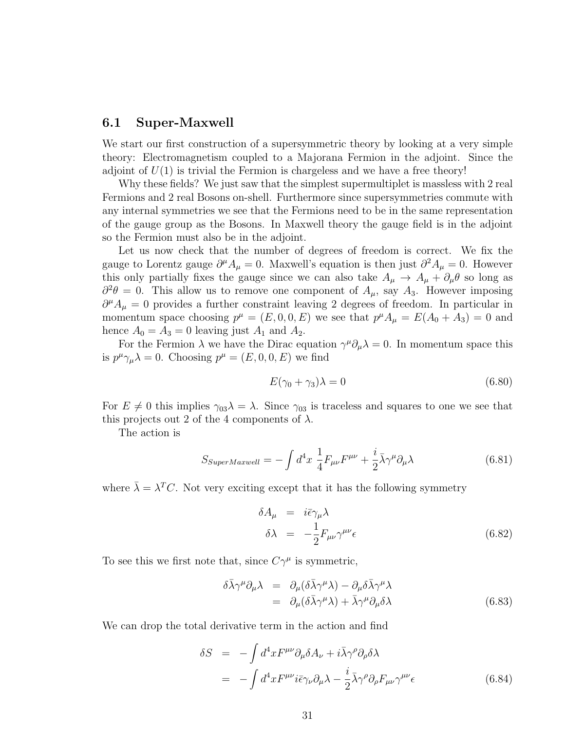## 6.1 Super-Maxwell

We start our first construction of a supersymmetric theory by looking at a very simple theory: Electromagnetism coupled to a Majorana Fermion in the adjoint. Since the adjoint of $U(1)$ is trivial the Fermion is chargeless and we have a free theory!

Why these fields? We just saw that the simplest supermultiplet is massless with 2 real Fermions and 2 real Bosons on-shell. Furthermore since supersymmetries commute with any internal symmetries we see that the Fermions need to be in the same representation of the gauge group as the Bosons. In Maxwell theory the gauge field is in the adjoint so the Fermion must also be in the adjoint.

Let us now check that the number of degrees of freedom is correct. We fix the gauge to Lorentz gauge $\partial^\mu A_\mu = 0$. Maxwell's equation is then just $\partial^2 A_\mu = 0$. However this only partially fixes the gauge since we can also take $A_\mu \to A_\mu + \partial_\mu \theta$ so long as $\partial^2\theta = 0$. This allow us to remove one component of $A_\mu$, say $A_3$. However imposing $\partial^\mu A_\mu = 0$ provides a further constraint leaving 2 degrees of freedom. In particular in momentum space choosing $p^\mu = (E, 0, 0, E)$ we see that $p^\mu A_\mu = E(A_0 + A_3) = 0$ and hence $A_0 = A_3 = 0$ leaving just $A_1$ and $A_2$.

For the Fermion $\lambda$ we have the Dirac equation $\gamma^\mu\partial_\mu\lambda = 0$. In momentum space this is $p^\mu\gamma_\mu\lambda = 0$. Choosing $p^\mu = (E, 0, 0, E)$ we find

$$E(\gamma_0 + \gamma_3)\lambda = 0 \tag{6.80}$$

For $E \neq 0$ this implies $\gamma_{03}\lambda = \lambda$. Since $\gamma_{03}$ is traceless and squares to one we see that this projects out 2 of the 4 components of $\lambda$.

The action is

$$S_{SuperMaxwell} = -\int d^4x \; \frac{1}{4}F_{\mu\nu}F^{\mu\nu} + \frac{i}{2}\bar{\lambda}\gamma^\mu\partial_\mu\lambda \tag{6.81}$$

where $\bar{\lambda} = \lambda^T C$. Not very exciting except that it has the following symmetry

$$\begin{aligned}
\delta A_\mu &= i\bar{\epsilon}\gamma_\mu\lambda \\
\delta\lambda &= -\frac{1}{2}F_{\mu\nu}\gamma^{\mu\nu}\epsilon
\end{aligned} \tag{6.82}$$

To see this we first note that, since $C\gamma^\mu$ is symmetric,

$$\begin{aligned}
\delta\bar{\lambda}\gamma^\mu\partial_\mu\lambda &= \partial_\mu(\delta\bar{\lambda}\gamma^\mu\lambda) - \partial_\mu\delta\bar{\lambda}\gamma^\mu\lambda \\
&= \partial_\mu(\delta\bar{\lambda}\gamma^\mu\lambda) + \bar{\lambda}\gamma^\mu\partial_\mu\delta\lambda
\end{aligned} \tag{6.83}$$

We can drop the total derivative term in the action and find

$$\begin{aligned}
\delta S &= -\int d^4x F^{\mu\nu}\partial_\mu\delta A_\nu + i\bar{\lambda}\gamma^\rho\partial_\rho\delta\lambda \\
&= -\int d^4x F^{\mu\nu}i\bar{\epsilon}\gamma_\nu\partial_\mu\lambda - \frac{i}{2}\bar{\lambda}\gamma^\rho\partial_\rho F_{\mu\nu}\gamma^{\mu\nu}\epsilon
\end{aligned} \tag{6.84}$$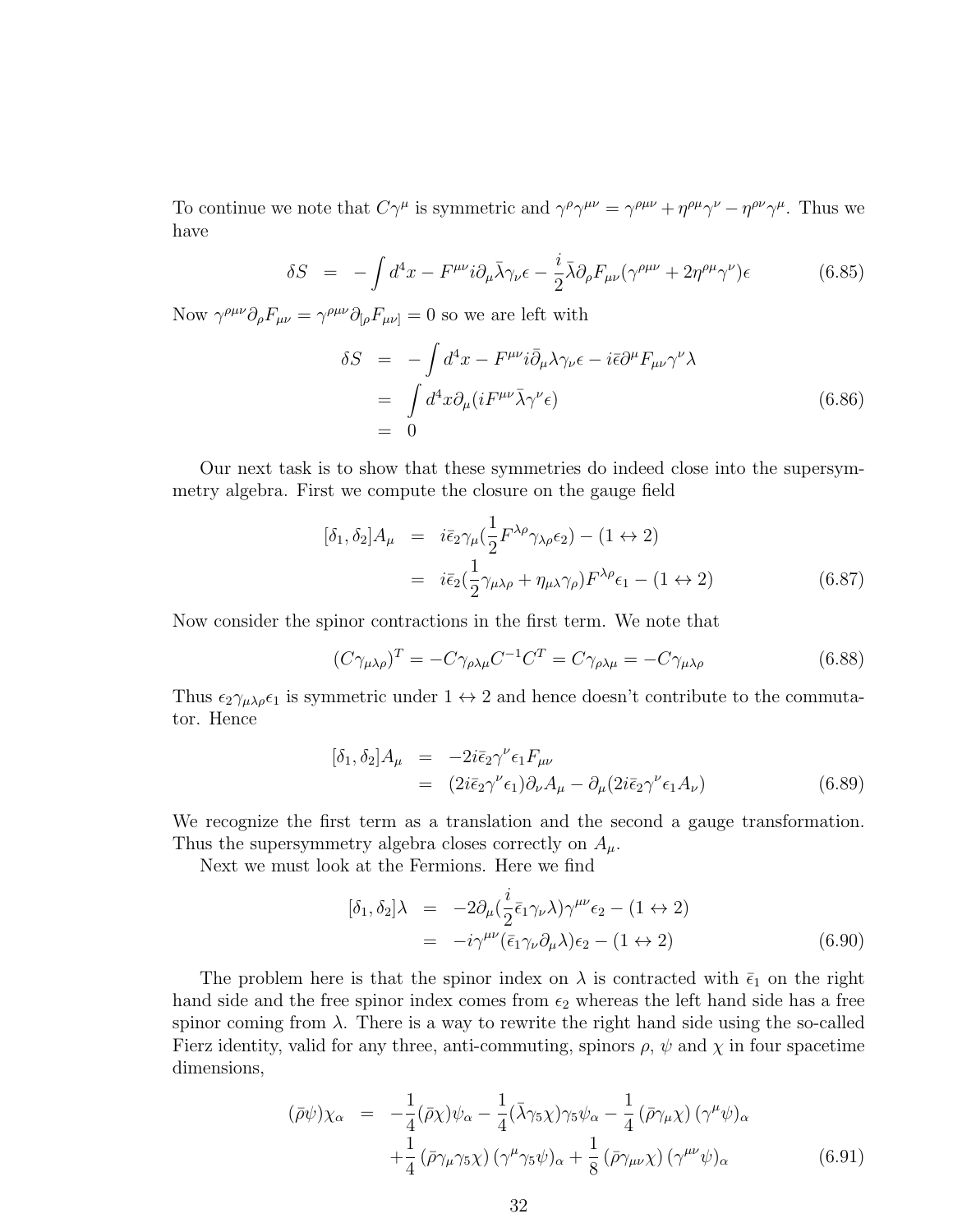To continue we note that $C\gamma^\mu$ is symmetric and $\gamma^\rho\gamma^{\mu\nu} = \gamma^{\rho\mu\nu} + \eta^{\rho\mu}\gamma^\nu - \eta^{\rho\nu}\gamma^\mu$. Thus we have

$$\delta S = -\int d^4x - F^{\mu\nu} i\partial_\mu \bar{\lambda}\gamma_\nu\epsilon - \frac{i}{2}\bar{\lambda}\partial_\rho F_{\mu\nu}(\gamma^{\rho\mu\nu} + 2\eta^{\rho\mu}\gamma^\nu)\epsilon \tag{6.85}$$

Now $\gamma^{\rho\mu\nu}\partial_\rho F_{\mu\nu} = \gamma^{\rho\mu\nu}\partial_{[\rho}F_{\mu\nu]} = 0$ so we are left with

$$\begin{aligned}
\delta S &= -\int d^4x - F^{\mu\nu} i\bar{\partial}_\mu\lambda\gamma_\nu\epsilon - i\bar{\epsilon}\partial^\mu F_{\mu\nu}\gamma^\nu\lambda \\
&= \int d^4x \partial_\mu(iF^{\mu\nu}\bar{\lambda}\gamma^\nu\epsilon) \\
&= 0
\end{aligned} \tag{6.86}$$

Our next task is to show that these symmetries do indeed close into the supersymmetry algebra. First we compute the closure on the gauge field

$$\begin{aligned}
[\delta_1, \delta_2]A_\mu &= i\bar{\epsilon}_2\gamma_\mu(\frac{1}{2}F^{\lambda\rho}\gamma_{\lambda\rho}\epsilon_2) - (1 \leftrightarrow 2) \\
&= i\bar{\epsilon}_2(\frac{1}{2}\gamma_{\mu\lambda\rho} + \eta_{\mu\lambda}\gamma_\rho)F^{\lambda\rho}\epsilon_1 - (1 \leftrightarrow 2)
\end{aligned} \tag{6.87}$$

Now consider the spinor contractions in the first term. We note that

$$(C\gamma_{\mu\lambda\rho})^T = -C\gamma_{\rho\lambda\mu}C^{-1}C^T = C\gamma_{\rho\lambda\mu} = -C\gamma_{\mu\lambda\rho} \tag{6.88}$$

Thus $\epsilon_2\gamma_{\mu\lambda\rho}\epsilon_1$ is symmetric under $1 \leftrightarrow 2$ and hence doesn't contribute to the commutator. Hence

$$\begin{aligned}
[\delta_1, \delta_2]A_\mu &= -2i\bar{\epsilon}_2\gamma^\nu\epsilon_1 F_{\mu\nu} \\
&= (2i\bar{\epsilon}_2\gamma^\nu\epsilon_1)\partial_\nu A_\mu - \partial_\mu(2i\bar{\epsilon}_2\gamma^\nu\epsilon_1 A_\nu)
\end{aligned} \tag{6.89}$$

We recognize the first term as a translation and the second a gauge transformation. Thus the supersymmetry algebra closes correctly on $A_\mu$.

Next we must look at the Fermions. Here we find

$$\begin{aligned}
[\delta_1, \delta_2]\lambda &= -2\partial_\mu(\frac{i}{2}\bar{\epsilon}_1\gamma_\nu\lambda)\gamma^{\mu\nu}\epsilon_2 - (1 \leftrightarrow 2) \\
&= -i\gamma^{\mu\nu}(\bar{\epsilon}_1\gamma_\nu\partial_\mu\lambda)\epsilon_2 - (1 \leftrightarrow 2)
\end{aligned} \tag{6.90}$$

The problem here is that the spinor index on $\lambda$ is contracted with $\bar{\epsilon}_1$ on the right hand side and the free spinor index comes from $\epsilon_2$ whereas the left hand side has a free spinor coming from $\lambda$. There is a way to rewrite the right hand side using the so-called Fierz identity, valid for any three, anti-commuting, spinors $\rho$, $\psi$ and $\chi$ in four spacetime dimensions,

$$\begin{aligned}
(\bar{\rho}\psi)\chi_\alpha &= -\frac{1}{4}(\bar{\rho}\chi)\psi_\alpha - \frac{1}{4}(\bar{\lambda}\gamma_5\chi)\gamma_5\psi_\alpha - \frac{1}{4}(\bar{\rho}\gamma_\mu\chi)(\gamma^\mu\psi)_\alpha \\
&\quad + \frac{1}{4}(\bar{\rho}\gamma_\mu\gamma_5\chi)(\gamma^\mu\gamma_5\psi)_\alpha + \frac{1}{8}(\bar{\rho}\gamma_{\mu\nu}\chi)(\gamma^{\mu\nu}\psi)_\alpha
\end{aligned} \tag{6.91}$$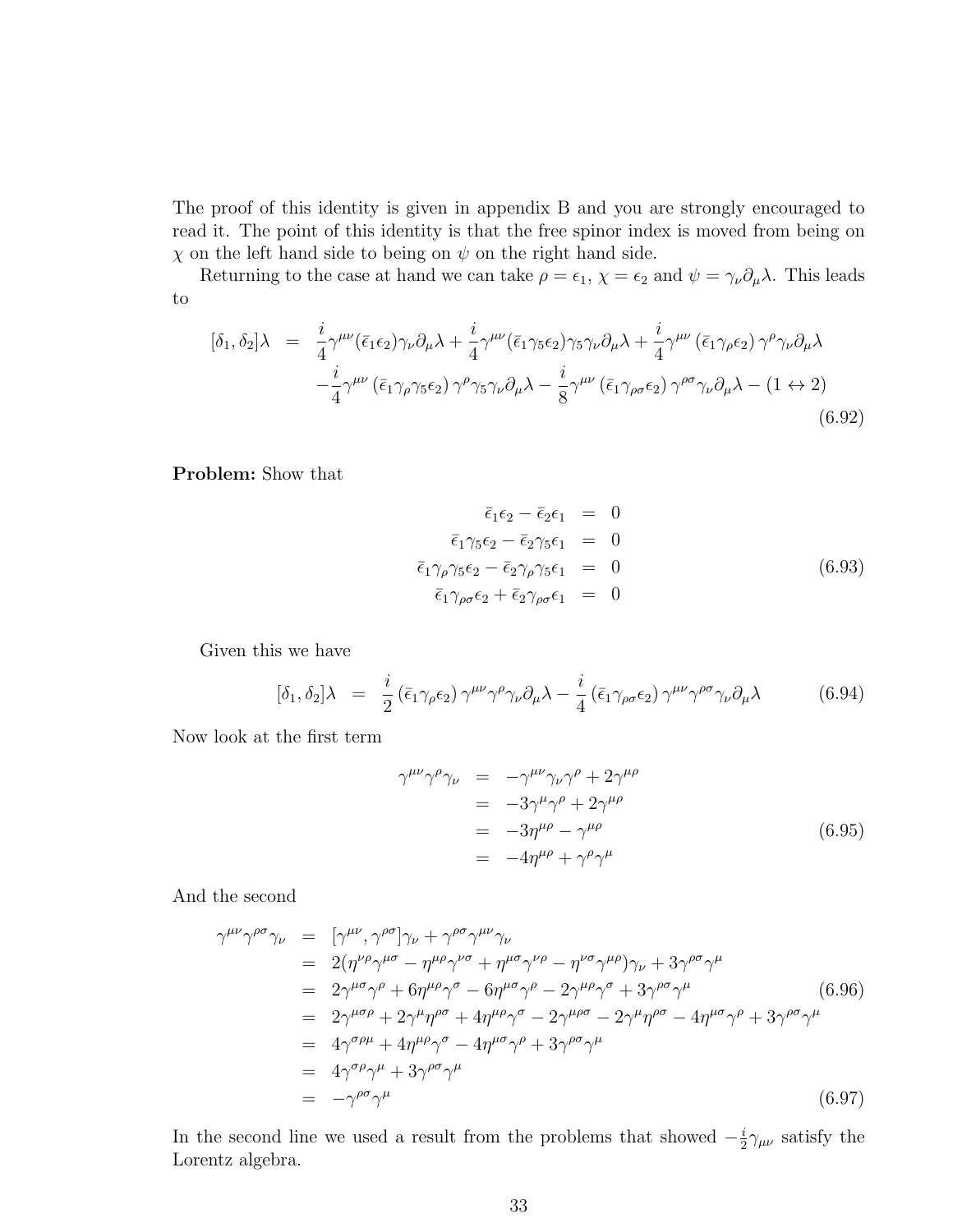The proof of this identity is given in appendix B and you are strongly encouraged to read it. The point of this identity is that the free spinor index is moved from being on $\chi$ on the left hand side to being on $\psi$ on the right hand side.

Returning to the case at hand we can take $\rho = \epsilon_1$, $\chi = \epsilon_2$ and $\psi = \gamma_\nu \partial_\mu \lambda$. This leads to

$$
\begin{aligned}
[\delta_1, \delta_2]\lambda \;=\; & \frac{i}{4}\gamma^{\mu\nu}(\bar{\epsilon}_1\epsilon_2)\gamma_\nu\partial_\mu\lambda + \frac{i}{4}\gamma^{\mu\nu}(\bar{\epsilon}_1\gamma_5\epsilon_2)\gamma_5\gamma_\nu\partial_\mu\lambda + \frac{i}{4}\gamma^{\mu\nu}\left(\bar{\epsilon}_1\gamma_\rho\epsilon_2\right)\gamma^\rho\gamma_\nu\partial_\mu\lambda \\
& -\frac{i}{4}\gamma^{\mu\nu}\left(\bar{\epsilon}_1\gamma_\rho\gamma_5\epsilon_2\right)\gamma^\rho\gamma_5\gamma_\nu\partial_\mu\lambda - \frac{i}{8}\gamma^{\mu\nu}\left(\bar{\epsilon}_1\gamma_{\rho\sigma}\epsilon_2\right)\gamma^{\rho\sigma}\gamma_\nu\partial_\mu\lambda - (1 \leftrightarrow 2)
\end{aligned}
\tag{6.92}
$$

**Problem:** Show that

$$
\begin{aligned}
\bar{\epsilon}_1\epsilon_2 - \bar{\epsilon}_2\epsilon_1 &= 0 \\
\bar{\epsilon}_1\gamma_5\epsilon_2 - \bar{\epsilon}_2\gamma_5\epsilon_1 &= 0 \\
\bar{\epsilon}_1\gamma_\rho\gamma_5\epsilon_2 - \bar{\epsilon}_2\gamma_\rho\gamma_5\epsilon_1 &= 0 \\
\bar{\epsilon}_1\gamma_{\rho\sigma}\epsilon_2 + \bar{\epsilon}_2\gamma_{\rho\sigma}\epsilon_1 &= 0
\end{aligned}
\tag{6.93}
$$

Given this we have

$$
[\delta_1, \delta_2]\lambda = \frac{i}{2}\left(\bar{\epsilon}_1\gamma_\rho\epsilon_2\right)\gamma^{\mu\nu}\gamma^\rho\gamma_\nu\partial_\mu\lambda - \frac{i}{4}\left(\bar{\epsilon}_1\gamma_{\rho\sigma}\epsilon_2\right)\gamma^{\mu\nu}\gamma^{\rho\sigma}\gamma_\nu\partial_\mu\lambda \tag{6.94}
$$

Now look at the first term

$$
\begin{aligned}
\gamma^{\mu\nu}\gamma^\rho\gamma_\nu &= -\gamma^{\mu\nu}\gamma_\nu\gamma^\rho + 2\gamma^{\mu\rho} \\
&= -3\gamma^\mu\gamma^\rho + 2\gamma^{\mu\rho} \\
&= -3\eta^{\mu\rho} - \gamma^{\mu\rho} \\
&= -4\eta^{\mu\rho} + \gamma^\rho\gamma^\mu
\end{aligned}
\tag{6.95}
$$

And the second

$$
\begin{aligned}
\gamma^{\mu\nu}\gamma^{\rho\sigma}\gamma_\nu &= [\gamma^{\mu\nu}, \gamma^{\rho\sigma}]\gamma_\nu + \gamma^{\rho\sigma}\gamma^{\mu\nu}\gamma_\nu \\
&= 2(\eta^{\nu\rho}\gamma^{\mu\sigma} - \eta^{\mu\rho}\gamma^{\nu\sigma} + \eta^{\mu\sigma}\gamma^{\nu\rho} - \eta^{\nu\sigma}\gamma^{\mu\rho})\gamma_\nu + 3\gamma^{\rho\sigma}\gamma^\mu \\
&= 2\gamma^{\mu\sigma}\gamma^\rho + 6\eta^{\mu\rho}\gamma^\sigma - 6\eta^{\mu\sigma}\gamma^\rho - 2\gamma^{\mu\rho}\gamma^\sigma + 3\gamma^{\rho\sigma}\gamma^\mu \qquad (6.96)\\
&= 2\gamma^{\mu\sigma\rho} + 2\gamma^\mu\eta^{\rho\sigma} + 4\eta^{\mu\rho}\gamma^\sigma - 2\gamma^{\mu\rho\sigma} - 2\gamma^\mu\eta^{\rho\sigma} - 4\eta^{\mu\sigma}\gamma^\rho + 3\gamma^{\rho\sigma}\gamma^\mu \\
&= 4\gamma^{\sigma\rho\mu} + 4\eta^{\mu\rho}\gamma^\sigma - 4\eta^{\mu\sigma}\gamma^\rho + 3\gamma^{\rho\sigma}\gamma^\mu \\
&= 4\gamma^{\sigma\rho}\gamma^\mu + 3\gamma^{\rho\sigma}\gamma^\mu \\
&= -\gamma^{\rho\sigma}\gamma^\mu
\end{aligned}
\tag{6.97}
$$

In the second line we used a result from the problems that showed $-\frac{i}{2}\gamma_{\mu\nu}$ satisfy the Lorentz algebra.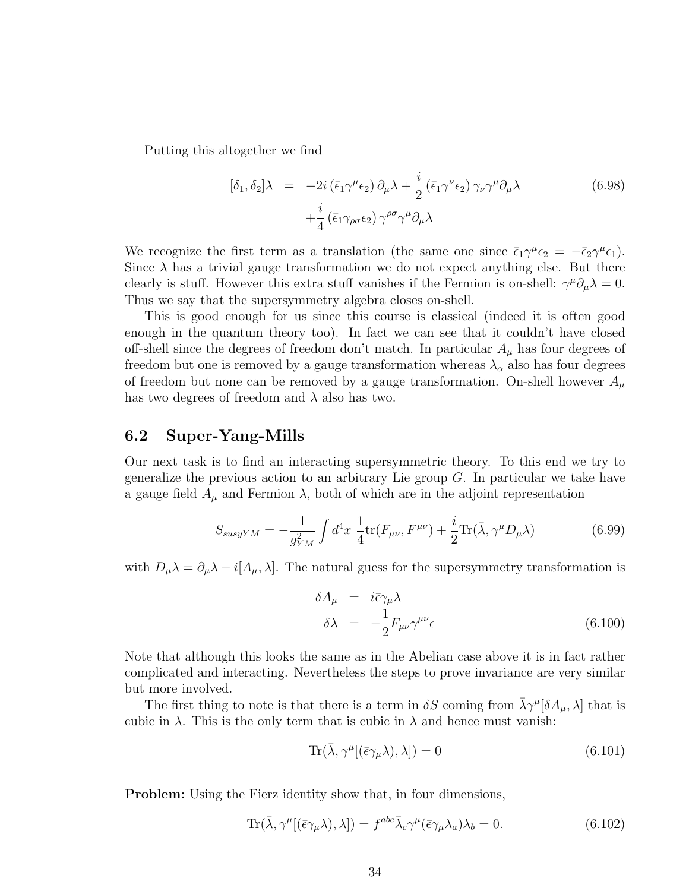Putting this altogether we find

$$
\begin{aligned}
[\delta_1, \delta_2]\lambda &= -2i\,(\bar{\epsilon}_1\gamma^\mu\epsilon_2)\,\partial_\mu\lambda + \frac{i}{2}\,(\bar{\epsilon}_1\gamma^\nu\epsilon_2)\,\gamma_\nu\gamma^\mu\partial_\mu\lambda \\
&\quad + \frac{i}{4}\,(\bar{\epsilon}_1\gamma_{\rho\sigma}\epsilon_2)\,\gamma^{\rho\sigma}\gamma^\mu\partial_\mu\lambda
\end{aligned}
\tag{6.98}
$$

We recognize the first term as a translation (the same one since $\bar{\epsilon}_1\gamma^\mu\epsilon_2 = -\bar{\epsilon}_2\gamma^\mu\epsilon_1$). Since $\lambda$ has a trivial gauge transformation we do not expect anything else. But there clearly is stuff. However this extra stuff vanishes if the Fermion is on-shell: $\gamma^\mu\partial_\mu\lambda = 0$. Thus we say that the supersymmetry algebra closes on-shell.

This is good enough for us since this course is classical (indeed it is often good enough in the quantum theory too). In fact we can see that it couldn't have closed off-shell since the degrees of freedom don't match. In particular $A_\mu$ has four degrees of freedom but one is removed by a gauge transformation whereas $\lambda_\alpha$ also has four degrees of freedom but none can be removed by a gauge transformation. On-shell however $A_\mu$ has two degrees of freedom and $\lambda$ also has two.

## 6.2 Super-Yang-Mills

Our next task is to find an interacting supersymmetric theory. To this end we try to generalize the previous action to an arbitrary Lie group $G$. In particular we take have a gauge field $A_\mu$ and Fermion $\lambda$, both of which are in the adjoint representation

$$
S_{susyYM} = -\frac{1}{g_{YM}^2}\int d^4x\;\frac{1}{4}\mathrm{tr}(F_{\mu\nu}, F^{\mu\nu}) + \frac{i}{2}\mathrm{Tr}(\bar{\lambda}, \gamma^\mu D_\mu\lambda)
\tag{6.99}
$$

with $D_\mu\lambda = \partial_\mu\lambda - i[A_\mu, \lambda]$. The natural guess for the supersymmetry transformation is

$$
\begin{aligned}
\delta A_\mu &= i\bar{\epsilon}\gamma_\mu\lambda \\
\delta\lambda &= -\frac{1}{2}F_{\mu\nu}\gamma^{\mu\nu}\epsilon
\end{aligned}
\tag{6.100}
$$

Note that although this looks the same as in the Abelian case above it is in fact rather complicated and interacting. Nevertheless the steps to prove invariance are very similar but more involved.

The first thing to note is that there is a term in $\delta S$ coming from $\bar{\lambda}\gamma^\mu[\delta A_\mu, \lambda]$ that is cubic in $\lambda$. This is the only term that is cubic in $\lambda$ and hence must vanish:

$$
\mathrm{Tr}(\bar{\lambda}, \gamma^\mu[(\bar{\epsilon}\gamma_\mu\lambda), \lambda]) = 0
\tag{6.101}
$$

**Problem:** Using the Fierz identity show that, in four dimensions,

$$
\mathrm{Tr}(\bar{\lambda}, \gamma^\mu[(\bar{\epsilon}\gamma_\mu\lambda), \lambda]) = f^{abc}\bar{\lambda}_c\gamma^\mu(\bar{\epsilon}\gamma_\mu\lambda_a)\lambda_b = 0.
\tag{6.102}
$$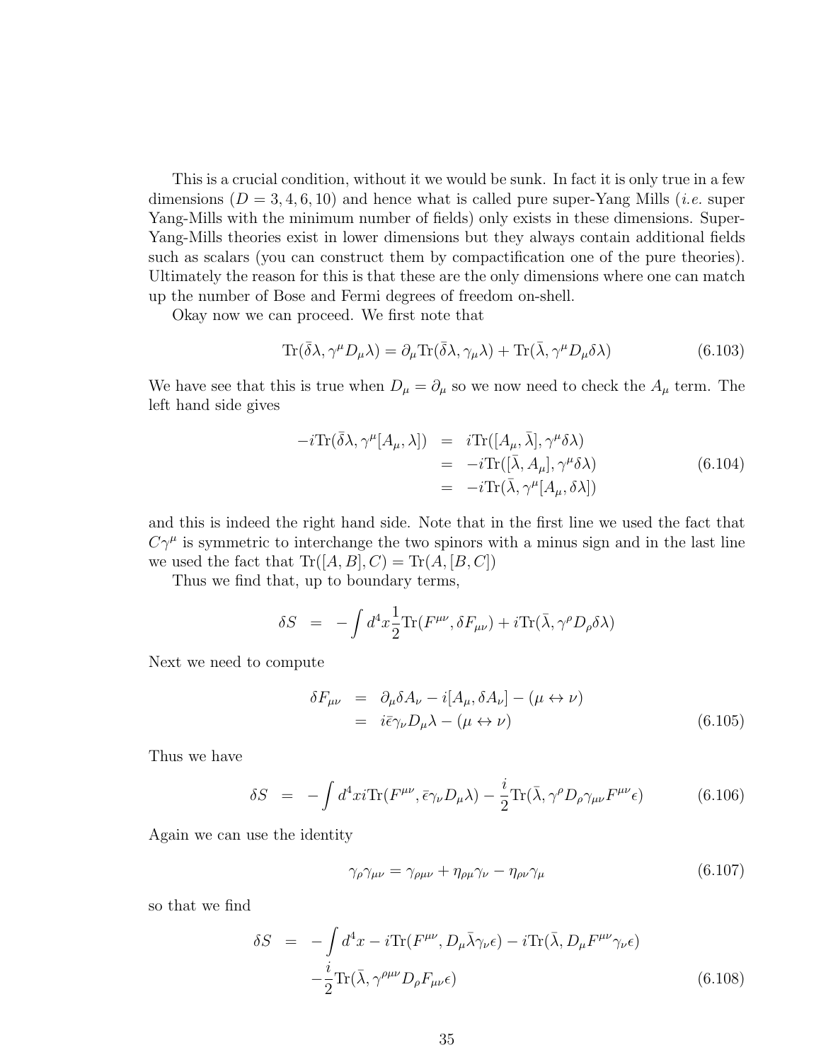This is a crucial condition, without it we would be sunk. In fact it is only true in a few dimensions ($D = 3, 4, 6, 10$) and hence what is called pure super-Yang Mills (*i.e.* super Yang-Mills with the minimum number of fields) only exists in these dimensions. Super-Yang-Mills theories exist in lower dimensions but they always contain additional fields such as scalars (you can construct them by compactification one of the pure theories). Ultimately the reason for this is that these are the only dimensions where one can match up the number of Bose and Fermi degrees of freedom on-shell.

Okay now we can proceed. We first note that

$$\mathrm{Tr}(\bar{\delta}\lambda, \gamma^\mu D_\mu \lambda) = \partial_\mu \mathrm{Tr}(\bar{\delta}\lambda, \gamma_\mu \lambda) + \mathrm{Tr}(\bar{\lambda}, \gamma^\mu D_\mu \delta\lambda) \tag{6.103}$$

We have see that this is true when $D_\mu = \partial_\mu$ so we now need to check the $A_\mu$ term. The left hand side gives

$$\begin{aligned} -i\mathrm{Tr}(\bar{\delta}\lambda, \gamma^\mu [A_\mu, \lambda]) &= i\mathrm{Tr}([A_\mu, \bar{\lambda}], \gamma^\mu \delta\lambda) \\ &= -i\mathrm{Tr}([\bar{\lambda}, A_\mu], \gamma^\mu \delta\lambda) \\ &= -i\mathrm{Tr}(\bar{\lambda}, \gamma^\mu [A_\mu, \delta\lambda]) \end{aligned} \tag{6.104}$$

and this is indeed the right hand side. Note that in the first line we used the fact that $C\gamma^\mu$ is symmetric to interchange the two spinors with a minus sign and in the last line we used the fact that $\mathrm{Tr}([A, B], C) = \mathrm{Tr}(A, [B, C])$

Thus we find that, up to boundary terms,

$$\delta S = -\int d^4x \frac{1}{2}\mathrm{Tr}(F^{\mu\nu}, \delta F_{\mu\nu}) + i\mathrm{Tr}(\bar{\lambda}, \gamma^\rho D_\rho \delta\lambda)$$

Next we need to compute

$$\begin{aligned} \delta F_{\mu\nu} &= \partial_\mu \delta A_\nu - i[A_\mu, \delta A_\nu] - (\mu \leftrightarrow \nu) \\ &= i\bar{\epsilon}\gamma_\nu D_\mu \lambda - (\mu \leftrightarrow \nu) \end{aligned} \tag{6.105}$$

Thus we have

$$\delta S = -\int d^4x i\mathrm{Tr}(F^{\mu\nu}, \bar{\epsilon}\gamma_\nu D_\mu \lambda) - \frac{i}{2}\mathrm{Tr}(\bar{\lambda}, \gamma^\rho D_\rho \gamma_{\mu\nu} F^{\mu\nu} \epsilon) \tag{6.106}$$

Again we can use the identity

$$\gamma_\rho \gamma_{\mu\nu} = \gamma_{\rho\mu\nu} + \eta_{\rho\mu}\gamma_\nu - \eta_{\rho\nu}\gamma_\mu \tag{6.107}$$

so that we find

$$\begin{aligned} \delta S = &-\int d^4x - i\mathrm{Tr}(F^{\mu\nu}, D_\mu \bar{\lambda}\gamma_\nu \epsilon) - i\mathrm{Tr}(\bar{\lambda}, D_\mu F^{\mu\nu}\gamma_\nu \epsilon) \\ &-\frac{i}{2}\mathrm{Tr}(\bar{\lambda}, \gamma^{\rho\mu\nu} D_\rho F_{\mu\nu} \epsilon) \end{aligned} \tag{6.108}$$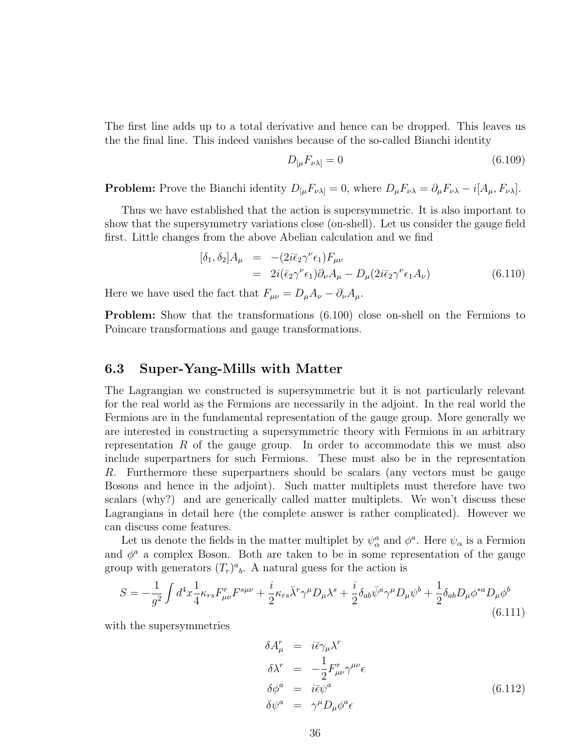The first line adds up to a total derivative and hence can be dropped. This leaves us the the final line. This indeed vanishes because of the so-called Bianchi identity

$$D_{[\mu}F_{\nu\lambda]} = 0 \tag{6.109}$$

**Problem:** Prove the Bianchi identity $D_{[\mu}F_{\nu\lambda]} = 0$, where $D_\mu F_{\nu\lambda} = \partial_\mu F_{\nu\lambda} - i[A_\mu, F_{\nu\lambda}]$.

Thus we have established that the action is supersymmetric. It is also important to show that the supersymmetry variations close (on-shell). Let us consider the gauge field first. Little changes from the above Abelian calculation and we find

$$\begin{aligned}
[\delta_1, \delta_2]A_\mu &= -(2i\bar{\epsilon}_2\gamma^\nu\epsilon_1)F_{\mu\nu} \\
&= 2i(\bar{\epsilon}_2\gamma^\nu\epsilon_1)\partial_\nu A_\mu - D_\mu(2i\bar{\epsilon}_2\gamma^\nu\epsilon_1 A_\nu)
\end{aligned} \tag{6.110}$$

Here we have used the fact that $F_{\mu\nu} = D_\mu A_\nu - \partial_\nu A_\mu$.

**Problem:** Show that the transformations (6.100) close on-shell on the Fermions to Poincare transformations and gauge transformations.

## 6.3 Super-Yang-Mills with Matter

The Lagrangian we constructed is supersymmetric but it is not particularly relevant for the real world as the Fermions are necessarily in the adjoint. In the real world the Fermions are in the fundamental representation of the gauge group. More generally we are interested in constructing a supersymmetric theory with Fermions in an arbitrary representation $R$ of the gauge group. In order to accommodate this we must also include superpartners for such Fermions. These must also be in the representation $R$. Furthermore these superpartners should be scalars (any vectors must be gauge Bosons and hence in the adjoint). Such matter multiplets must therefore have two scalars (why?) and are generically called matter multiplets. We won't discuss these Lagrangians in detail here (the complete answer is rather complicated). However we can discuss come features.

Let us denote the fields in the matter multiplet by $\psi^a_\alpha$ and $\phi^a$. Here $\psi_\alpha$ is a Fermion and $\phi^a$ a complex Boson. Both are taken to be in some representation of the gauge group with generators $(T_r)^a{}_b$. A natural guess for the action is

$$S = -\frac{1}{g^2}\int d^4x \frac{1}{4}\kappa_{rs}F^r_{\mu\nu}F^{s\mu\nu} + \frac{i}{2}\kappa_{rs}\bar{\lambda}^r\gamma^\mu D_\mu\lambda^s + \frac{i}{2}\delta_{ab}\bar{\psi}^a\gamma^\mu D_\mu\psi^b + \frac{1}{2}\delta_{ab}D_\mu\phi^{*a}D_\mu\phi^b \tag{6.111}$$

with the supersymmetries

$$\begin{aligned}
\delta A^r_\mu &= i\bar{\epsilon}\gamma_\mu\lambda^r \\
\delta\lambda^r &= -\frac{1}{2}F^r_{\mu\nu}\gamma^{\mu\nu}\epsilon \\
\delta\phi^a &= i\bar{\epsilon}\psi^a \\
\delta\psi^a &= \gamma^\mu D_\mu\phi^a\epsilon
\end{aligned} \tag{6.112}$$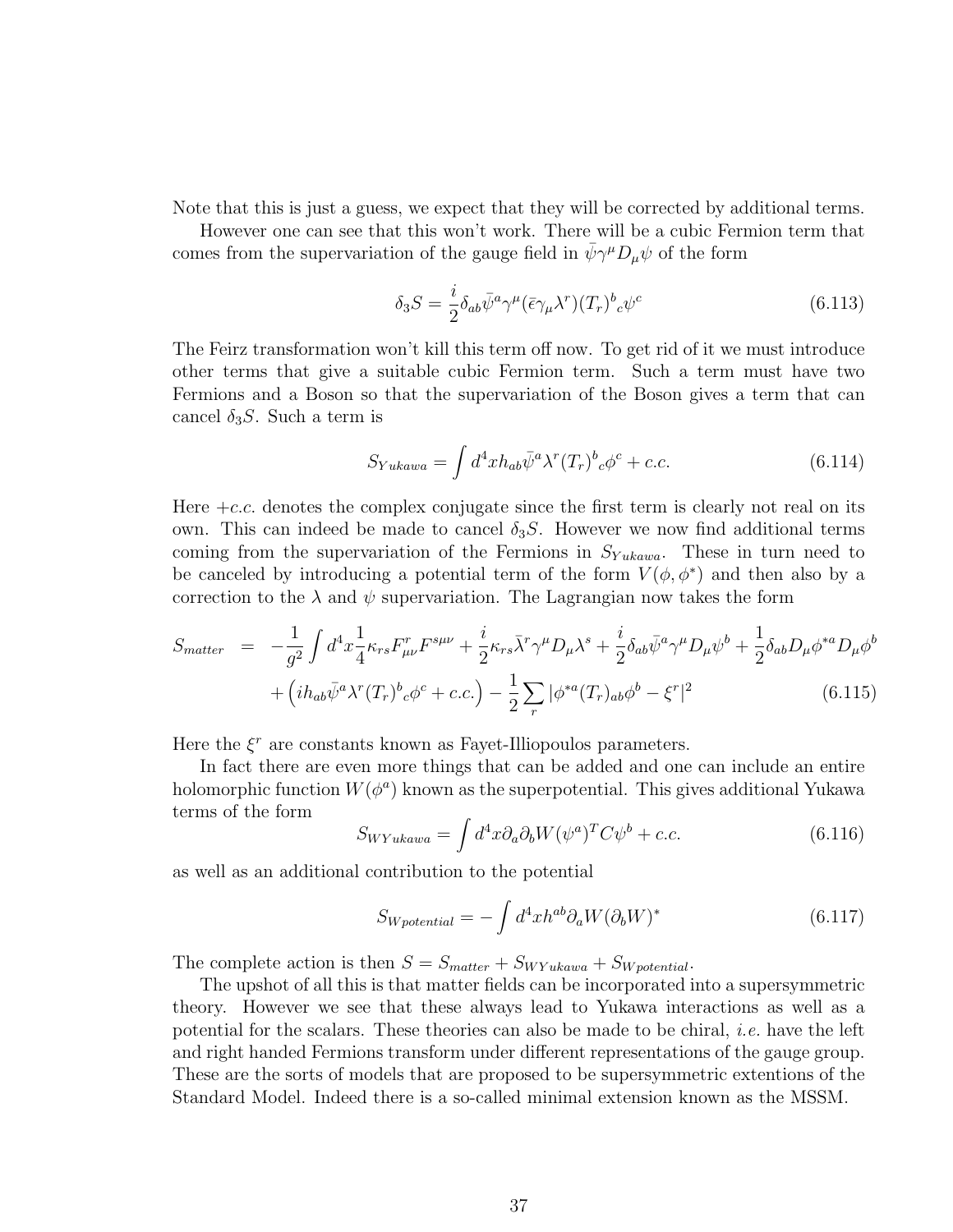Note that this is just a guess, we expect that they will be corrected by additional terms.

However one can see that this won't work. There will be a cubic Fermion term that comes from the supervariation of the gauge field in $\bar{\psi}\gamma^\mu D_\mu \psi$ of the form

$$\delta_3 S = \frac{i}{2}\delta_{ab}\bar{\psi}^a\gamma^\mu(\bar{\epsilon}\gamma_\mu\lambda^r)(T_r)^b{}_c\psi^c \tag{6.113}$$

The Feirz transformation won't kill this term off now. To get rid of it we must introduce other terms that give a suitable cubic Fermion term. Such a term must have two Fermions and a Boson so that the supervariation of the Boson gives a term that can cancel $\delta_3 S$. Such a term is

$$S_{Yukawa} = \int d^4x h_{ab}\bar{\psi}^a\lambda^r(T_r)^b{}_c\phi^c + c.c. \tag{6.114}$$

Here $+c.c.$ denotes the complex conjugate since the first term is clearly not real on its own. This can indeed be made to cancel $\delta_3 S$. However we now find additional terms coming from the supervariation of the Fermions in $S_{Yukawa}$. These in turn need to be canceled by introducing a potential term of the form $V(\phi, \phi^*)$ and then also by a correction to the $\lambda$ and $\psi$ supervariation. The Lagrangian now takes the form

$$\begin{aligned} S_{matter} &= -\frac{1}{g^2}\int d^4x \frac{1}{4}\kappa_{rs}F^r_{\mu\nu}F^{s\mu\nu} + \frac{i}{2}\kappa_{rs}\bar{\lambda}^r\gamma^\mu D_\mu\lambda^s + \frac{i}{2}\delta_{ab}\bar{\psi}^a\gamma^\mu D_\mu\psi^b + \frac{1}{2}\delta_{ab}D_\mu\phi^{*a}D_\mu\phi^b \\ &\quad + \left(ih_{ab}\bar{\psi}^a\lambda^r(T_r)^b{}_c\phi^c + c.c.\right) - \frac{1}{2}\sum_r|\phi^{*a}(T_r)_{ab}\phi^b - \xi^r|^2 \end{aligned} \tag{6.115}$$

Here the $\xi^r$ are constants known as Fayet-Illiopoulos parameters.

In fact there are even more things that can be added and one can include an entire holomorphic function $W(\phi^a)$ known as the superpotential. This gives additional Yukawa terms of the form

$$S_{WYukawa} = \int d^4x \partial_a\partial_b W(\psi^a)^T C\psi^b + c.c. \tag{6.116}$$

as well as an additional contribution to the potential

$$S_{Wpotential} = -\int d^4x h^{ab}\partial_a W(\partial_b W)^* \tag{6.117}$$

The complete action is then $S = S_{matter} + S_{WYukawa} + S_{Wpotential}$.

The upshot of all this is that matter fields can be incorporated into a supersymmetric theory. However we see that these always lead to Yukawa interactions as well as a potential for the scalars. These theories can also be made to be chiral, *i.e.* have the left and right handed Fermions transform under different representations of the gauge group. These are the sorts of models that are proposed to be supersymmetric extentions of the Standard Model. Indeed there is a so-called minimal extension known as the MSSM.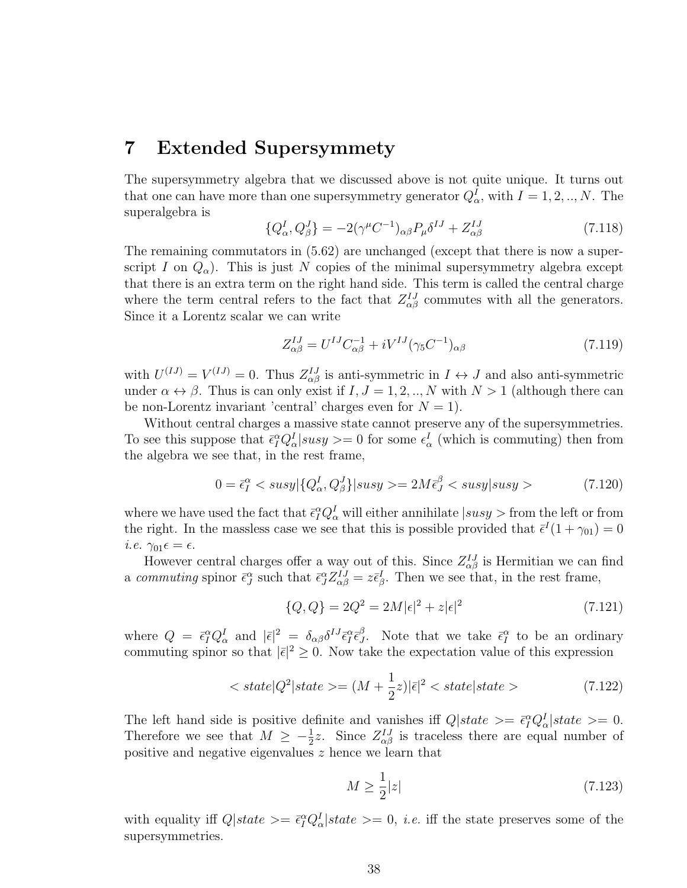# 7 Extended Supersymmety

The supersymmetry algebra that we discussed above is not quite unique. It turns out that one can have more than one supersymmetry generator $Q^I_\alpha$, with $I = 1, 2, .., N$. The superalgebra is

$$\{Q^I_\alpha, Q^J_\beta\} = -2(\gamma^\mu C^{-1})_{\alpha\beta} P_\mu \delta^{IJ} + Z^{IJ}_{\alpha\beta} \tag{7.118}$$

The remaining commutators in (5.62) are unchanged (except that there is now a superscript $I$ on $Q_\alpha$). This is just $N$ copies of the minimal supersymmetry algebra except that there is an extra term on the right hand side. This term is called the central charge where the term central refers to the fact that $Z^{IJ}_{\alpha\beta}$ commutes with all the generators. Since it a Lorentz scalar we can write

$$Z^{IJ}_{\alpha\beta} = U^{IJ} C^{-1}_{\alpha\beta} + iV^{IJ}(\gamma_5 C^{-1})_{\alpha\beta} \tag{7.119}$$

with $U^{(IJ)} = V^{(IJ)} = 0$. Thus $Z^{IJ}_{\alpha\beta}$ is anti-symmetric in $I \leftrightarrow J$ and also anti-symmetric under $\alpha \leftrightarrow \beta$. Thus is can only exist if $I, J = 1, 2, .., N$ with $N > 1$ (although there can be non-Lorentz invariant 'central' charges even for $N = 1$).

Without central charges a massive state cannot preserve any of the supersymmetries. To see this suppose that $\bar{\epsilon}^\alpha_I Q^I_\alpha |susy\rangle = 0$ for some $\epsilon^I_\alpha$ (which is commuting) then from the algebra we see that, in the rest frame,

$$0 = \bar{\epsilon}^\alpha_I < susy|\{Q^I_\alpha, Q^J_\beta\}|susy >= 2M\bar{\epsilon}^\beta_J < susy|susy > \tag{7.120}$$

where we have used the fact that $\bar{\epsilon}^\alpha_I Q^I_\alpha$ will either annihilate $|susy>$ from the left or from the right. In the massless case we see that this is possible provided that $\bar{\epsilon}^I(1 + \gamma_{01}) = 0$ *i.e.* $\gamma_{01}\epsilon = \epsilon$.

However central charges offer a way out of this. Since $Z^{IJ}_{\alpha\beta}$ is Hermitian we can find a *commuting* spinor $\bar{\epsilon}^\alpha_J$ such that $\bar{\epsilon}^\alpha_J Z^{IJ}_{\alpha\beta} = z\bar{\epsilon}^I_\beta$. Then we see that, in the rest frame,

$$\{Q, Q\} = 2Q^2 = 2M|\epsilon|^2 + z|\epsilon|^2 \tag{7.121}$$

where $Q = \bar{\epsilon}^\alpha_I Q^I_\alpha$ and $|\bar{\epsilon}|^2 = \delta_{\alpha\beta}\delta^{IJ}\bar{\epsilon}^\alpha_I \bar{\epsilon}^\beta_J$. Note that we take $\bar{\epsilon}^\alpha_I$ to be an ordinary commuting spinor so that $|\bar{\epsilon}|^2 \geq 0$. Now take the expectation value of this expression

$$< state|Q^2|state >= (M + \frac{1}{2}z)|\bar{\epsilon}|^2 < state|state > \tag{7.122}$$

The left hand side is positive definite and vanishes iff $Q|state >= \bar{\epsilon}^\alpha_I Q^I_\alpha|state >= 0$. Therefore we see that $M \geq -\frac{1}{2}z$. Since $Z^{IJ}_{\alpha\beta}$ is traceless there are equal number of positive and negative eigenvalues $z$ hence we learn that

$$M \geq \frac{1}{2}|z| \tag{7.123}$$

with equality iff $Q|state >= \bar{\epsilon}^\alpha_I Q^I_\alpha|state >= 0$, *i.e.* iff the state preserves some of the supersymmetries.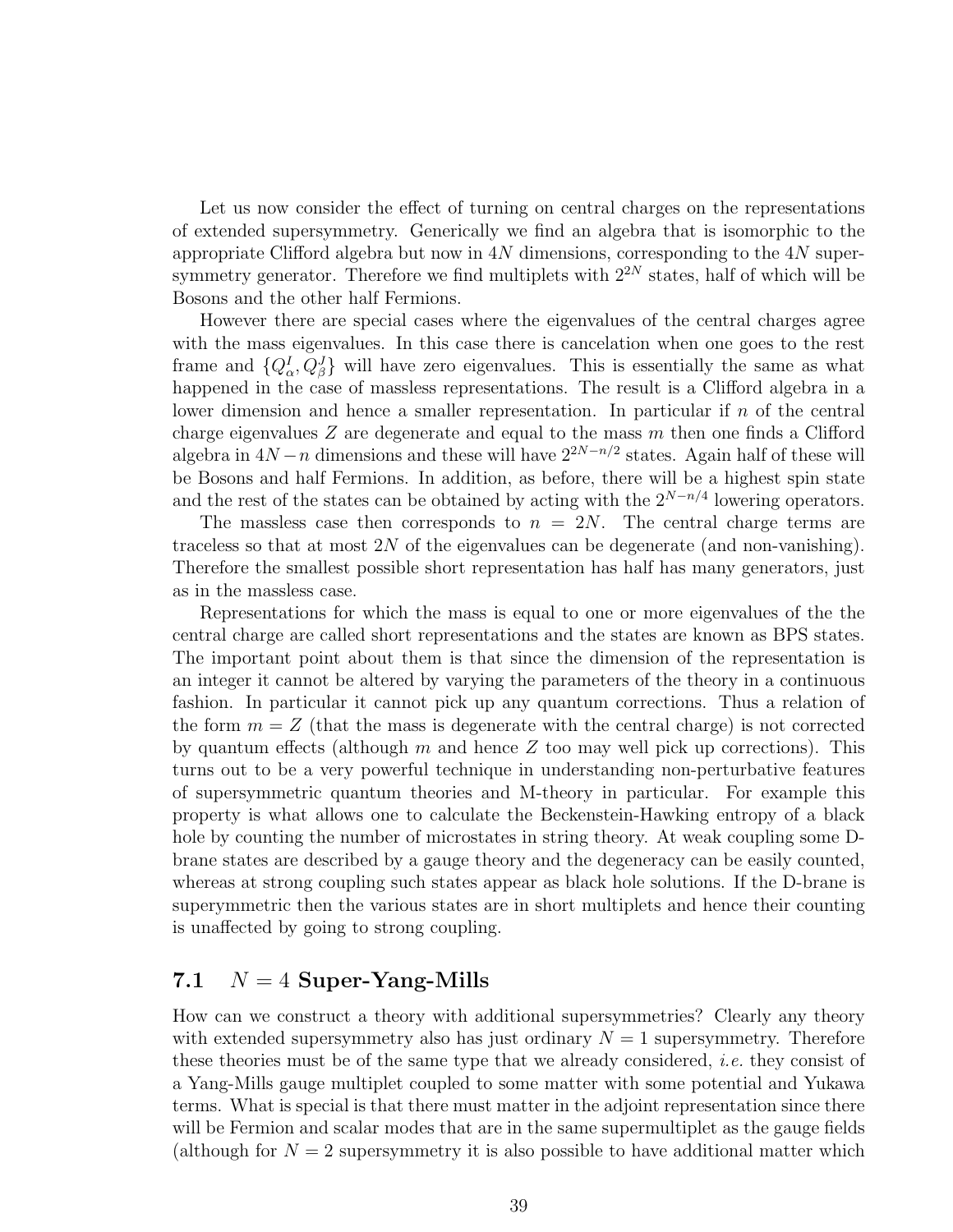Let us now consider the effect of turning on central charges on the representations of extended supersymmetry. Generically we find an algebra that is isomorphic to the appropriate Clifford algebra but now in $4N$ dimensions, corresponding to the $4N$ supersymmetry generator. Therefore we find multiplets with $2^{2N}$ states, half of which will be Bosons and the other half Fermions.

However there are special cases where the eigenvalues of the central charges agree with the mass eigenvalues. In this case there is cancelation when one goes to the rest frame and $\{Q^I_\alpha, Q^J_\beta\}$ will have zero eigenvalues. This is essentially the same as what happened in the case of massless representations. The result is a Clifford algebra in a lower dimension and hence a smaller representation. In particular if $n$ of the central charge eigenvalues $Z$ are degenerate and equal to the mass $m$ then one finds a Clifford algebra in $4N - n$ dimensions and these will have $2^{2N-n/2}$ states. Again half of these will be Bosons and half Fermions. In addition, as before, there will be a highest spin state and the rest of the states can be obtained by acting with the $2^{N-n/4}$ lowering operators.

The massless case then corresponds to $n = 2N$. The central charge terms are traceless so that at most $2N$ of the eigenvalues can be degenerate (and non-vanishing). Therefore the smallest possible short representation has half has many generators, just as in the massless case.

Representations for which the mass is equal to one or more eigenvalues of the the central charge are called short representations and the states are known as BPS states. The important point about them is that since the dimension of the representation is an integer it cannot be altered by varying the parameters of the theory in a continuous fashion. In particular it cannot pick up any quantum corrections. Thus a relation of the form $m = Z$ (that the mass is degenerate with the central charge) is not corrected by quantum effects (although $m$ and hence $Z$ too may well pick up corrections). This turns out to be a very powerful technique in understanding non-perturbative features of supersymmetric quantum theories and M-theory in particular. For example this property is what allows one to calculate the Beckenstein-Hawking entropy of a black hole by counting the number of microstates in string theory. At weak coupling some D-brane states are described by a gauge theory and the degeneracy can be easily counted, whereas at strong coupling such states appear as black hole solutions. If the D-brane is superymmetric then the various states are in short multiplets and hence their counting is unaffected by going to strong coupling.

## 7.1 $N = 4$ Super-Yang-Mills

How can we construct a theory with additional supersymmetries? Clearly any theory with extended supersymmetry also has just ordinary $N = 1$ supersymmetry. Therefore these theories must be of the same type that we already considered, *i.e.* they consist of a Yang-Mills gauge multiplet coupled to some matter with some potential and Yukawa terms. What is special is that there must matter in the adjoint representation since there will be Fermion and scalar modes that are in the same supermultiplet as the gauge fields (although for $N = 2$ supersymmetry it is also possible to have additional matter which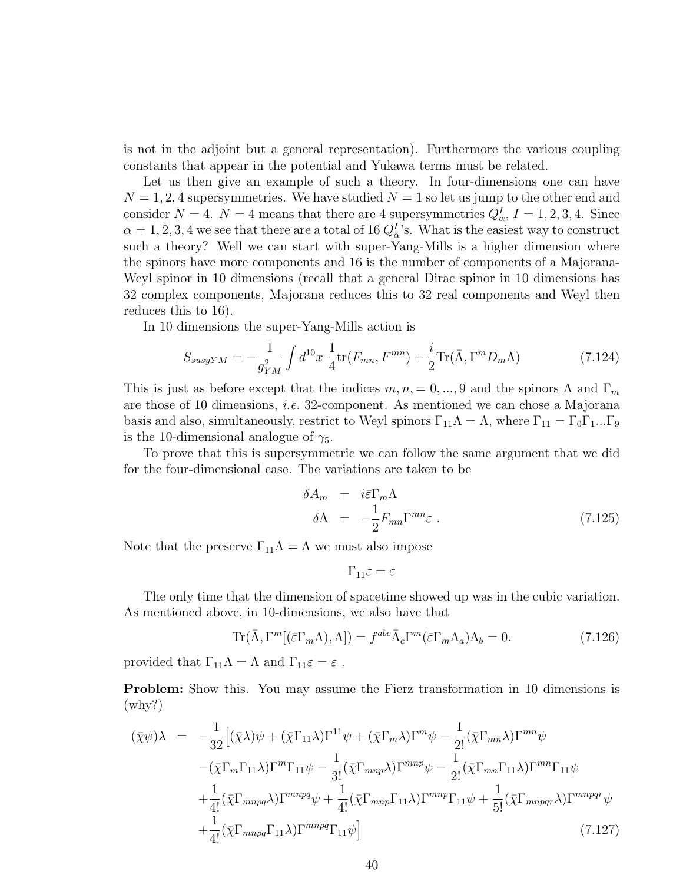is not in the adjoint but a general representation). Furthermore the various coupling constants that appear in the potential and Yukawa terms must be related.

Let us then give an example of such a theory. In four-dimensions one can have $N = 1, 2, 4$ supersymmetries. We have studied $N = 1$ so let us jump to the other end and consider $N = 4$. $N = 4$ means that there are 4 supersymmetries $Q^I_\alpha$, $I = 1, 2, 3, 4$. Since $\alpha = 1, 2, 3, 4$ we see that there are a total of 16 $Q^I_\alpha$'s. What is the easiest way to construct such a theory? Well we can start with super-Yang-Mills is a higher dimension where the spinors have more components and 16 is the number of components of a Majorana-Weyl spinor in 10 dimensions (recall that a general Dirac spinor in 10 dimensions has 32 complex components, Majorana reduces this to 32 real components and Weyl then reduces this to 16).

In 10 dimensions the super-Yang-Mills action is

$$S_{susyYM} = -\frac{1}{g_{YM}^2}\int d^{10}x \; \frac{1}{4}\mathrm{tr}(F_{mn}, F^{mn}) + \frac{i}{2}\mathrm{Tr}(\bar{\Lambda}, \Gamma^m D_m \Lambda) \tag{7.124}$$

This is just as before except that the indices $m, n, = 0, ..., 9$ and the spinors $\Lambda$ and $\Gamma_m$ are those of 10 dimensions, *i.e.* 32-component. As mentioned we can chose a Majorana basis and also, simultaneously, restrict to Weyl spinors $\Gamma_{11}\Lambda = \Lambda$, where $\Gamma_{11} = \Gamma_0\Gamma_1...\Gamma_9$ is the 10-dimensional analogue of $\gamma_5$.

To prove that this is supersymmetric we can follow the same argument that we did for the four-dimensional case. The variations are taken to be

$$\begin{aligned} \delta A_m &= i\bar{\varepsilon}\Gamma_m\Lambda \\ \delta\Lambda &= -\frac{1}{2}F_{mn}\Gamma^{mn}\varepsilon \; . \end{aligned} \tag{7.125}$$

Note that the preserve $\Gamma_{11}\Lambda = \Lambda$ we must also impose

$$\Gamma_{11}\varepsilon = \varepsilon$$

The only time that the dimension of spacetime showed up was in the cubic variation. As mentioned above, in 10-dimensions, we also have that

$$\mathrm{Tr}(\bar{\Lambda}, \Gamma^m[(\bar{\varepsilon}\Gamma_m\Lambda), \Lambda]) = f^{abc}\bar{\Lambda}_c\Gamma^m(\bar{\varepsilon}\Gamma_m\Lambda_a)\Lambda_b = 0. \tag{7.126}$$

provided that $\Gamma_{11}\Lambda = \Lambda$ and $\Gamma_{11}\varepsilon = \varepsilon$ .

**Problem:** Show this. You may assume the Fierz transformation in 10 dimensions is (why?)

$$\begin{aligned} (\bar{\chi}\psi)\lambda \;=\; & -\frac{1}{32}\Big[(\bar{\chi}\lambda)\psi + (\bar{\chi}\Gamma_{11}\lambda)\Gamma^{11}\psi + (\bar{\chi}\Gamma_m\lambda)\Gamma^m\psi - \frac{1}{2!}(\bar{\chi}\Gamma_{mn}\lambda)\Gamma^{mn}\psi \\ & -(\bar{\chi}\Gamma_m\Gamma_{11}\lambda)\Gamma^m\Gamma_{11}\psi - \frac{1}{3!}(\bar{\chi}\Gamma_{mnp}\lambda)\Gamma^{mnp}\psi - \frac{1}{2!}(\bar{\chi}\Gamma_{mn}\Gamma_{11}\lambda)\Gamma^{mn}\Gamma_{11}\psi \\ & +\frac{1}{4!}(\bar{\chi}\Gamma_{mnpq}\lambda)\Gamma^{mnpq}\psi + \frac{1}{4!}(\bar{\chi}\Gamma_{mnp}\Gamma_{11}\lambda)\Gamma^{mnp}\Gamma_{11}\psi + \frac{1}{5!}(\bar{\chi}\Gamma_{mnpqr}\lambda)\Gamma^{mnpqr}\psi \\ & +\frac{1}{4!}(\bar{\chi}\Gamma_{mnpq}\Gamma_{11}\lambda)\Gamma^{mnpq}\Gamma_{11}\psi\Big] \end{aligned} \tag{7.127}$$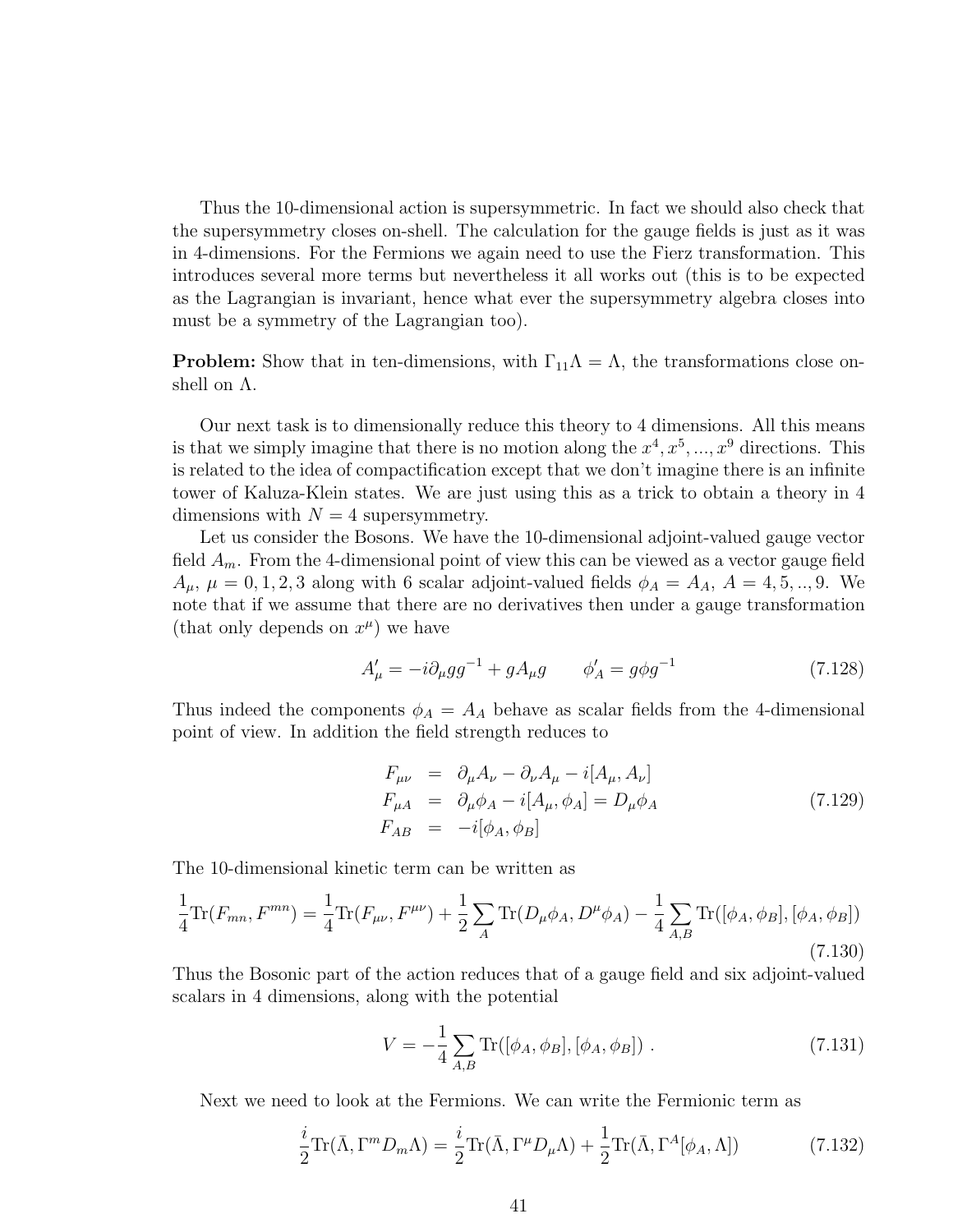Thus the 10-dimensional action is supersymmetric. In fact we should also check that the supersymmetry closes on-shell. The calculation for the gauge fields is just as it was in 4-dimensions. For the Fermions we again need to use the Fierz transformation. This introduces several more terms but nevertheless it all works out (this is to be expected as the Lagrangian is invariant, hence what ever the supersymmetry algebra closes into must be a symmetry of the Lagrangian too).

**Problem:** Show that in ten-dimensions, with $\Gamma_{11}\Lambda = \Lambda$, the transformations close on-shell on $\Lambda$.

Our next task is to dimensionally reduce this theory to 4 dimensions. All this means is that we simply imagine that there is no motion along the $x^4, x^5, ..., x^9$ directions. This is related to the idea of compactification except that we don't imagine there is an infinite tower of Kaluza-Klein states. We are just using this as a trick to obtain a theory in 4 dimensions with $N = 4$ supersymmetry.

Let us consider the Bosons. We have the 10-dimensional adjoint-valued gauge vector field $A_m$. From the 4-dimensional point of view this can be viewed as a vector gauge field $A_\mu$, $\mu = 0, 1, 2, 3$ along with 6 scalar adjoint-valued fields $\phi_A = A_A$, $A = 4, 5, .., 9$. We note that if we assume that there are no derivatives then under a gauge transformation (that only depends on $x^\mu$) we have

$$A'_\mu = -i\partial_\mu g g^{-1} + gA_\mu g \qquad \phi'_A = g\phi g^{-1} \tag{7.128}$$

Thus indeed the components $\phi_A = A_A$ behave as scalar fields from the 4-dimensional point of view. In addition the field strength reduces to

$$\begin{aligned} F_{\mu\nu} &= \partial_\mu A_\nu - \partial_\nu A_\mu - i[A_\mu, A_\nu] \\ F_{\mu A} &= \partial_\mu \phi_A - i[A_\mu, \phi_A] = D_\mu \phi_A \\ F_{AB} &= -i[\phi_A, \phi_B] \end{aligned} \tag{7.129}$$

The 10-dimensional kinetic term can be written as

$$\frac{1}{4}\mathrm{Tr}(F_{mn}, F^{mn}) = \frac{1}{4}\mathrm{Tr}(F_{\mu\nu}, F^{\mu\nu}) + \frac{1}{2}\sum_A \mathrm{Tr}(D_\mu\phi_A, D^\mu\phi_A) - \frac{1}{4}\sum_{A,B}\mathrm{Tr}([\phi_A, \phi_B], [\phi_A, \phi_B]) \tag{7.130}$$

Thus the Bosonic part of the action reduces that of a gauge field and six adjoint-valued scalars in 4 dimensions, along with the potential

$$V = -\frac{1}{4}\sum_{A,B}\mathrm{Tr}([\phi_A, \phi_B], [\phi_A, \phi_B]) \ . \tag{7.131}$$

Next we need to look at the Fermions. We can write the Fermionic term as

$$\frac{i}{2}\mathrm{Tr}(\bar{\Lambda}, \Gamma^m D_m \Lambda) = \frac{i}{2}\mathrm{Tr}(\bar{\Lambda}, \Gamma^\mu D_\mu \Lambda) + \frac{1}{2}\mathrm{Tr}(\bar{\Lambda}, \Gamma^A [\phi_A, \Lambda]) \tag{7.132}$$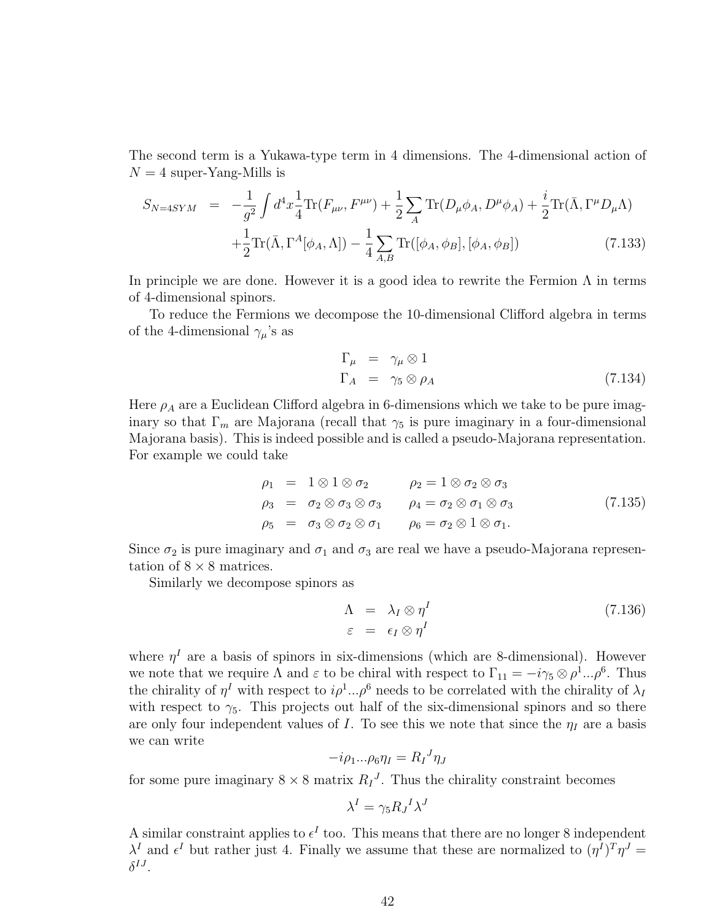The second term is a Yukawa-type term in 4 dimensions. The 4-dimensional action of $N = 4$ super-Yang-Mills is

$$
\begin{aligned}
S_{N=4SYM} &= -\frac{1}{g^2}\int d^4x \frac{1}{4}\mathrm{Tr}(F_{\mu\nu}, F^{\mu\nu}) + \frac{1}{2}\sum_A \mathrm{Tr}(D_\mu\phi_A, D^\mu\phi_A) + \frac{i}{2}\mathrm{Tr}(\bar{\Lambda}, \Gamma^\mu D_\mu \Lambda) \\
&\quad + \frac{1}{2}\mathrm{Tr}(\bar{\Lambda}, \Gamma^A[\phi_A, \Lambda]) - \frac{1}{4}\sum_{A,B}\mathrm{Tr}([\phi_A, \phi_B], [\phi_A, \phi_B]) \qquad (7.133)
\end{aligned}
$$

In principle we are done. However it is a good idea to rewrite the Fermion $\Lambda$ in terms of 4-dimensional spinors.

To reduce the Fermions we decompose the 10-dimensional Clifford algebra in terms of the 4-dimensional $\gamma_\mu$'s as

$$
\begin{aligned}
\Gamma_\mu &= \gamma_\mu \otimes 1 \\
\Gamma_A &= \gamma_5 \otimes \rho_A \qquad (7.134)
\end{aligned}
$$

Here $\rho_A$ are a Euclidean Clifford algebra in 6-dimensions which we take to be pure imaginary so that $\Gamma_m$ are Majorana (recall that $\gamma_5$ is pure imaginary in a four-dimensional Majorana basis). This is indeed possible and is called a pseudo-Majorana representation. For example we could take

$$
\begin{aligned}
\rho_1 &= 1 \otimes 1 \otimes \sigma_2 \qquad & \rho_2 = 1 \otimes \sigma_2 \otimes \sigma_3 \\
\rho_3 &= \sigma_2 \otimes \sigma_3 \otimes \sigma_3 \qquad & \rho_4 = \sigma_2 \otimes \sigma_1 \otimes \sigma_3 \qquad (7.135) \\
\rho_5 &= \sigma_3 \otimes \sigma_2 \otimes \sigma_1 \qquad & \rho_6 = \sigma_2 \otimes 1 \otimes \sigma_1.
\end{aligned}
$$

Since $\sigma_2$ is pure imaginary and $\sigma_1$ and $\sigma_3$ are real we have a pseudo-Majorana representation of $8 \times 8$ matrices.

Similarly we decompose spinors as

$$
\begin{aligned}
\Lambda &= \lambda_I \otimes \eta^I \qquad (7.136) \\
\varepsilon &= \epsilon_I \otimes \eta^I
\end{aligned}
$$

where $\eta^I$ are a basis of spinors in six-dimensions (which are 8-dimensional). However we note that we require $\Lambda$ and $\varepsilon$ to be chiral with respect to $\Gamma_{11} = -i\gamma_5 \otimes \rho^1...\rho^6$. Thus the chirality of $\eta^I$ with respect to $i\rho^1...\rho^6$ needs to be correlated with the chirality of $\lambda_I$ with respect to $\gamma_5$. This projects out half of the six-dimensional spinors and so there are only four independent values of $I$. To see this we note that since the $\eta_I$ are a basis we can write

$$
-i\rho_1...\rho_6\eta_I = R_I{}^J\eta_J
$$

for some pure imaginary $8 \times 8$ matrix $R_I{}^J$. Thus the chirality constraint becomes

$$
\lambda^I = \gamma_5 R_J{}^I \lambda^J
$$

A similar constraint applies to $\epsilon^I$ too. This means that there are no longer 8 independent $\lambda^I$ and $\epsilon^I$ but rather just 4. Finally we assume that these are normalized to $(\eta^I)^T\eta^J = \delta^{IJ}$.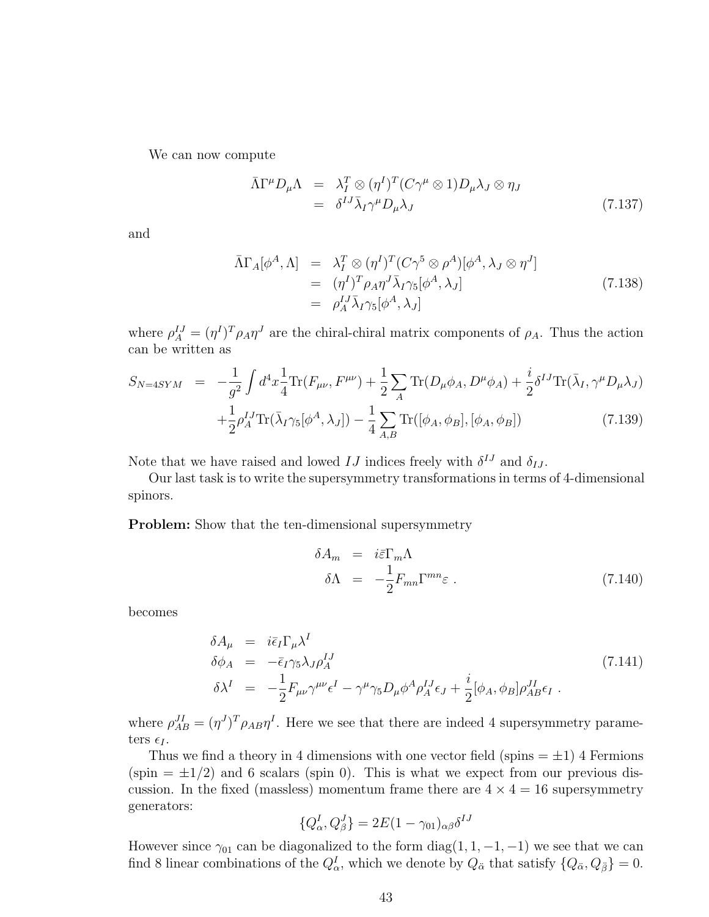We can now compute

$$
\begin{aligned}
\bar{\Lambda}\Gamma^\mu D_\mu \Lambda &= \lambda_I^T \otimes (\eta^I)^T (C\gamma^\mu \otimes 1) D_\mu \lambda_J \otimes \eta_J \\
&= \delta^{IJ} \bar{\lambda}_I \gamma^\mu D_\mu \lambda_J
\end{aligned}
\tag{7.137}
$$

and

$$
\begin{aligned}
\bar{\Lambda}\Gamma_A[\phi^A, \Lambda] &= \lambda_I^T \otimes (\eta^I)^T (C\gamma^5 \otimes \rho^A)[\phi^A, \lambda_J \otimes \eta^J] \\
&= (\eta^I)^T \rho_A \eta^J \bar{\lambda}_I \gamma_5 [\phi^A, \lambda_J] \\
&= \rho_A^{IJ} \bar{\lambda}_I \gamma_5 [\phi^A, \lambda_J]
\end{aligned}
\tag{7.138}
$$

where $\rho_A^{IJ} = (\eta^I)^T \rho_A \eta^J$ are the chiral-chiral matrix components of $\rho_A$. Thus the action can be written as

$$
\begin{aligned}
S_{N=4SYM} = &-\frac{1}{g^2}\int d^4x \frac{1}{4}\mathrm{Tr}(F_{\mu\nu}, F^{\mu\nu}) + \frac{1}{2}\sum_A \mathrm{Tr}(D_\mu\phi_A, D^\mu\phi_A) + \frac{i}{2}\delta^{IJ}\mathrm{Tr}(\bar{\lambda}_I, \gamma^\mu D_\mu \lambda_J) \\
&+ \frac{1}{2}\rho_A^{IJ}\mathrm{Tr}(\bar{\lambda}_I \gamma_5 [\phi^A, \lambda_J]) - \frac{1}{4}\sum_{A,B}\mathrm{Tr}([\phi_A, \phi_B], [\phi_A, \phi_B])
\end{aligned}
\tag{7.139}
$$

Note that we have raised and lowed $IJ$ indices freely with $\delta^{IJ}$ and $\delta_{IJ}$.

Our last task is to write the supersymmetry transformations in terms of 4-dimensional spinors.

**Problem:** Show that the ten-dimensional supersymmetry

$$
\begin{aligned}
\delta A_m &= i\bar{\varepsilon}\Gamma_m \Lambda \\
\delta \Lambda &= -\frac{1}{2}F_{mn}\Gamma^{mn}\varepsilon \ .
\end{aligned}
\tag{7.140}
$$

becomes

$$
\begin{aligned}
\delta A_\mu &= i\bar{\epsilon}_I \Gamma_\mu \lambda^I \\
\delta \phi_A &= -\bar{\epsilon}_I \gamma_5 \lambda_J \rho_A^{IJ} \\
\delta \lambda^I &= -\frac{1}{2}F_{\mu\nu}\gamma^{\mu\nu}\epsilon^I - \gamma^\mu\gamma_5 D_\mu \phi^A \rho_A^{IJ}\epsilon_J + \frac{i}{2}[\phi_A, \phi_B]\rho_{AB}^{JI}\epsilon_I \ .
\end{aligned}
\tag{7.141}
$$

where $\rho_{AB}^{JI} = (\eta^J)^T \rho_{AB} \eta^I$. Here we see that there are indeed 4 supersymmetry parameters $\epsilon_I$.

Thus we find a theory in 4 dimensions with one vector field (spins $= \pm 1$) 4 Fermions (spin $= \pm 1/2$) and 6 scalars (spin 0). This is what we expect from our previous discussion. In the fixed (massless) momentum frame there are $4 \times 4 = 16$ supersymmetry generators:

$$
\{Q_\alpha^I, Q_\beta^J\} = 2E(1 - \gamma_{01})_{\alpha\beta}\delta^{IJ}
$$

However since $\gamma_{01}$ can be diagonalized to the form diag$(1, 1, -1, -1)$ we see that we can find 8 linear combinations of the $Q_\alpha^I$, which we denote by $Q_{\ddot{\alpha}}$ that satisfy $\{Q_{\ddot{\alpha}}, Q_{\ddot{\beta}}\} = 0$.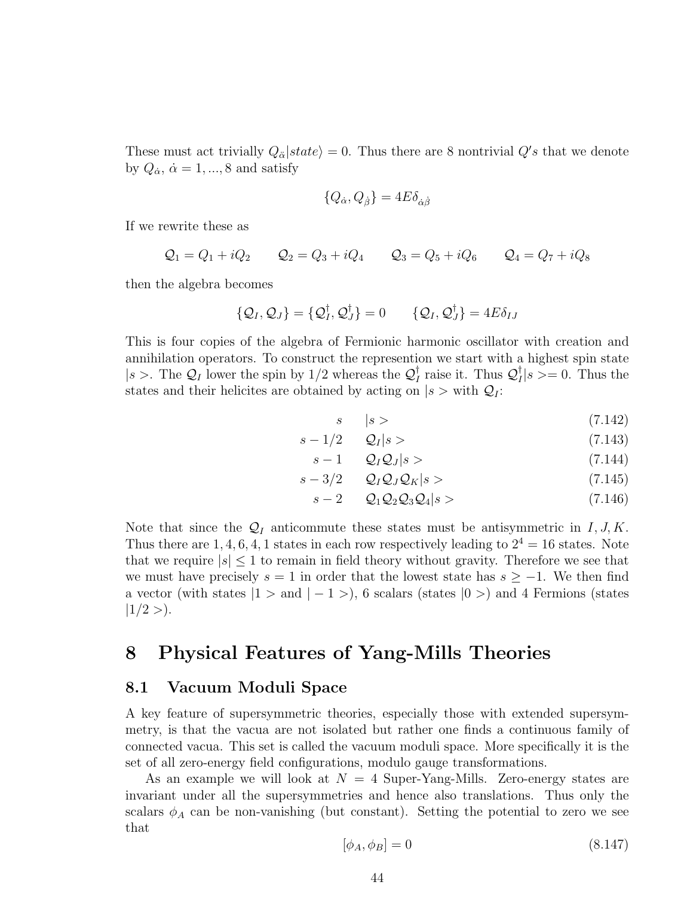These must act trivially $Q_{\ddot{\alpha}}|state\rangle = 0$. Thus there are 8 nontrivial $Q's$ that we denote by $Q_{\dot{\alpha}}$, $\dot{\alpha} = 1, ..., 8$ and satisfy

$$\{Q_{\dot{\alpha}}, Q_{\dot{\beta}}\} = 4E\delta_{\dot{\alpha}\dot{\beta}}$$

If we rewrite these as

$$\mathcal{Q}_1 = Q_1 + iQ_2 \qquad \mathcal{Q}_2 = Q_3 + iQ_4 \qquad \mathcal{Q}_3 = Q_5 + iQ_6 \qquad \mathcal{Q}_4 = Q_7 + iQ_8$$

then the algebra becomes

$$\{\mathcal{Q}_I, \mathcal{Q}_J\} = \{\mathcal{Q}_I^\dagger, \mathcal{Q}_J^\dagger\} = 0 \qquad \{\mathcal{Q}_I, \mathcal{Q}_J^\dagger\} = 4E\delta_{IJ}$$

This is four copies of the algebra of Fermionic harmonic oscillator with creation and annihilation operators. To construct the represention we start with a highest spin state $|s>$. The $\mathcal{Q}_I$ lower the spin by 1/2 whereas the $\mathcal{Q}_I^\dagger$ raise it. Thus $\mathcal{Q}_I^\dagger|s>=0$. Thus the states and their helicites are obtained by acting on $|s>$ with $\mathcal{Q}_I$:

$$s \qquad |s> \tag{7.142}$$

$$s - 1/2 \qquad \mathcal{Q}_I|s> \tag{7.143}$$

$$s - 1 \qquad \mathcal{Q}_I\mathcal{Q}_J|s> \tag{7.144}$$

$$s - 3/2 \qquad \mathcal{Q}_I\mathcal{Q}_J\mathcal{Q}_K|s> \tag{7.145}$$

$$s - 2 \qquad \mathcal{Q}_1\mathcal{Q}_2\mathcal{Q}_3\mathcal{Q}_4|s> \tag{7.146}$$

Note that since the $\mathcal{Q}_I$ anticommute these states must be antisymmetric in $I, J, K$. Thus there are 1, 4, 6, 4, 1 states in each row respectively leading to $2^4 = 16$ states. Note that we require $|s| \leq 1$ to remain in field theory without gravity. Therefore we see that we must have precisely $s = 1$ in order that the lowest state has $s \geq -1$. We then find a vector (with states $|1>$ and $|-1>$), 6 scalars (states $|0>$) and 4 Fermions (states $|1/2>$).

# 8 Physical Features of Yang-Mills Theories

## 8.1 Vacuum Moduli Space

A key feature of supersymmetric theories, especially those with extended supersymmetry, is that the vacua are not isolated but rather one finds a continuous family of connected vacua. This set is called the vacuum moduli space. More specifically it is the set of all zero-energy field configurations, modulo gauge transformations.

As an example we will look at $N = 4$ Super-Yang-Mills. Zero-energy states are invariant under all the supersymmetries and hence also translations. Thus only the scalars $\phi_A$ can be non-vanishing (but constant). Setting the potential to zero we see that

$$[\phi_A, \phi_B] = 0 \tag{8.147}$$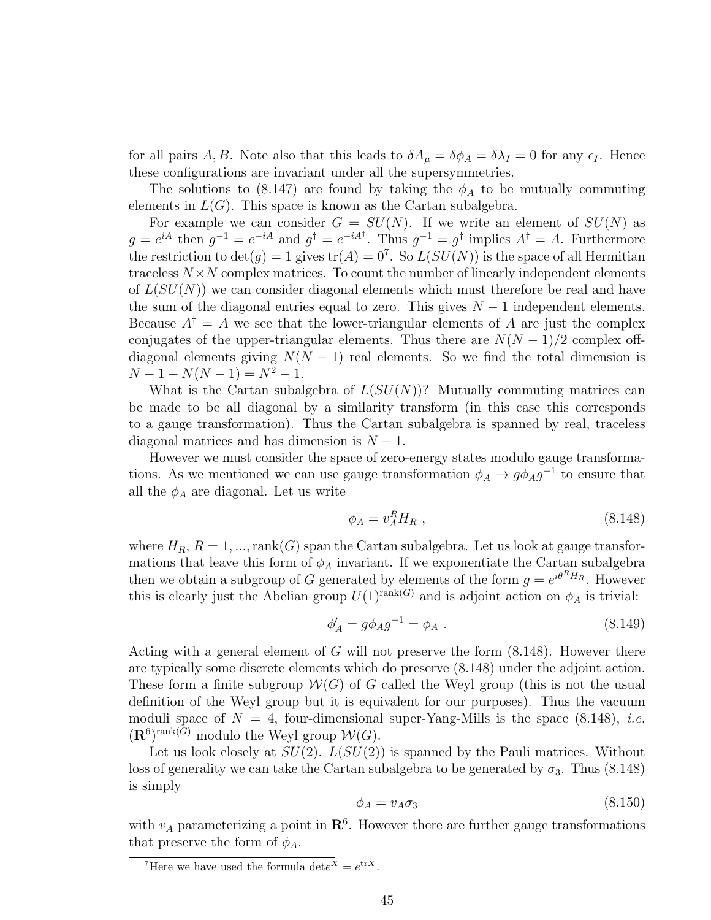for all pairs $A, B$. Note also that this leads to $\delta A_\mu = \delta\phi_A = \delta\lambda_I = 0$ for any $\epsilon_I$. Hence these configurations are invariant under all the supersymmetries.

The solutions to (8.147) are found by taking the $\phi_A$ to be mutually commuting elements in $L(G)$. This space is known as the Cartan subalgebra.

For example we can consider $G = SU(N)$. If we write an element of $SU(N)$ as $g = e^{iA}$ then $g^{-1} = e^{-iA}$ and $g^\dagger = e^{-iA^\dagger}$. Thus $g^{-1} = g^\dagger$ implies $A^\dagger = A$. Furthermore the restriction to $\det(g) = 1$ gives $\mathrm{tr}(A) = 0$[7]. So $L(SU(N))$ is the space of all Hermitian traceless $N \times N$ complex matrices. To count the number of linearly independent elements of $L(SU(N))$ we can consider diagonal elements which must therefore be real and have the sum of the diagonal entries equal to zero. This gives $N-1$ independent elements. Because $A^\dagger = A$ we see that the lower-triangular elements of $A$ are just the complex conjugates of the upper-triangular elements. Thus there are $N(N-1)/2$ complex off-diagonal elements giving $N(N-1)$ real elements. So we find the total dimension is $N - 1 + N(N-1) = N^2 - 1$.

What is the Cartan subalgebra of $L(SU(N))$? Mutually commuting matrices can be made to be all diagonal by a similarity transform (in this case this corresponds to a gauge transformation). Thus the Cartan subalgebra is spanned by real, traceless diagonal matrices and has dimension is $N-1$.

However we must consider the space of zero-energy states modulo gauge transformations. As we mentioned we can use gauge transformation $\phi_A \to g\phi_A g^{-1}$ to ensure that all the $\phi_A$ are diagonal. Let us write

$$\phi_A = v_A^R H_R \ , \tag{8.148}$$

where $H_R$, $R = 1, ..., \mathrm{rank}(G)$ span the Cartan subalgebra. Let us look at gauge transformations that leave this form of $\phi_A$ invariant. If we exponentiate the Cartan subalgebra then we obtain a subgroup of $G$ generated by elements of the form $g = e^{i\theta^R H_R}$. However this is clearly just the Abelian group $U(1)^{\mathrm{rank}(G)}$ and is adjoint action on $\phi_A$ is trivial:

$$\phi'_A = g\phi_A g^{-1} = \phi_A \ . \tag{8.149}$$

Acting with a general element of $G$ will not preserve the form (8.148). However there are typically some discrete elements which do preserve (8.148) under the adjoint action. These form a finite subgroup $\mathcal{W}(G)$ of $G$ called the Weyl group (this is not the usual definition of the Weyl group but it is equivalent for our purposes). Thus the vacuum moduli space of $N = 4$, four-dimensional super-Yang-Mills is the space (8.148), *i.e.* $(\mathbf{R}^6)^{\mathrm{rank}(G)}$ modulo the Weyl group $\mathcal{W}(G)$.

Let us look closely at $SU(2)$. $L(SU(2))$ is spanned by the Pauli matrices. Without loss of generality we can take the Cartan subalgebra to be generated by $\sigma_3$. Thus (8.148) is simply

$$\phi_A = v_A \sigma_3 \tag{8.150}$$

with $v_A$ parameterizing a point in $\mathbf{R}^6$. However there are further gauge transformations that preserve the form of $\phi_A$.

---

[7] Here we have used the formula $\det e^X = e^{\mathrm{tr}X}$.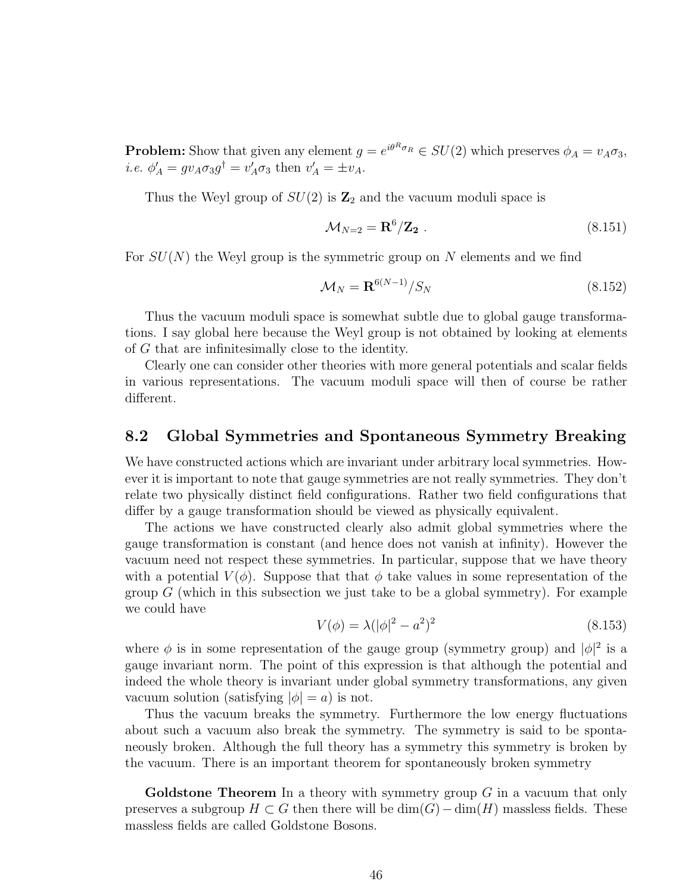**Problem:** Show that given any element $g = e^{i\theta^R \sigma_R} \in SU(2)$ which preserves $\phi_A = v_A \sigma_3$, *i.e.* $\phi'_A = g v_A \sigma_3 g^\dagger = v'_A \sigma_3$ then $v'_A = \pm v_A$.

Thus the Weyl group of $SU(2)$ is $\mathbf{Z}_2$ and the vacuum moduli space is

$$\mathcal{M}_{N=2} = \mathbf{R}^6/\mathbf{Z_2} \ . \tag{8.151}$$

For $SU(N)$ the Weyl group is the symmetric group on $N$ elements and we find

$$\mathcal{M}_N = \mathbf{R}^{6(N-1)}/S_N \tag{8.152}$$

Thus the vacuum moduli space is somewhat subtle due to global gauge transformations. I say global here because the Weyl group is not obtained by looking at elements of $G$ that are infinitesimally close to the identity.

Clearly one can consider other theories with more general potentials and scalar fields in various representations. The vacuum moduli space will then of course be rather different.

## 8.2 Global Symmetries and Spontaneous Symmetry Breaking

We have constructed actions which are invariant under arbitrary local symmetries. However it is important to note that gauge symmetries are not really symmetries. They don't relate two physically distinct field configurations. Rather two field configurations that differ by a gauge transformation should be viewed as physically equivalent.

The actions we have constructed clearly also admit global symmetries where the gauge transformation is constant (and hence does not vanish at infinity). However the vacuum need not respect these symmetries. In particular, suppose that we have theory with a potential $V(\phi)$. Suppose that that $\phi$ take values in some representation of the group $G$ (which in this subsection we just take to be a global symmetry). For example we could have

$$V(\phi) = \lambda(|\phi|^2 - a^2)^2 \tag{8.153}$$

where $\phi$ is in some representation of the gauge group (symmetry group) and $|\phi|^2$ is a gauge invariant norm. The point of this expression is that although the potential and indeed the whole theory is invariant under global symmetry transformations, any given vacuum solution (satisfying $|\phi| = a$) is not.

Thus the vacuum breaks the symmetry. Furthermore the low energy fluctuations about such a vacuum also break the symmetry. The symmetry is said to be spontaneously broken. Although the full theory has a symmetry this symmetry is broken by the vacuum. There is an important theorem for spontaneously broken symmetry

**Goldstone Theorem** In a theory with symmetry group $G$ in a vacuum that only preserves a subgroup $H \subset G$ then there will be $\dim(G) - \dim(H)$ massless fields. These massless fields are called Goldstone Bosons.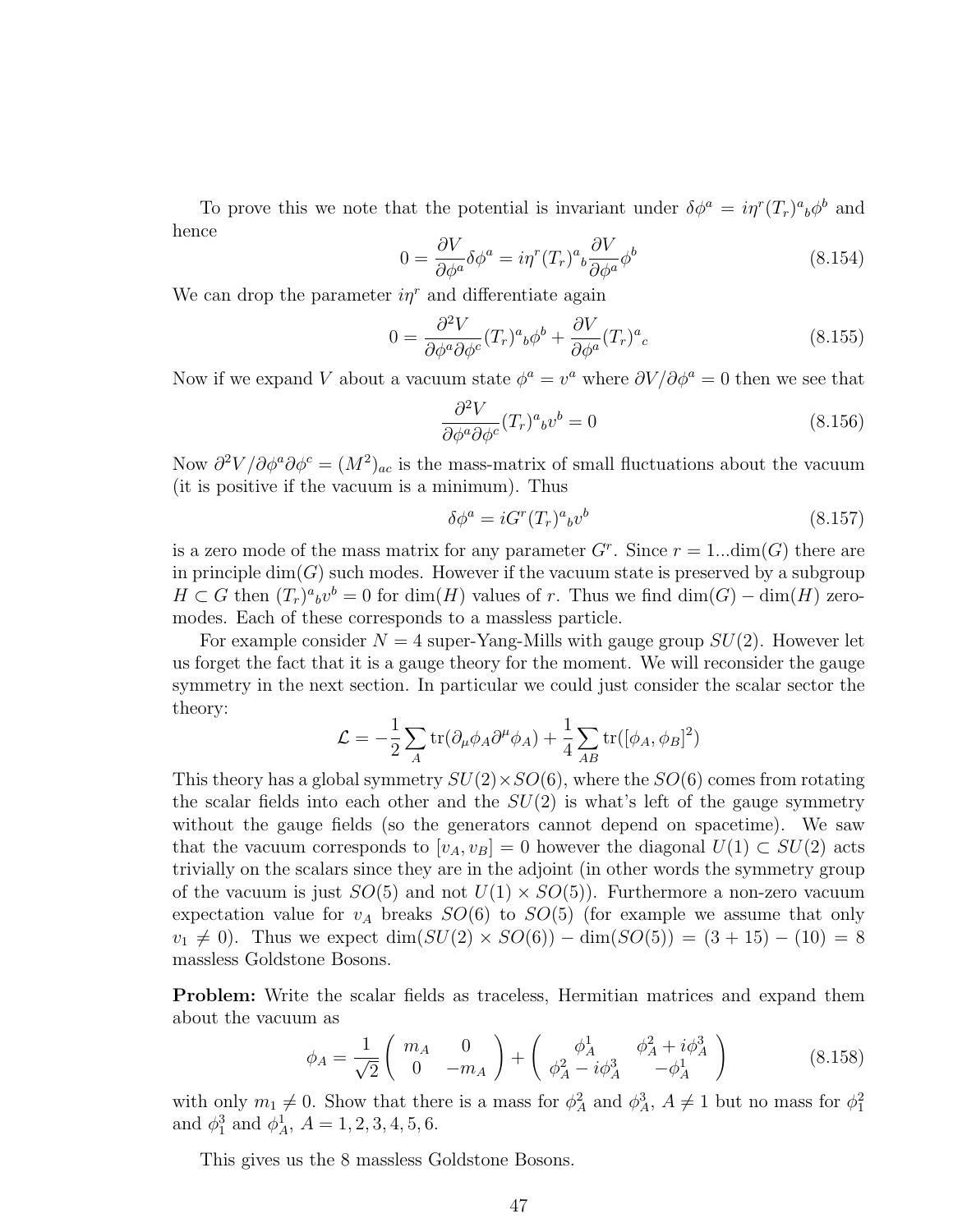To prove this we note that the potential is invariant under $\delta\phi^a = i\eta^r(T_r)^a{}_b\phi^b$ and hence

$$0 = \frac{\partial V}{\partial\phi^a}\delta\phi^a = i\eta^r(T_r)^a{}_b\frac{\partial V}{\partial\phi^a}\phi^b \tag{8.154}$$

We can drop the parameter $i\eta^r$ and differentiate again

$$0 = \frac{\partial^2 V}{\partial\phi^a\partial\phi^c}(T_r)^a{}_b\phi^b + \frac{\partial V}{\partial\phi^a}(T_r)^a{}_c \tag{8.155}$$

Now if we expand $V$ about a vacuum state $\phi^a = v^a$ where $\partial V/\partial\phi^a = 0$ then we see that

$$\frac{\partial^2 V}{\partial\phi^a\partial\phi^c}(T_r)^a{}_b v^b = 0 \tag{8.156}$$

Now $\partial^2 V/\partial\phi^a\partial\phi^c = (M^2)_{ac}$ is the mass-matrix of small fluctuations about the vacuum (it is positive if the vacuum is a minimum). Thus

$$\delta\phi^a = iG^r(T_r)^a{}_b v^b \tag{8.157}$$

is a zero mode of the mass matrix for any parameter $G^r$. Since $r = 1...\dim(G)$ there are in principle $\dim(G)$ such modes. However if the vacuum state is preserved by a subgroup $H \subset G$ then $(T_r)^a{}_b v^b = 0$ for $\dim(H)$ values of $r$. Thus we find $\dim(G) - \dim(H)$ zero-modes. Each of these corresponds to a massless particle.

For example consider $N = 4$ super-Yang-Mills with gauge group $SU(2)$. However let us forget the fact that it is a gauge theory for the moment. We will reconsider the gauge symmetry in the next section. In particular we could just consider the scalar sector the theory:

$$\mathcal{L} = -\frac{1}{2}\sum_A \mathrm{tr}(\partial_\mu\phi_A\partial^\mu\phi_A) + \frac{1}{4}\sum_{AB}\mathrm{tr}([\phi_A, \phi_B]^2)$$

This theory has a global symmetry $SU(2)\times SO(6)$, where the $SO(6)$ comes from rotating the scalar fields into each other and the $SU(2)$ is what's left of the gauge symmetry without the gauge fields (so the generators cannot depend on spacetime). We saw that the vacuum corresponds to $[v_A, v_B] = 0$ however the diagonal $U(1) \subset SU(2)$ acts trivially on the scalars since they are in the adjoint (in other words the symmetry group of the vacuum is just $SO(5)$ and not $U(1)\times SO(5)$). Furthermore a non-zero vacuum expectation value for $v_A$ breaks $SO(6)$ to $SO(5)$ (for example we assume that only $v_1 \neq 0$). Thus we expect $\dim(SU(2)\times SO(6)) - \dim(SO(5)) = (3 + 15) - (10) = 8$ massless Goldstone Bosons.

**Problem:** Write the scalar fields as traceless, Hermitian matrices and expand them about the vacuum as

$$\phi_A = \frac{1}{\sqrt{2}}\begin{pmatrix} m_A & 0 \\ 0 & -m_A \end{pmatrix} + \begin{pmatrix} \phi_A^1 & \phi_A^2 + i\phi_A^3 \\ \phi_A^2 - i\phi_A^3 & -\phi_A^1 \end{pmatrix} \tag{8.158}$$

with only $m_1 \neq 0$. Show that there is a mass for $\phi_A^2$ and $\phi_A^3$, $A \neq 1$ but no mass for $\phi_1^2$ and $\phi_1^3$ and $\phi_A^1$, $A = 1, 2, 3, 4, 5, 6$.

This gives us the 8 massless Goldstone Bosons.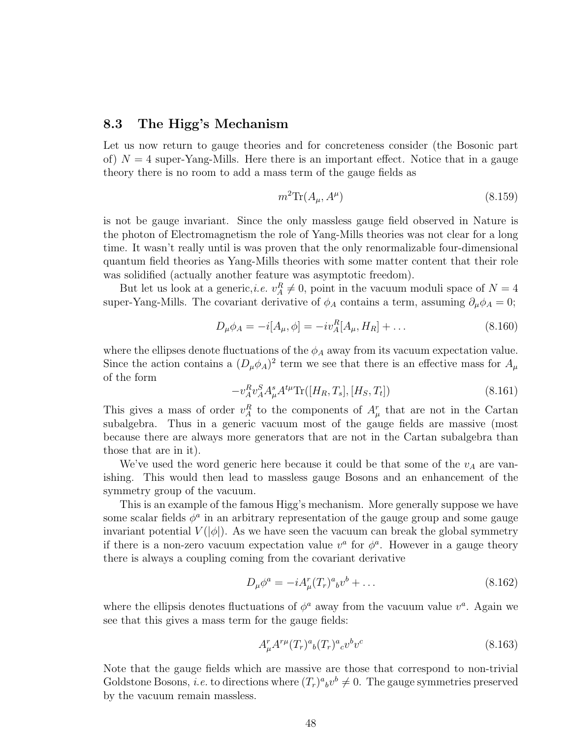### 8.3 The Higg's Mechanism

Let us now return to gauge theories and for concreteness consider (the Bosonic part of) $N = 4$ super-Yang-Mills. Here there is an important effect. Notice that in a gauge theory there is no room to add a mass term of the gauge fields as

$$m^2 \mathrm{Tr}(A_\mu, A^\mu) \tag{8.159}$$

is not be gauge invariant. Since the only massless gauge field observed in Nature is the photon of Electromagnetism the role of Yang-Mills theories was not clear for a long time. It wasn't really until is was proven that the only renormalizable four-dimensional quantum field theories as Yang-Mills theories with some matter content that their role was solidified (actually another feature was asymptotic freedom).

But let us look at a generic,*i.e.* $v_A^R \neq 0$, point in the vacuum moduli space of $N = 4$ super-Yang-Mills. The covariant derivative of $\phi_A$ contains a term, assuming $\partial_\mu \phi_A = 0$;

$$D_\mu \phi_A = -i[A_\mu, \phi] = -iv_A^R [A_\mu, H_R] + \ldots \tag{8.160}$$

where the ellipses denote fluctuations of the $\phi_A$ away from its vacuum expectation value. Since the action contains a $(D_\mu \phi_A)^2$ term we see that there is an effective mass for $A_\mu$ of the form

$$-v_A^R v_A^S A_\mu^s A^{t\mu} \mathrm{Tr}([H_R, T_s], [H_S, T_t]) \tag{8.161}$$

This gives a mass of order $v_A^R$ to the components of $A_\mu^r$ that are not in the Cartan subalgebra. Thus in a generic vacuum most of the gauge fields are massive (most because there are always more generators that are not in the Cartan subalgebra than those that are in it).

We've used the word generic here because it could be that some of the $v_A$ are vanishing. This would then lead to massless gauge Bosons and an enhancement of the symmetry group of the vacuum.

This is an example of the famous Higg's mechanism. More generally suppose we have some scalar fields $\phi^a$ in an arbitrary representation of the gauge group and some gauge invariant potential $V(|\phi|)$. As we have seen the vacuum can break the global symmetry if there is a non-zero vacuum expectation value $v^a$ for $\phi^a$. However in a gauge theory there is always a coupling coming from the covariant derivative

$$D_\mu \phi^a = -iA_\mu^r (T_r)^a{}_b v^b + \ldots \tag{8.162}$$

where the ellipsis denotes fluctuations of $\phi^a$ away from the vacuum value $v^a$. Again we see that this gives a mass term for the gauge fields:

$$A_\mu^r A^{r\mu} (T_r)^a{}_b (T_r)^a{}_c v^b v^c \tag{8.163}$$

Note that the gauge fields which are massive are those that correspond to non-trivial Goldstone Bosons, *i.e.* to directions where $(T_r)^a{}_b v^b \neq 0$. The gauge symmetries preserved by the vacuum remain massless.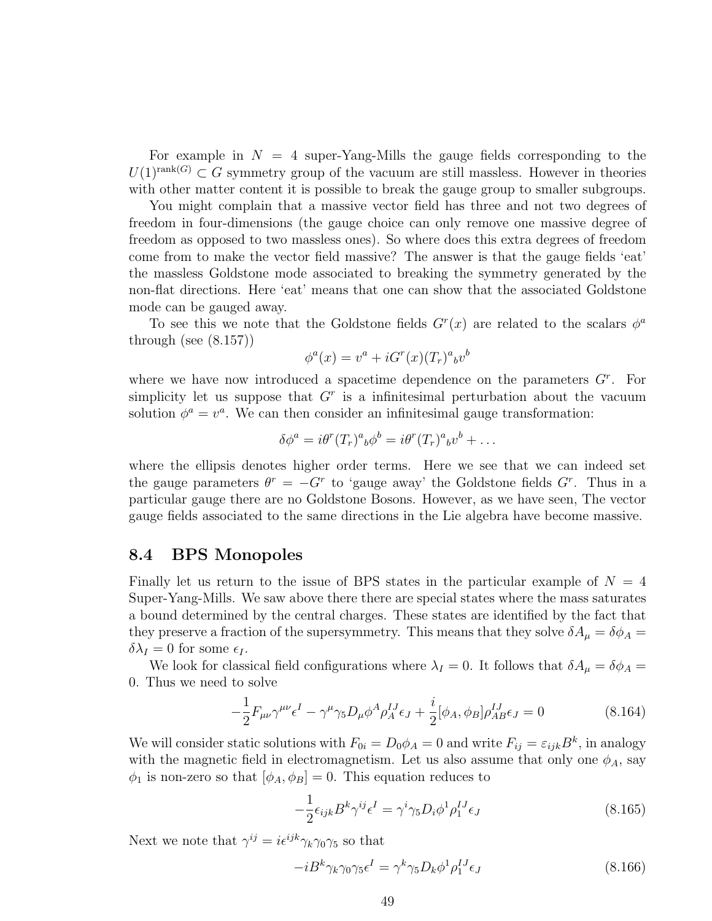For example in $N = 4$ super-Yang-Mills the gauge fields corresponding to the $U(1)^{\mathrm{rank}(G)} \subset G$ symmetry group of the vacuum are still massless. However in theories with other matter content it is possible to break the gauge group to smaller subgroups.

You might complain that a massive vector field has three and not two degrees of freedom in four-dimensions (the gauge choice can only remove one massive degree of freedom as opposed to two massless ones). So where does this extra degrees of freedom come from to make the vector field massive? The answer is that the gauge fields 'eat' the massless Goldstone mode associated to breaking the symmetry generated by the non-flat directions. Here 'eat' means that one can show that the associated Goldstone mode can be gauged away.

To see this we note that the Goldstone fields $G^r(x)$ are related to the scalars $\phi^a$ through (see (8.157))

$$\phi^a(x) = v^a + iG^r(x)(T_r)^a{}_b v^b$$

where we have now introduced a spacetime dependence on the parameters $G^r$. For simplicity let us suppose that $G^r$ is a infinitesimal perturbation about the vacuum solution $\phi^a = v^a$. We can then consider an infinitesimal gauge transformation:

$$\delta\phi^a = i\theta^r(T_r)^a{}_b\phi^b = i\theta^r(T_r)^a{}_b v^b + \ldots$$

where the ellipsis denotes higher order terms. Here we see that we can indeed set the gauge parameters $\theta^r = -G^r$ to 'gauge away' the Goldstone fields $G^r$. Thus in a particular gauge there are no Goldstone Bosons. However, as we have seen, The vector gauge fields associated to the same directions in the Lie algebra have become massive.

## 8.4 BPS Monopoles

Finally let us return to the issue of BPS states in the particular example of $N = 4$ Super-Yang-Mills. We saw above there there are special states where the mass saturates a bound determined by the central charges. These states are identified by the fact that they preserve a fraction of the supersymmetry. This means that they solve $\delta A_\mu = \delta\phi_A = \delta\lambda_I = 0$ for some $\epsilon_I$.

We look for classical field configurations where $\lambda_I = 0$. It follows that $\delta A_\mu = \delta\phi_A = 0$. Thus we need to solve

$$-\frac{1}{2}F_{\mu\nu}\gamma^{\mu\nu}\epsilon^I - \gamma^\mu\gamma_5 D_\mu\phi^A\rho_A^{IJ}\epsilon_J + \frac{i}{2}[\phi_A, \phi_B]\rho_{AB}^{IJ}\epsilon_J = 0 \tag{8.164}$$

We will consider static solutions with $F_{0i} = D_0\phi_A = 0$ and write $F_{ij} = \varepsilon_{ijk}B^k$, in analogy with the magnetic field in electromagnetism. Let us also assume that only one $\phi_A$, say $\phi_1$ is non-zero so that $[\phi_A, \phi_B] = 0$. This equation reduces to

$$-\frac{1}{2}\epsilon_{ijk}B^k\gamma^{ij}\epsilon^I = \gamma^i\gamma_5 D_i\phi^1\rho_1^{IJ}\epsilon_J \tag{8.165}$$

Next we note that $\gamma^{ij} = i\epsilon^{ijk}\gamma_k\gamma_0\gamma_5$ so that

$$-iB^k\gamma_k\gamma_0\gamma_5\epsilon^I = \gamma^k\gamma_5 D_k\phi^1\rho_1^{IJ}\epsilon_J \tag{8.166}$$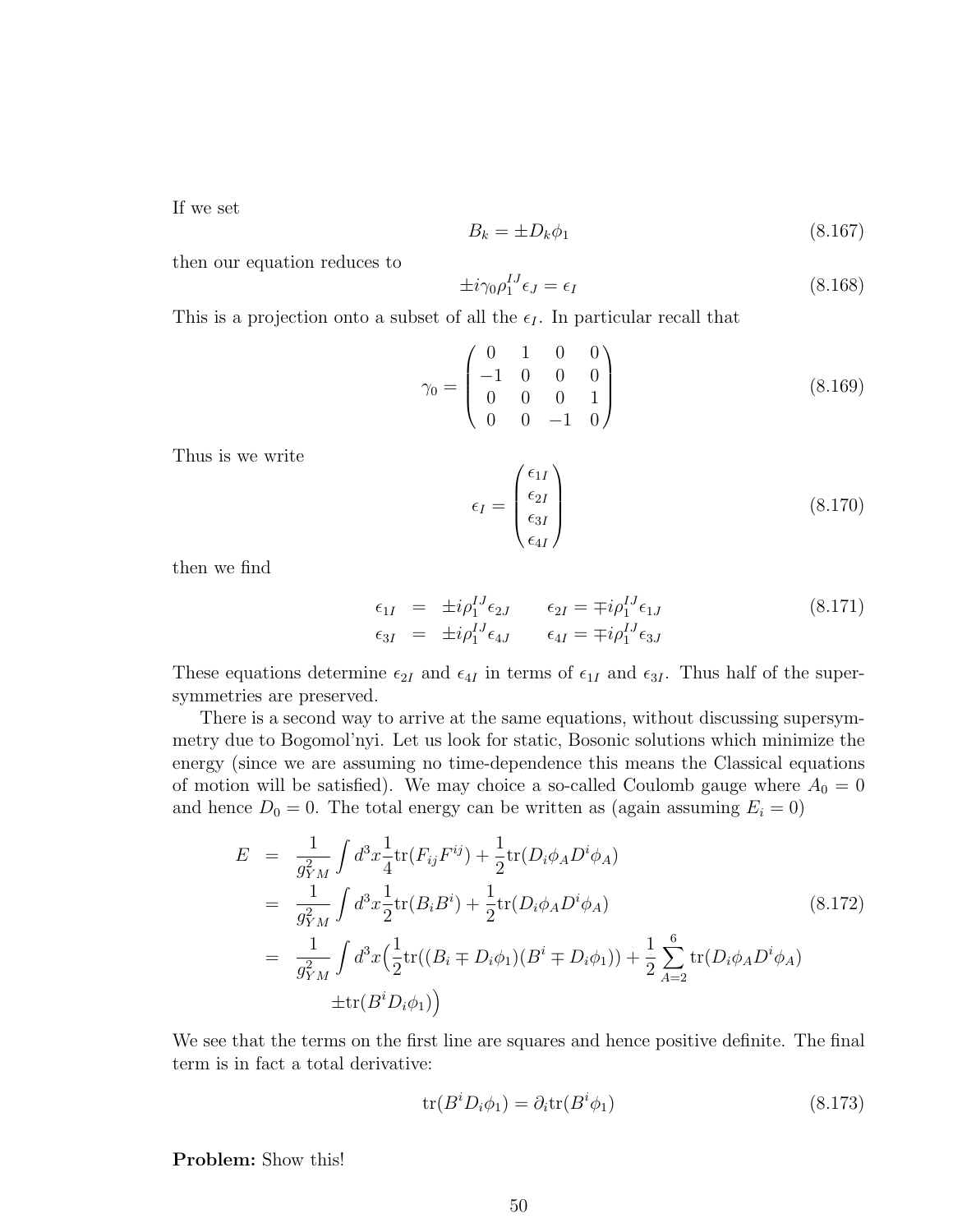If we set

$$B_k = \pm D_k \phi_1 \tag{8.167}$$

then our equation reduces to

$$\pm i\gamma_0 \rho_1^{IJ} \epsilon_J = \epsilon_I \tag{8.168}$$

This is a projection onto a subset of all the $\epsilon_I$. In particular recall that

$$\gamma_0 = \begin{pmatrix} 0 & 1 & 0 & 0 \\ -1 & 0 & 0 & 0 \\ 0 & 0 & 0 & 1 \\ 0 & 0 & -1 & 0 \end{pmatrix} \tag{8.169}$$

Thus is we write

$$\epsilon_I = \begin{pmatrix} \epsilon_{1I} \\ \epsilon_{2I} \\ \epsilon_{3I} \\ \epsilon_{4I} \end{pmatrix} \tag{8.170}$$

then we find

$$\begin{array}{rcl} \epsilon_{1I} & = & \pm i\rho_1^{IJ}\epsilon_{2J} \qquad \epsilon_{2I} = \mp i\rho_1^{IJ}\epsilon_{1J} \\ \epsilon_{3I} & = & \pm i\rho_1^{IJ}\epsilon_{4J} \qquad \epsilon_{4I} = \mp i\rho_1^{IJ}\epsilon_{3J} \end{array} \tag{8.171}$$

These equations determine $\epsilon_{2I}$ and $\epsilon_{4I}$ in terms of $\epsilon_{1I}$ and $\epsilon_{3I}$. Thus half of the supersymmetries are preserved.

There is a second way to arrive at the same equations, without discussing supersymmetry due to Bogomol'nyi. Let us look for static, Bosonic solutions which minimize the energy (since we are assuming no time-dependence this means the Classical equations of motion will be satisfied). We may choice a so-called Coulomb gauge where $A_0 = 0$ and hence $D_0 = 0$. The total energy can be written as (again assuming $E_i = 0$)

$$\begin{aligned} E &= \frac{1}{g_{YM}^2}\int d^3x \frac{1}{4}\mathrm{tr}(F_{ij}F^{ij}) + \frac{1}{2}\mathrm{tr}(D_i\phi_A D^i\phi_A) \\ &= \frac{1}{g_{YM}^2}\int d^3x \frac{1}{2}\mathrm{tr}(B_iB^i) + \frac{1}{2}\mathrm{tr}(D_i\phi_A D^i\phi_A) \\ &= \frac{1}{g_{YM}^2}\int d^3x \Big(\frac{1}{2}\mathrm{tr}((B_i \mp D_i\phi_1)(B^i \mp D_i\phi_1)) + \frac{1}{2}\sum_{A=2}^{6}\mathrm{tr}(D_i\phi_A D^i\phi_A) \\ &\qquad \pm \mathrm{tr}(B^iD_i\phi_1)\Big) \end{aligned} \tag{8.172}$$

We see that the terms on the first line are squares and hence positive definite. The final term is in fact a total derivative:

$$\mathrm{tr}(B^iD_i\phi_1) = \partial_i \mathrm{tr}(B^i\phi_1) \tag{8.173}$$

**Problem:** Show this!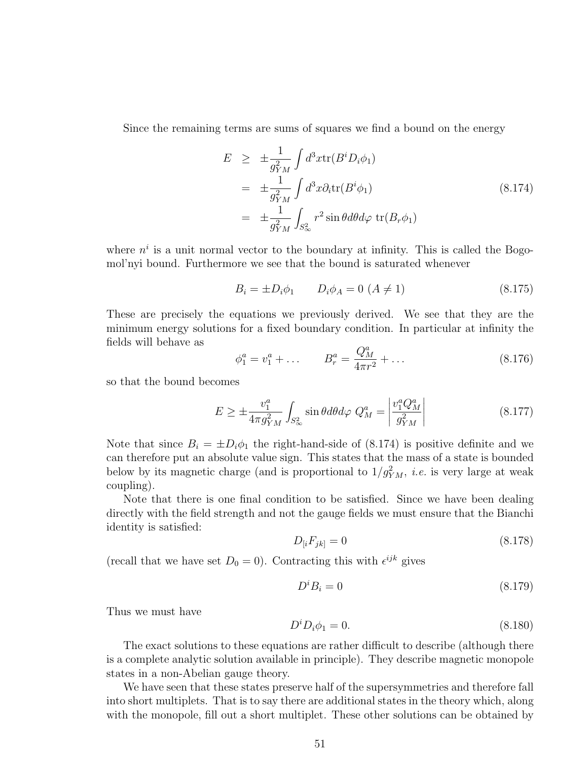Since the remaining terms are sums of squares we find a bound on the energy

$$
\begin{aligned}
E &\geq \pm\frac{1}{g_{YM}^2}\int d^3x \mathrm{tr}(B^i D_i\phi_1) \\
&= \pm\frac{1}{g_{YM}^2}\int d^3x \partial_i \mathrm{tr}(B^i\phi_1) \\
&= \pm\frac{1}{g_{YM}^2}\int_{S^2_\infty} r^2\sin\theta d\theta d\varphi\ \mathrm{tr}(B_r\phi_1)
\end{aligned}
\tag{8.174}
$$

where $n^i$ is a unit normal vector to the boundary at infinity. This is called the Bogomol'nyi bound. Furthermore we see that the bound is saturated whenever

$$
B_i = \pm D_i\phi_1 \qquad D_i\phi_A = 0\ (A\neq 1) \tag{8.175}
$$

These are precisely the equations we previously derived. We see that they are the minimum energy solutions for a fixed boundary condition. In particular at infinity the fields will behave as

$$
\phi_1^a = v_1^a + \dots \qquad B_r^a = \frac{Q_M^a}{4\pi r^2} + \dots \tag{8.176}
$$

so that the bound becomes

$$
E \geq \pm\frac{v_1^a}{4\pi g_{YM}^2}\int_{S^2_\infty}\sin\theta d\theta d\varphi\ Q_M^a = \left|\frac{v_1^a Q_M^a}{g_{YM}^2}\right| \tag{8.177}
$$

Note that since $B_i = \pm D_i\phi_1$ the right-hand-side of (8.174) is positive definite and we can therefore put an absolute value sign. This states that the mass of a state is bounded below by its magnetic charge (and is proportional to $1/g_{YM}^2$, *i.e.* is very large at weak coupling).

Note that there is one final condition to be satisfied. Since we have been dealing directly with the field strength and not the gauge fields we must ensure that the Bianchi identity is satisfied:

$$
D_{[i}F_{jk]} = 0 \tag{8.178}
$$

(recall that we have set $D_0 = 0$). Contracting this with $\epsilon^{ijk}$ gives

$$
D^i B_i = 0 \tag{8.179}
$$

Thus we must have

$$
D^i D_i\phi_1 = 0. \tag{8.180}
$$

The exact solutions to these equations are rather difficult to describe (although there is a complete analytic solution available in principle). They describe magnetic monopole states in a non-Abelian gauge theory.

We have seen that these states preserve half of the supersymmetries and therefore fall into short multiplets. That is to say there are additional states in the theory which, along with the monopole, fill out a short multiplet. These other solutions can be obtained by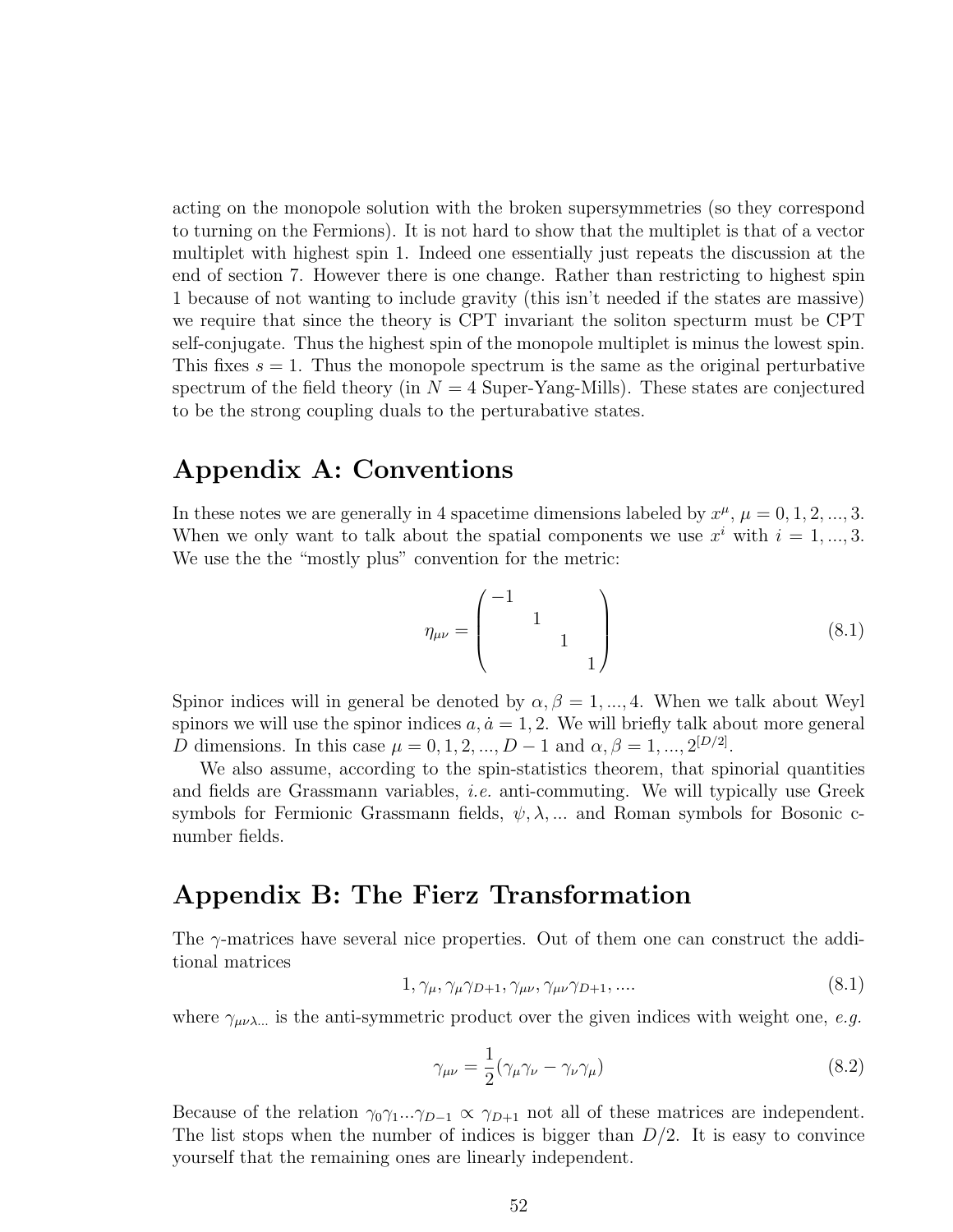acting on the monopole solution with the broken supersymmetries (so they correspond to turning on the Fermions). It is not hard to show that the multiplet is that of a vector multiplet with highest spin 1. Indeed one essentially just repeats the discussion at the end of section 7. However there is one change. Rather than restricting to highest spin 1 because of not wanting to include gravity (this isn't needed if the states are massive) we require that since the theory is CPT invariant the soliton specturm must be CPT self-conjugate. Thus the highest spin of the monopole multiplet is minus the lowest spin. This fixes $s = 1$. Thus the monopole spectrum is the same as the original perturbative spectrum of the field theory (in $N = 4$ Super-Yang-Mills). These states are conjectured to be the strong coupling duals to the perturabative states.

## Appendix A: Conventions

In these notes we are generally in 4 spacetime dimensions labeled by $x^\mu$, $\mu = 0, 1, 2, ..., 3$. When we only want to talk about the spatial components we use $x^i$ with $i = 1, ..., 3$. We use the the "mostly plus" convention for the metric:

$$\eta_{\mu\nu} = \begin{pmatrix} -1 & & & \\ & 1 & & \\ & & 1 & \\ & & & 1 \end{pmatrix} \tag{8.1}$$

Spinor indices will in general be denoted by $\alpha, \beta = 1, ..., 4$. When we talk about Weyl spinors we will use the spinor indices $a, \dot{a} = 1, 2$. We will briefly talk about more general $D$ dimensions. In this case $\mu = 0, 1, 2, ..., D-1$ and $\alpha, \beta = 1, ..., 2^{[D/2]}$.

We also assume, according to the spin-statistics theorem, that spinorial quantities and fields are Grassmann variables, *i.e.* anti-commuting. We will typically use Greek symbols for Fermionic Grassmann fields, $\psi, \lambda, ...$ and Roman symbols for Bosonic c-number fields.

## Appendix B: The Fierz Transformation

The $\gamma$-matrices have several nice properties. Out of them one can construct the additional matrices

$$1, \gamma_\mu, \gamma_\mu\gamma_{D+1}, \gamma_{\mu\nu}, \gamma_{\mu\nu}\gamma_{D+1}, .... \tag{8.1}$$

where $\gamma_{\mu\nu\lambda...}$ is the anti-symmetric product over the given indices with weight one, *e.g.*

$$\gamma_{\mu\nu} = \frac{1}{2}(\gamma_\mu\gamma_\nu - \gamma_\nu\gamma_\mu) \tag{8.2}$$

Because of the relation $\gamma_0\gamma_1...\gamma_{D-1} \propto \gamma_{D+1}$ not all of these matrices are independent. The list stops when the number of indices is bigger than $D/2$. It is easy to convince yourself that the remaining ones are linearly independent.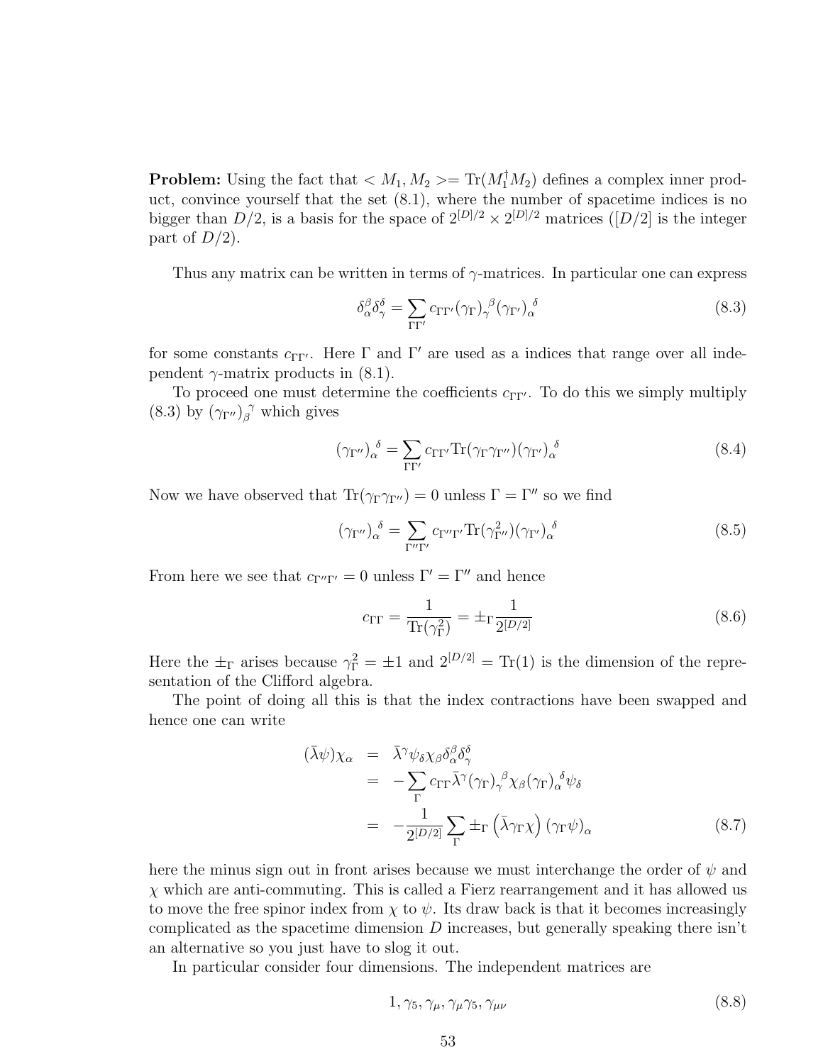**Problem:** Using the fact that $< M_1, M_2 >= \mathrm{Tr}(M_1^\dagger M_2)$ defines a complex inner product, convince yourself that the set (8.1), where the number of spacetime indices is no bigger than $D/2$, is a basis for the space of $2^{[D]/2} \times 2^{[D]/2}$ matrices ($[D/2]$ is the integer part of $D/2$).

Thus any matrix can be written in terms of $\gamma$-matrices. In particular one can express

$$\delta_\alpha^\beta \delta_\gamma^\delta = \sum_{\Gamma\Gamma'} c_{\Gamma\Gamma'} (\gamma_\Gamma)_\gamma^{\ \beta} (\gamma_{\Gamma'})_\alpha^{\ \delta} \tag{8.3}$$

for some constants $c_{\Gamma\Gamma'}$. Here $\Gamma$ and $\Gamma'$ are used as a indices that range over all independent $\gamma$-matrix products in (8.1).

To proceed one must determine the coefficients $c_{\Gamma\Gamma'}$. To do this we simply multiply (8.3) by $(\gamma_{\Gamma''})_\beta^{\ \gamma}$ which gives

$$(\gamma_{\Gamma''})_\alpha^{\ \delta} = \sum_{\Gamma\Gamma'} c_{\Gamma\Gamma'} \mathrm{Tr}(\gamma_\Gamma \gamma_{\Gamma''}) (\gamma_{\Gamma'})_\alpha^{\ \delta} \tag{8.4}$$

Now we have observed that $\mathrm{Tr}(\gamma_\Gamma \gamma_{\Gamma''}) = 0$ unless $\Gamma = \Gamma''$ so we find

$$(\gamma_{\Gamma''})_\alpha^{\ \delta} = \sum_{\Gamma''\Gamma'} c_{\Gamma''\Gamma'} \mathrm{Tr}(\gamma_{\Gamma''}^2) (\gamma_{\Gamma'})_\alpha^{\ \delta} \tag{8.5}$$

From here we see that $c_{\Gamma''\Gamma'} = 0$ unless $\Gamma' = \Gamma''$ and hence

$$c_{\Gamma\Gamma} = \frac{1}{\mathrm{Tr}(\gamma_\Gamma^2)} = \pm_\Gamma \frac{1}{2^{[D/2]}} \tag{8.6}$$

Here the $\pm_\Gamma$ arises because $\gamma_\Gamma^2 = \pm 1$ and $2^{[D/2]} = \mathrm{Tr}(1)$ is the dimension of the representation of the Clifford algebra.

The point of doing all this is that the index contractions have been swapped and hence one can write

$$\begin{aligned}
(\bar\lambda\psi)\chi_\alpha &= \bar\lambda^\gamma \psi_\delta \chi_\beta \delta_\alpha^\beta \delta_\gamma^\delta \\
&= -\sum_\Gamma c_{\Gamma\Gamma} \bar\lambda^\gamma (\gamma_\Gamma)_\gamma^{\ \beta} \chi_\beta (\gamma_\Gamma)_\alpha^{\ \delta} \psi_\delta \\
&= -\frac{1}{2^{[D/2]}} \sum_\Gamma \pm_\Gamma \left(\bar\lambda \gamma_\Gamma \chi\right) (\gamma_\Gamma \psi)_\alpha
\end{aligned} \tag{8.7}$$

here the minus sign out in front arises because we must interchange the order of $\psi$ and $\chi$ which are anti-commuting. This is called a Fierz rearrangement and it has allowed us to move the free spinor index from $\chi$ to $\psi$. Its draw back is that it becomes increasingly complicated as the spacetime dimension $D$ increases, but generally speaking there isn't an alternative so you just have to slog it out.

In particular consider four dimensions. The independent matrices are

$$1, \gamma_5, \gamma_\mu, \gamma_\mu\gamma_5, \gamma_{\mu\nu} \tag{8.8}$$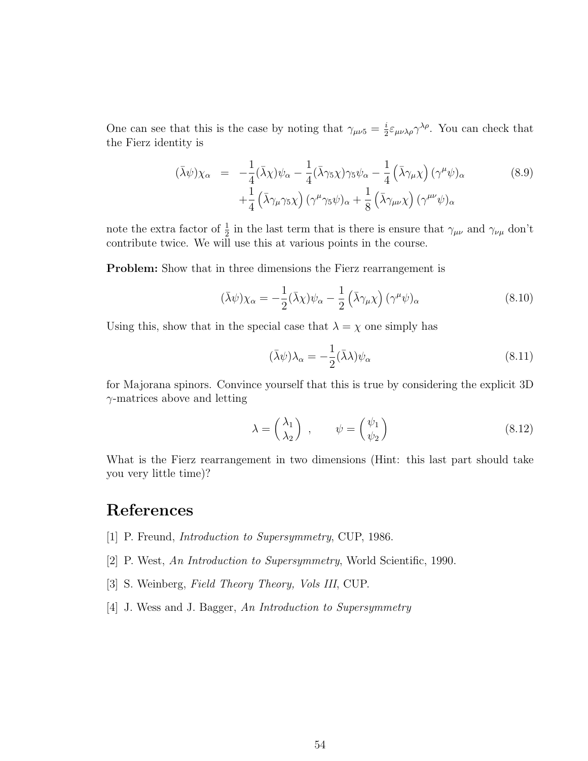One can see that this is the case by noting that $\gamma_{\mu\nu 5} = \frac{i}{2}\varepsilon_{\mu\nu\lambda\rho}\gamma^{\lambda\rho}$. You can check that the Fierz identity is

$$
\begin{aligned}
(\bar{\lambda}\psi)\chi_\alpha \;=\; & -\frac{1}{4}(\bar{\lambda}\chi)\psi_\alpha - \frac{1}{4}(\bar{\lambda}\gamma_5\chi)\gamma_5\psi_\alpha - \frac{1}{4}\left(\bar{\lambda}\gamma_\mu\chi\right)(\gamma^\mu\psi)_\alpha \\
& + \frac{1}{4}\left(\bar{\lambda}\gamma_\mu\gamma_5\chi\right)(\gamma^\mu\gamma_5\psi)_\alpha + \frac{1}{8}\left(\bar{\lambda}\gamma_{\mu\nu}\chi\right)(\gamma^{\mu\nu}\psi)_\alpha
\end{aligned}
\tag{8.9}
$$

note the extra factor of $\frac{1}{2}$ in the last term that is there is ensure that $\gamma_{\mu\nu}$ and $\gamma_{\nu\mu}$ don't contribute twice. We will use this at various points in the course.

**Problem:** Show that in three dimensions the Fierz rearrangement is

$$
(\bar{\lambda}\psi)\chi_\alpha = -\frac{1}{2}(\bar{\lambda}\chi)\psi_\alpha - \frac{1}{2}\left(\bar{\lambda}\gamma_\mu\chi\right)(\gamma^\mu\psi)_\alpha \tag{8.10}
$$

Using this, show that in the special case that $\lambda = \chi$ one simply has

$$
(\bar{\lambda}\psi)\lambda_\alpha = -\frac{1}{2}(\bar{\lambda}\lambda)\psi_\alpha \tag{8.11}
$$

for Majorana spinors. Convince yourself that this is true by considering the explicit 3D $\gamma$-matrices above and letting

$$
\lambda = \begin{pmatrix} \lambda_1 \\ \lambda_2 \end{pmatrix}, \qquad \psi = \begin{pmatrix} \psi_1 \\ \psi_2 \end{pmatrix} \tag{8.12}
$$

What is the Fierz rearrangement in two dimensions (Hint: this last part should take you very little time)?

# References

[1] P. Freund, *Introduction to Supersymmetry*, CUP, 1986.

[2] P. West, *An Introduction to Supersymmetry*, World Scientific, 1990.

[3] S. Weinberg, *Field Theory Theory, Vols III*, CUP.

[4] J. Wess and J. Bagger, *An Introduction to Supersymmetry*